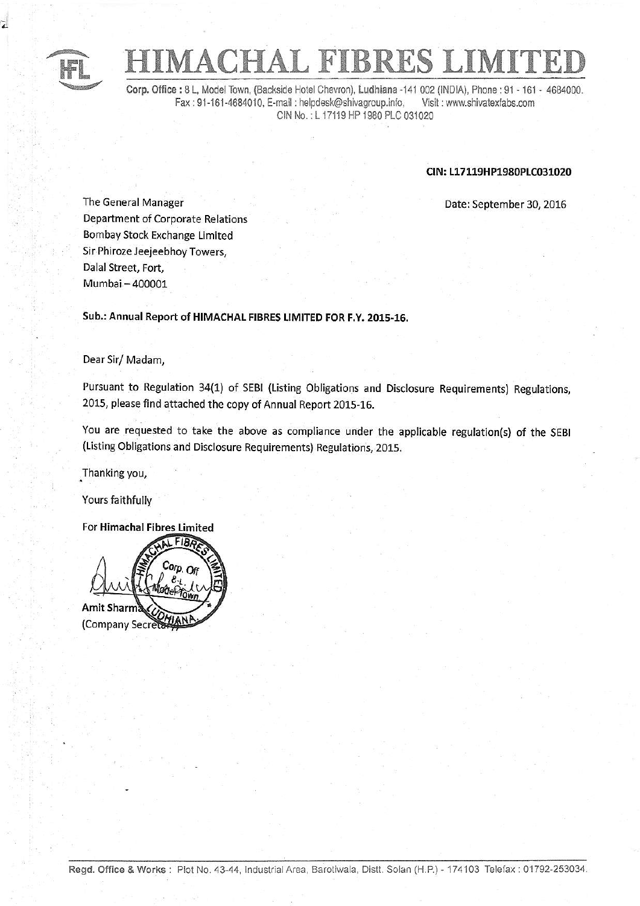# HIMACHAL FIBRES LIMITED

**Corp. Office :** 8 L, Model Town, (Backside Hotel Chevron), **Ludhiana** -141 002 (INDIA), Phone : 91 - 161 - 4684000.
Fax : 91-161-4684010, E-mail : helpdesk@shivagroup.info, Visit : www.shivatexfabs.com
CIN No. : L 17119 HP 1980 PLC 031020

**CIN: L17119HP1980PLC031020**

Date: September 30, 2016

The General Manager
Department of Corporate Relations
Bombay Stock Exchange Limited
Sir Phiroze Jeejeebhoy Towers,
Dalal Street, Fort,
Mumbai – 400001

**Sub.: Annual Report of HIMACHAL FIBRES LIMITED FOR F.Y. 2015-16.**

Dear Sir/ Madam,

Pursuant to Regulation 34(1) of SEBI (Listing Obligations and Disclosure Requirements) Regulations, 2015, please find attached the copy of Annual Report 2015-16.

You are requested to take the above as compliance under the applicable regulation(s) of the SEBI (Listing Obligations and Disclosure Requirements) Regulations, 2015.

Thanking you,

Yours faithfully

For **Himachal Fibres Limited**

Amit Sharma
(Company Secretary)

**Regd. Office & Works :** Plot No. 43-44, Industrial Area, Barotiwala, Distt. Solan (H.P.) - 174103 Telefax : 01792-253034.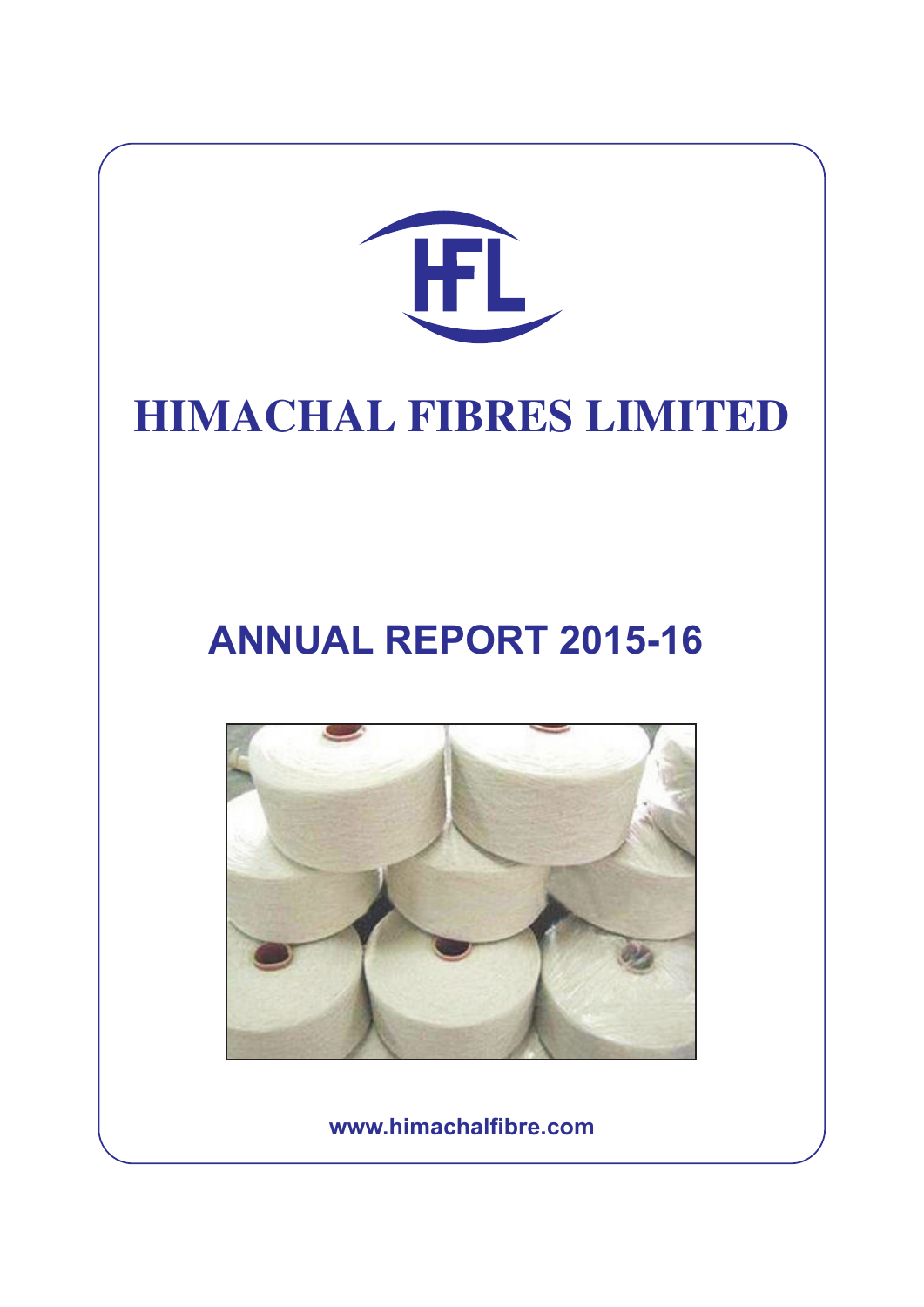# HIMACHAL FIBRES LIMITED

## ANNUAL REPORT 2015-16

**www.himachalfibre.com**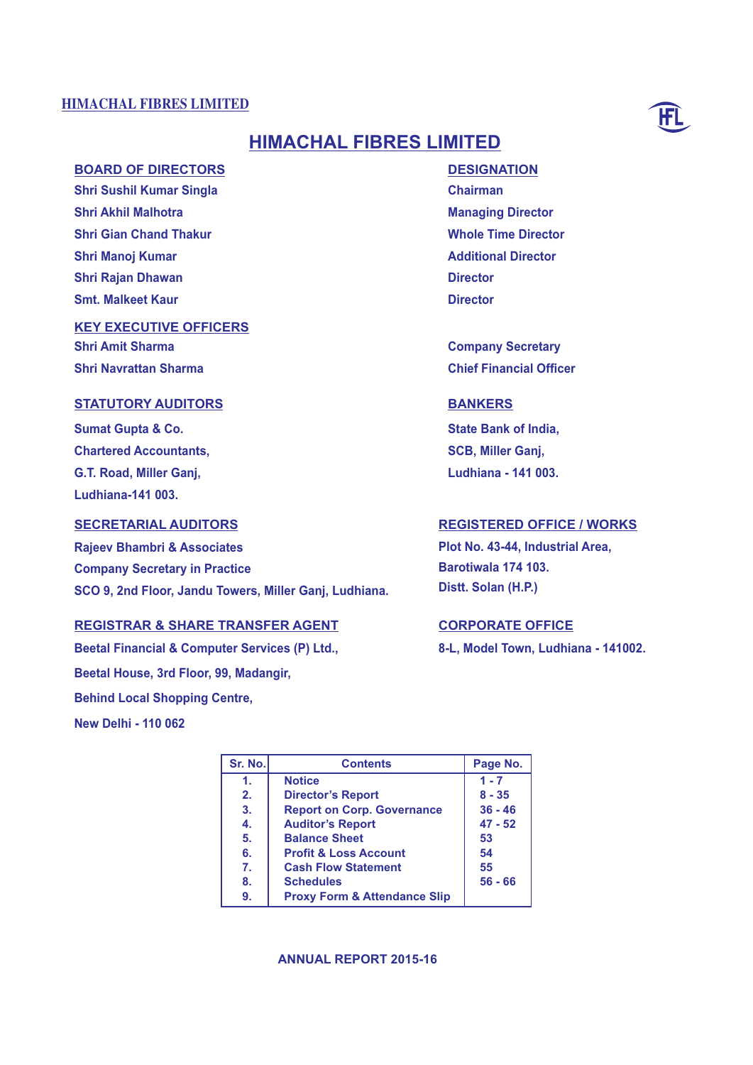# HIMACHAL FIBRES LIMITED

| BOARD OF DIRECTORS | DESIGNATION |
|---|---|
| Shri Sushil Kumar Singla | Chairman |
| Shri Akhil Malhotra | Managing Director |
| Shri Gian Chand Thakur | Whole Time Director |
| Shri Manoj Kumar | Additional Director |
| Shri Rajan Dhawan | Director |
| Smt. Malkeet Kaur | Director |

## KEY EXECUTIVE OFFICERS

| | |
|---|---|
| Shri Amit Sharma | Company Secretary |
| Shri Navrattan Sharma | Chief Financial Officer |

## STATUTORY AUDITORS

Sumat Gupta & Co.
Chartered Accountants,
G.T. Road, Miller Ganj,
Ludhiana-141 003.

## BANKERS

State Bank of India,
SCB, Miller Ganj,
Ludhiana - 141 003.

## SECRETARIAL AUDITORS

Rajeev Bhambri & Associates
Company Secretary in Practice
SCO 9, 2nd Floor, Jandu Towers, Miller Ganj, Ludhiana.

## REGISTERED OFFICE / WORKS

Plot No. 43-44, Industrial Area,
Barotiwala 174 103.
Distt. Solan (H.P.)

## REGISTRAR & SHARE TRANSFER AGENT

Beetal Financial & Computer Services (P) Ltd.,
Beetal House, 3rd Floor, 99, Madangir,
Behind Local Shopping Centre,
New Delhi - 110 062

## CORPORATE OFFICE

8-L, Model Town, Ludhiana - 141002.

| Sr. No. | Contents | Page No. |
|---|---|---|
| 1. | Notice | 1 - 7 |
| 2. | Director's Report | 8 - 35 |
| 3. | Report on Corp. Governance | 36 - 46 |
| 4. | Auditor's Report | 47 - 52 |
| 5. | Balance Sheet | 53 |
| 6. | Profit & Loss Account | 54 |
| 7. | Cash Flow Statement | 55 |
| 8. | Schedules | 56 - 66 |
| 9. | Proxy Form & Attendance Slip | |

**ANNUAL REPORT 2015-16**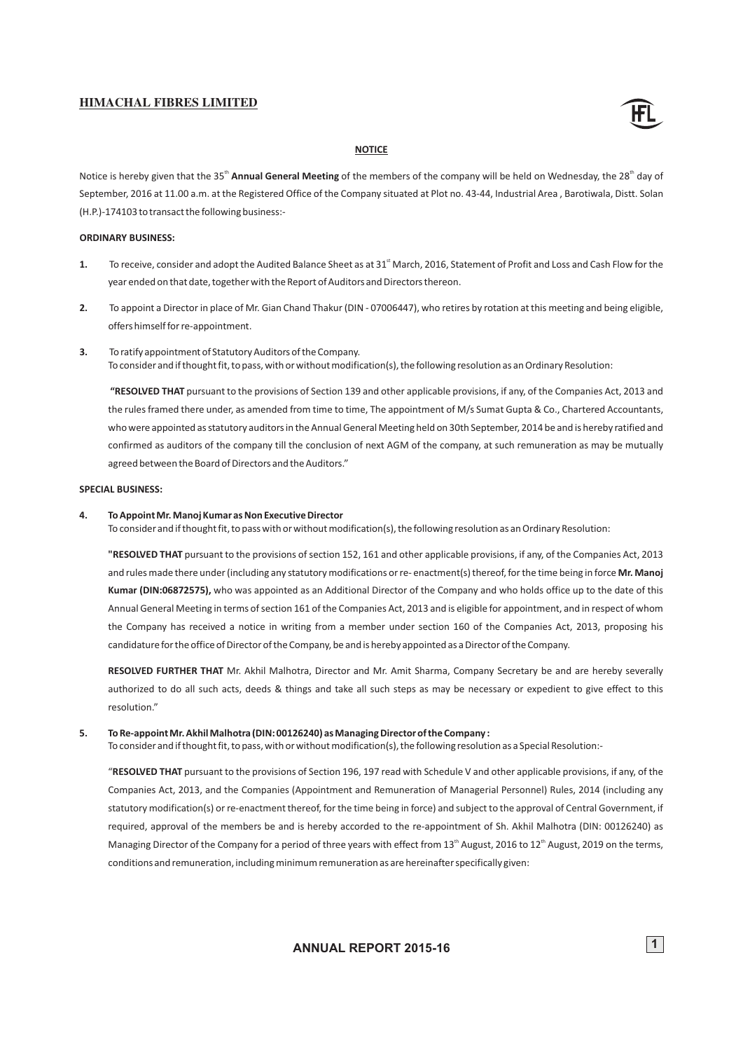## NOTICE

Notice is hereby given that the 35th **Annual General Meeting** of the members of the company will be held on Wednesday, the 28th day of September, 2016 at 11.00 a.m. at the Registered Office of the Company situated at Plot no. 43-44, Industrial Area , Barotiwala, Distt. Solan (H.P.)-174103 to transact the following business:-

**ORDINARY BUSINESS:**

1. To receive, consider and adopt the Audited Balance Sheet as at 31st March, 2016, Statement of Profit and Loss and Cash Flow for the year ended on that date, together with the Report of Auditors and Directors thereon.

2. To appoint a Director in place of Mr. Gian Chand Thakur (DIN - 07006447), who retires by rotation at this meeting and being eligible, offers himself for re-appointment.

3. To ratify appointment of Statutory Auditors of the Company. To consider and if thought fit, to pass, with or without modification(s), the following resolution as an Ordinary Resolution:

   **"RESOLVED THAT** pursuant to the provisions of Section 139 and other applicable provisions, if any, of the Companies Act, 2013 and the rules framed there under, as amended from time to time, The appointment of M/s Sumat Gupta & Co., Chartered Accountants, who were appointed as statutory auditors in the Annual General Meeting held on 30th September, 2014 be and is hereby ratified and confirmed as auditors of the company till the conclusion of next AGM of the company, at such remuneration as may be mutually agreed between the Board of Directors and the Auditors."

**SPECIAL BUSINESS:**

4. **To Appoint Mr. Manoj Kumar as Non Executive Director**
   To consider and if thought fit, to pass with or without modification(s), the following resolution as an Ordinary Resolution:

   **"RESOLVED THAT** pursuant to the provisions of section 152, 161 and other applicable provisions, if any, of the Companies Act, 2013 and rules made there under (including any statutory modifications or re- enactment(s) thereof, for the time being in force **Mr. Manoj Kumar (DIN:06872575),** who was appointed as an Additional Director of the Company and who holds office up to the date of this Annual General Meeting in terms of section 161 of the Companies Act, 2013 and is eligible for appointment, and in respect of whom the Company has received a notice in writing from a member under section 160 of the Companies Act, 2013, proposing his candidature for the office of Director of the Company, be and is hereby appointed as a Director of the Company.

   **RESOLVED FURTHER THAT** Mr. Akhil Malhotra, Director and Mr. Amit Sharma, Company Secretary be and are hereby severally authorized to do all such acts, deeds & things and take all such steps as may be necessary or expedient to give effect to this resolution."

5. **To Re-appoint Mr. Akhil Malhotra (DIN: 00126240) as Managing Director of the Company :**
   To consider and if thought fit, to pass, with or without modification(s), the following resolution as a Special Resolution:-

   "**RESOLVED THAT** pursuant to the provisions of Section 196, 197 read with Schedule V and other applicable provisions, if any, of the Companies Act, 2013, and the Companies (Appointment and Remuneration of Managerial Personnel) Rules, 2014 (including any statutory modification(s) or re-enactment thereof, for the time being in force) and subject to the approval of Central Government, if required, approval of the members be and is hereby accorded to the re-appointment of Sh. Akhil Malhotra (DIN: 00126240) as Managing Director of the Company for a period of three years with effect from 13th August, 2016 to 12th August, 2019 on the terms, conditions and remuneration, including minimum remuneration as are hereinafter specifically given: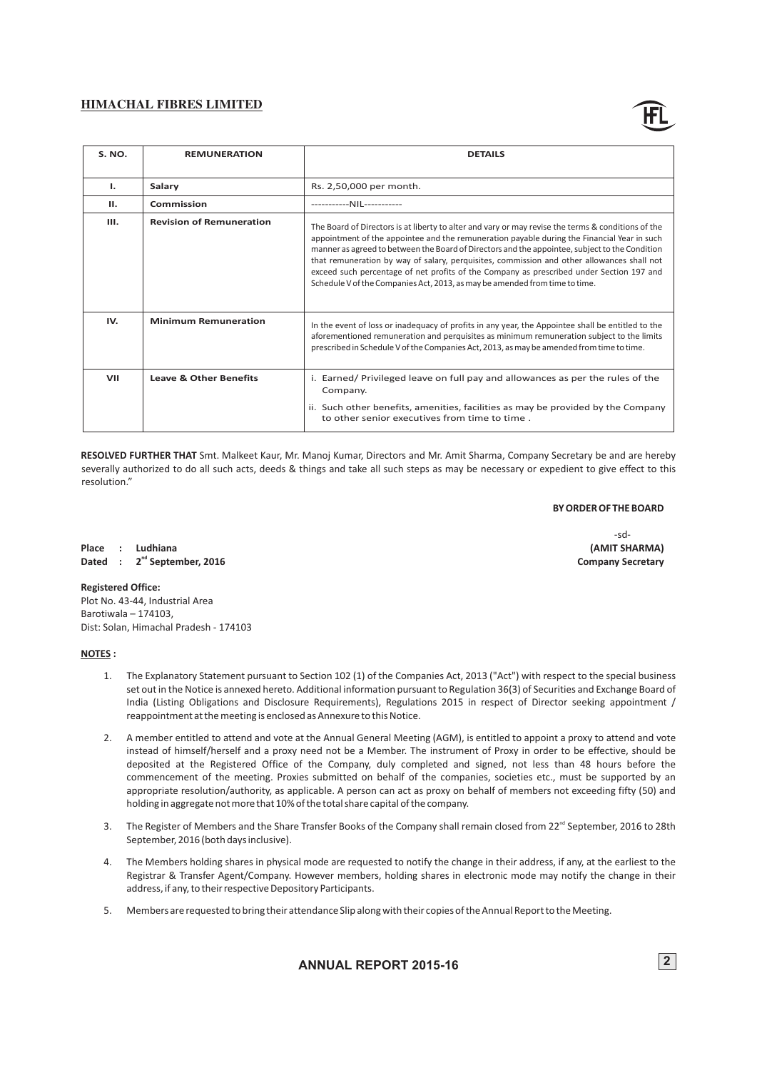| S. NO. | REMUNERATION | DETAILS |
|---|---|---|
| I. | Salary | Rs. 2,50,000 per month. |
| II. | Commission | -----------NIL----------- |
| III. | Revision of Remuneration | The Board of Directors is at liberty to alter and vary or may revise the terms & conditions of the appointment of the appointee and the remuneration payable during the Financial Year in such manner as agreed to between the Board of Directors and the appointee, subject to the Condition that remuneration by way of salary, perquisites, commission and other allowances shall not exceed such percentage of net profits of the Company as prescribed under Section 197 and Schedule V of the Companies Act, 2013, as may be amended from time to time. |
| IV. | Minimum Remuneration | In the event of loss or inadequacy of profits in any year, the Appointee shall be entitled to the aforementioned remuneration and perquisites as minimum remuneration subject to the limits prescribed in Schedule V of the Companies Act, 2013, as may be amended from time to time. |
| VII | Leave & Other Benefits | i. Earned/ Privileged leave on full pay and allowances as per the rules of the Company.<br>ii. Such other benefits, amenities, facilities as may be provided by the Company to other senior executives from time to time . |

**RESOLVED FURTHER THAT** Smt. Malkeet Kaur, Mr. Manoj Kumar, Directors and Mr. Amit Sharma, Company Secretary be and are hereby severally authorized to do all such acts, deeds & things and take all such steps as may be necessary or expedient to give effect to this resolution."

**BY ORDER OF THE BOARD**

-sd-
**(AMIT SHARMA)**
**Company Secretary**

**Place : Ludhiana**
**Dated : 2nd September, 2016**

**Registered Office:**
Plot No. 43-44, Industrial Area
Barotiwala – 174103,
Dist: Solan, Himachal Pradesh - 174103

**NOTES :**

1. The Explanatory Statement pursuant to Section 102 (1) of the Companies Act, 2013 ("Act") with respect to the special business set out in the Notice is annexed hereto. Additional information pursuant to Regulation 36(3) of Securities and Exchange Board of India (Listing Obligations and Disclosure Requirements), Regulations 2015 in respect of Director seeking appointment / reappointment at the meeting is enclosed as Annexure to this Notice.
2. A member entitled to attend and vote at the Annual General Meeting (AGM), is entitled to appoint a proxy to attend and vote instead of himself/herself and a proxy need not be a Member. The instrument of Proxy in order to be effective, should be deposited at the Registered Office of the Company, duly completed and signed, not less than 48 hours before the commencement of the meeting. Proxies submitted on behalf of the companies, societies etc., must be supported by an appropriate resolution/authority, as applicable. A person can act as proxy on behalf of members not exceeding fifty (50) and holding in aggregate not more that 10% of the total share capital of the company.
3. The Register of Members and the Share Transfer Books of the Company shall remain closed from 22nd September, 2016 to 28th September, 2016 (both days inclusive).
4. The Members holding shares in physical mode are requested to notify the change in their address, if any, at the earliest to the Registrar & Transfer Agent/Company. However members, holding shares in electronic mode may notify the change in their address, if any, to their respective Depository Participants.
5. Members are requested to bring their attendance Slip along with their copies of the Annual Report to the Meeting.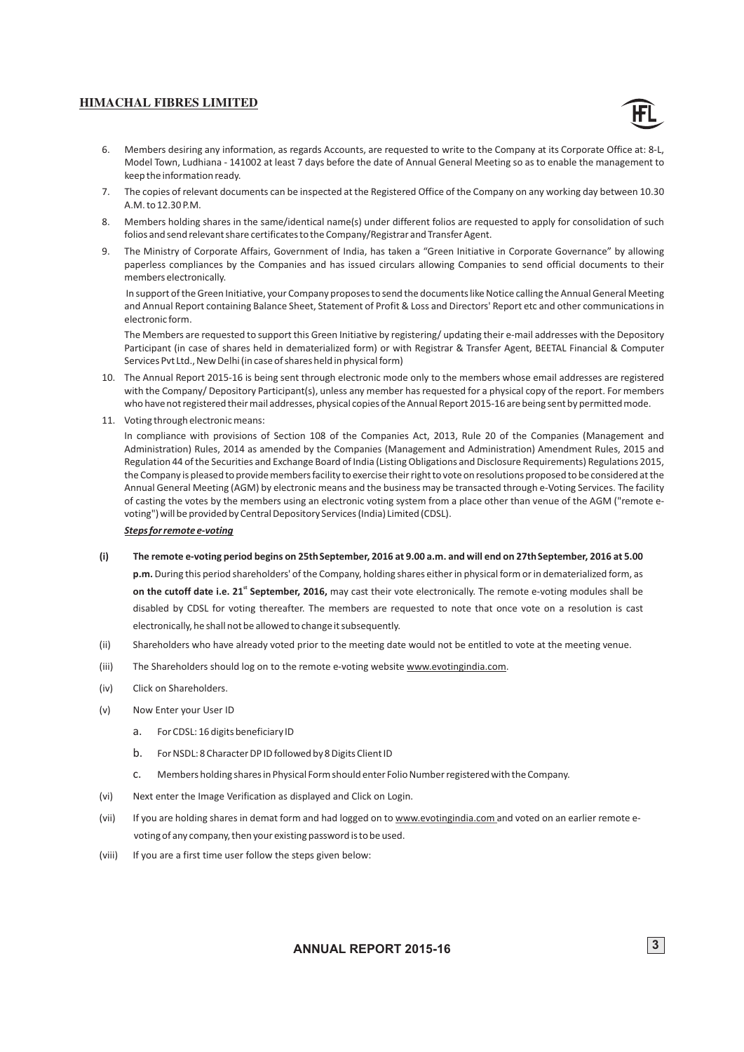6. Members desiring any information, as regards Accounts, are requested to write to the Company at its Corporate Office at: 8-L, Model Town, Ludhiana - 141002 at least 7 days before the date of Annual General Meeting so as to enable the management to keep the information ready.

7. The copies of relevant documents can be inspected at the Registered Office of the Company on any working day between 10.30 A.M. to 12.30 P.M.

8. Members holding shares in the same/identical name(s) under different folios are requested to apply for consolidation of such folios and send relevant share certificates to the Company/Registrar and Transfer Agent.

9. The Ministry of Corporate Affairs, Government of India, has taken a "Green Initiative in Corporate Governance" by allowing paperless compliances by the Companies and has issued circulars allowing Companies to send official documents to their members electronically.

   In support of the Green Initiative, your Company proposes to send the documents like Notice calling the Annual General Meeting and Annual Report containing Balance Sheet, Statement of Profit & Loss and Directors' Report etc and other communications in electronic form.

   The Members are requested to support this Green Initiative by registering/ updating their e-mail addresses with the Depository Participant (in case of shares held in dematerialized form) or with Registrar & Transfer Agent, BEETAL Financial & Computer Services Pvt Ltd., New Delhi (in case of shares held in physical form)

10. The Annual Report 2015-16 is being sent through electronic mode only to the members whose email addresses are registered with the Company/ Depository Participant(s), unless any member has requested for a physical copy of the report. For members who have not registered their mail addresses, physical copies of the Annual Report 2015-16 are being sent by permitted mode.

11. Voting through electronic means:

    In compliance with provisions of Section 108 of the Companies Act, 2013, Rule 20 of the Companies (Management and Administration) Rules, 2014 as amended by the Companies (Management and Administration) Amendment Rules, 2015 and Regulation 44 of the Securities and Exchange Board of India (Listing Obligations and Disclosure Requirements) Regulations 2015, the Company is pleased to provide members facility to exercise their right to vote on resolutions proposed to be considered at the Annual General Meeting (AGM) by electronic means and the business may be transacted through e-Voting Services. The facility of casting the votes by the members using an electronic voting system from a place other than venue of the AGM ("remote e-voting") will be provided by Central Depository Services (India) Limited (CDSL).

    ***Steps for remote e-voting***

**(i)** **The remote e-voting period begins on 25th September, 2016 at 9.00 a.m. and will end on 27th September, 2016 at 5.00 p.m.** During this period shareholders' of the Company, holding shares either in physical form or in dematerialized form, as **on the cutoff date i.e. 21st September, 2016,** may cast their vote electronically. The remote e-voting modules shall be disabled by CDSL for voting thereafter. The members are requested to note that once vote on a resolution is cast electronically, he shall not be allowed to change it subsequently.

(ii) Shareholders who have already voted prior to the meeting date would not be entitled to vote at the meeting venue.

(iii) The Shareholders should log on to the remote e-voting website www.evotingindia.com.

(iv) Click on Shareholders.

(v) Now Enter your User ID

   a. For CDSL: 16 digits beneficiary ID

   b. For NSDL: 8 Character DP ID followed by 8 Digits Client ID

   c. Members holding shares in Physical Form should enter Folio Number registered with the Company.

(vi) Next enter the Image Verification as displayed and Click on Login.

(vii) If you are holding shares in demat form and had logged on to www.evotingindia.com and voted on an earlier remote e-voting of any company, then your existing password is to be used.

(viii) If you are a first time user follow the steps given below: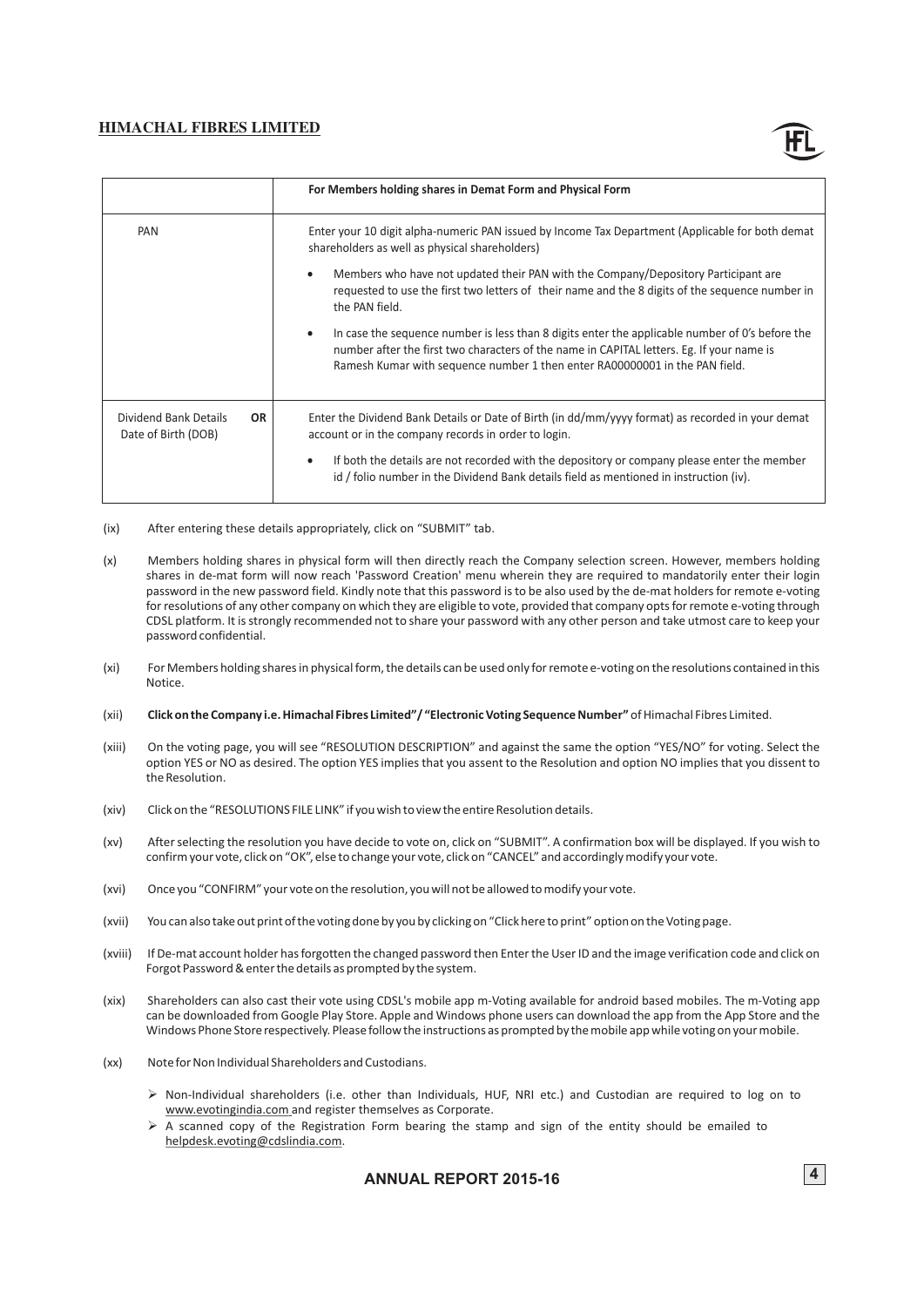| | For Members holding shares in Demat Form and Physical Form |
|---|---|
| PAN | Enter your 10 digit alpha-numeric PAN issued by Income Tax Department (Applicable for both demat shareholders as well as physical shareholders)<br>• Members who have not updated their PAN with the Company/Depository Participant are requested to use the first two letters of their name and the 8 digits of the sequence number in the PAN field.<br>• In case the sequence number is less than 8 digits enter the applicable number of 0's before the number after the first two characters of the name in CAPITAL letters. Eg. If your name is Ramesh Kumar with sequence number 1 then enter RA00000001 in the PAN field. |
| Dividend Bank Details **OR** Date of Birth (DOB) | Enter the Dividend Bank Details or Date of Birth (in dd/mm/yyyy format) as recorded in your demat account or in the company records in order to login.<br>• If both the details are not recorded with the depository or company please enter the member id / folio number in the Dividend Bank details field as mentioned in instruction (iv). |

(ix) After entering these details appropriately, click on "SUBMIT" tab.

(x) Members holding shares in physical form will then directly reach the Company selection screen. However, members holding shares in de-mat form will now reach 'Password Creation' menu wherein they are required to mandatorily enter their login password in the new password field. Kindly note that this password is to be also used by the de-mat holders for remote e-voting for resolutions of any other company on which they are eligible to vote, provided that company opts for remote e-voting through CDSL platform. It is strongly recommended not to share your password with any other person and take utmost care to keep your password confidential.

(xi) For Members holding shares in physical form, the details can be used only for remote e-voting on the resolutions contained in this Notice.

(xii) **Click on the Company i.e. Himachal Fibres Limited"/ "Electronic Voting Sequence Number"** of Himachal Fibres Limited.

(xiii) On the voting page, you will see "RESOLUTION DESCRIPTION" and against the same the option "YES/NO" for voting. Select the option YES or NO as desired. The option YES implies that you assent to the Resolution and option NO implies that you dissent to the Resolution.

(xiv) Click on the "RESOLUTIONS FILE LINK" if you wish to view the entire Resolution details.

(xv) After selecting the resolution you have decide to vote on, click on "SUBMIT". A confirmation box will be displayed. If you wish to confirm your vote, click on "OK", else to change your vote, click on "CANCEL" and accordingly modify your vote.

(xvi) Once you "CONFIRM" your vote on the resolution, you will not be allowed to modify your vote.

(xvii) You can also take out print of the voting done by you by clicking on "Click here to print" option on the Voting page.

(xviii) If De-mat account holder has forgotten the changed password then Enter the User ID and the image verification code and click on Forgot Password & enter the details as prompted by the system.

(xix) Shareholders can also cast their vote using CDSL's mobile app m-Voting available for android based mobiles. The m-Voting app can be downloaded from Google Play Store. Apple and Windows phone users can download the app from the App Store and the Windows Phone Store respectively. Please follow the instructions as prompted by the mobile app while voting on your mobile.

(xx) Note for Non Individual Shareholders and Custodians.

- Non-Individual shareholders (i.e. other than Individuals, HUF, NRI etc.) and Custodian are required to log on to www.evotingindia.com and register themselves as Corporate.
- A scanned copy of the Registration Form bearing the stamp and sign of the entity should be emailed to helpdesk.evoting@cdslindia.com.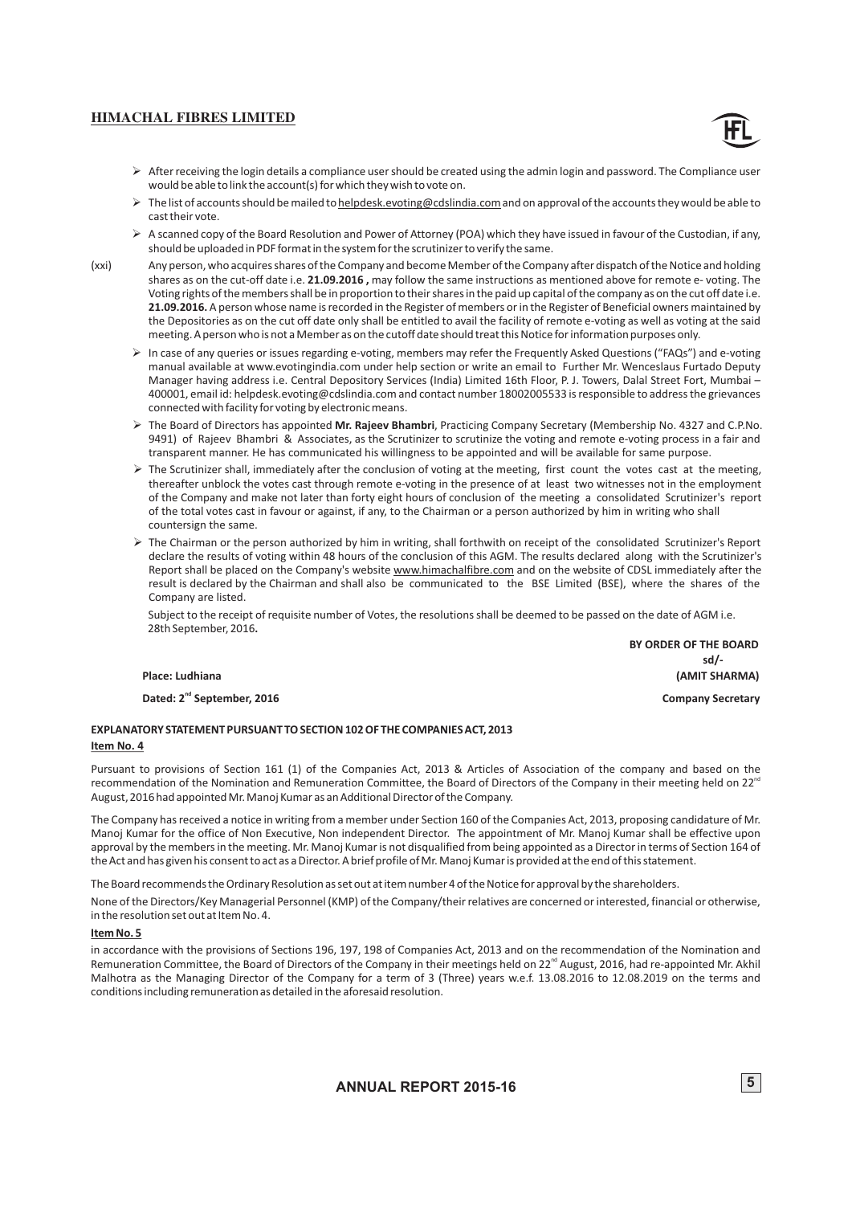- After receiving the login details a compliance user should be created using the admin login and password. The Compliance user would be able to link the account(s) for which they wish to vote on.
- The list of accounts should be mailed to helpdesk.evoting@cdslindia.com and on approval of the accounts they would be able to cast their vote.
- A scanned copy of the Board Resolution and Power of Attorney (POA) which they have issued in favour of the Custodian, if any, should be uploaded in PDF format in the system for the scrutinizer to verify the same.

(xxi) Any person, who acquires shares of the Company and become Member of the Company after dispatch of the Notice and holding shares as on the cut-off date i.e. **21.09.2016 ,** may follow the same instructions as mentioned above for remote e- voting. The Voting rights of the members shall be in proportion to their shares in the paid up capital of the company as on the cut off date i.e. **21.09.2016.** A person whose name is recorded in the Register of members or in the Register of Beneficial owners maintained by the Depositories as on the cut off date only shall be entitled to avail the facility of remote e-voting as well as voting at the said meeting. A person who is not a Member as on the cutoff date should treat this Notice for information purposes only.

- In case of any queries or issues regarding e-voting, members may refer the Frequently Asked Questions ("FAQs") and e-voting manual available at www.evotingindia.com under help section or write an email to Further Mr. Wenceslaus Furtado Deputy Manager having address i.e. Central Depository Services (India) Limited 16th Floor, P. J. Towers, Dalal Street Fort, Mumbai – 400001, email id: helpdesk.evoting@cdslindia.com and contact number 18002005533 is responsible to address the grievances connected with facility for voting by electronic means.
- The Board of Directors has appointed **Mr. Rajeev Bhambri**, Practicing Company Secretary (Membership No. 4327 and C.P.No. 9491) of Rajeev Bhambri & Associates, as the Scrutinizer to scrutinize the voting and remote e-voting process in a fair and transparent manner. He has communicated his willingness to be appointed and will be available for same purpose.
- The Scrutinizer shall, immediately after the conclusion of voting at the meeting, first count the votes cast at the meeting, thereafter unblock the votes cast through remote e-voting in the presence of at least two witnesses not in the employment of the Company and make not later than forty eight hours of conclusion of the meeting a consolidated Scrutinizer's report of the total votes cast in favour or against, if any, to the Chairman or a person authorized by him in writing who shall countersign the same.
- The Chairman or the person authorized by him in writing, shall forthwith on receipt of the consolidated Scrutinizer's Report declare the results of voting within 48 hours of the conclusion of this AGM. The results declared along with the Scrutinizer's Report shall be placed on the Company's website www.himachalfibre.com and on the website of CDSL immediately after the result is declared by the Chairman and shall also be communicated to the BSE Limited (BSE), where the shares of the Company are listed.

Subject to the receipt of requisite number of Votes, the resolutions shall be deemed to be passed on the date of AGM i.e. 28th September, 2016**.**

**BY ORDER OF THE BOARD**
**sd/-**
**(AMIT SHARMA)**
**Company Secretary**

**Place: Ludhiana**
**Dated: 2nd September, 2016**

### EXPLANATORY STATEMENT PURSUANT TO SECTION 102 OF THE COMPANIES ACT, 2013

**Item No. 4**

Pursuant to provisions of Section 161 (1) of the Companies Act, 2013 & Articles of Association of the company and based on the recommendation of the Nomination and Remuneration Committee, the Board of Directors of the Company in their meeting held on 22nd August, 2016 had appointed Mr. Manoj Kumar as an Additional Director of the Company.

The Company has received a notice in writing from a member under Section 160 of the Companies Act, 2013, proposing candidature of Mr. Manoj Kumar for the office of Non Executive, Non independent Director. The appointment of Mr. Manoj Kumar shall be effective upon approval by the members in the meeting. Mr. Manoj Kumar is not disqualified from being appointed as a Director in terms of Section 164 of the Act and has given his consent to act as a Director. A brief profile of Mr. Manoj Kumar is provided at the end of this statement.

The Board recommends the Ordinary Resolution as set out at item number 4 of the Notice for approval by the shareholders.

None of the Directors/Key Managerial Personnel (KMP) of the Company/their relatives are concerned or interested, financial or otherwise, in the resolution set out at Item No. 4.

**Item No. 5**

in accordance with the provisions of Sections 196, 197, 198 of Companies Act, 2013 and on the recommendation of the Nomination and Remuneration Committee, the Board of Directors of the Company in their meetings held on 22nd August, 2016, had re-appointed Mr. Akhil Malhotra as the Managing Director of the Company for a term of 3 (Three) years w.e.f. 13.08.2016 to 12.08.2019 on the terms and conditions including remuneration as detailed in the aforesaid resolution.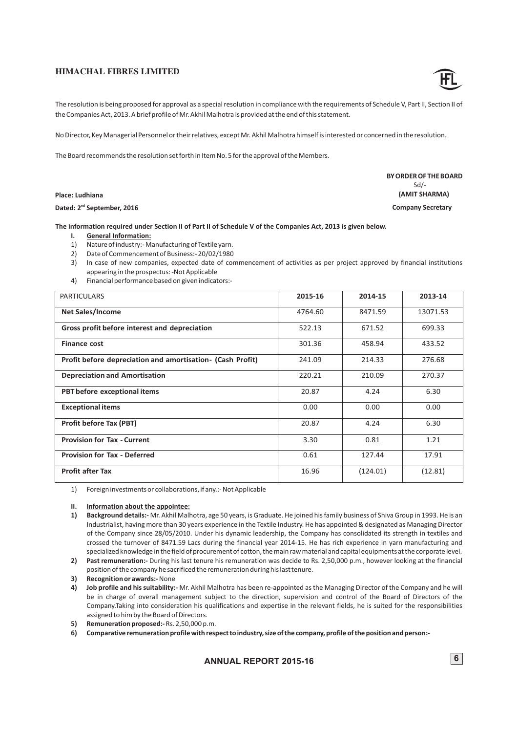The resolution is being proposed for approval as a special resolution in compliance with the requirements of Schedule V, Part II, Section II of the Companies Act, 2013. A brief profile of Mr. Akhil Malhotra is provided at the end of this statement.

No Director, Key Managerial Personnel or their relatives, except Mr. Akhil Malhotra himself is interested or concerned in the resolution.

The Board recommends the resolution set forth in Item No. 5 for the approval of the Members.

**BY ORDER OF THE BOARD**
Sd/-
**(AMIT SHARMA)**
**Company Secretary**

**Place: Ludhiana**
**Dated: 2nd September, 2016**

**The information required under Section II of Part II of Schedule V of the Companies Act, 2013 is given below.**

**I. General Information:**

1) Nature of industry:- Manufacturing of Textile yarn.
2) Date of Commencement of Business:- 20/02/1980
3) In case of new companies, expected date of commencement of activities as per project approved by financial institutions appearing in the prospectus: -Not Applicable
4) Financial performance based on given indicators:-

| PARTICULARS | 2015-16 | 2014-15 | 2013-14 |
|---|---|---|---|
| **Net Sales/Income** | 4764.60 | 8471.59 | 13071.53 |
| **Gross profit before interest and depreciation** | 522.13 | 671.52 | 699.33 |
| **Finance cost** | 301.36 | 458.94 | 433.52 |
| **Profit before depreciation and amortisation- (Cash Profit)** | 241.09 | 214.33 | 276.68 |
| **Depreciation and Amortisation** | 220.21 | 210.09 | 270.37 |
| **PBT before exceptional items** | 20.87 | 4.24 | 6.30 |
| **Exceptional items** | 0.00 | 0.00 | 0.00 |
| **Profit before Tax (PBT)** | 20.87 | 4.24 | 6.30 |
| **Provision for Tax - Current** | 3.30 | 0.81 | 1.21 |
| **Provision for Tax - Deferred** | 0.61 | 127.44 | 17.91 |
| **Profit after Tax** | 16.96 | (124.01) | (12.81) |

1) Foreign investments or collaborations, if any.:- Not Applicable

**II. Information about the appointee:**

1) **Background details:-** Mr. Akhil Malhotra, age 50 years, is Graduate. He joined his family business of Shiva Group in 1993. He is an Industrialist, having more than 30 years experience in the Textile Industry. He has appointed & designated as Managing Director of the Company since 28/05/2010. Under his dynamic leadership, the Company has consolidated its strength in textiles and crossed the turnover of 8471.59 Lacs during the financial year 2014-15. He has rich experience in yarn manufacturing and specialized knowledge in the field of procurement of cotton, the main raw material and capital equipments at the corporate level.
2) **Past remuneration:-** During his last tenure his remuneration was decide to Rs. 2,50,000 p.m., however looking at the financial position of the company he sacrificed the remuneration during his last tenure.
3) **Recognition or awards:-** None
4) **Job profile and his suitability:-** Mr. Akhil Malhotra has been re-appointed as the Managing Director of the Company and he will be in charge of overall management subject to the direction, supervision and control of the Board of Directors of the Company.Taking into consideration his qualifications and expertise in the relevant fields, he is suited for the responsibilities assigned to him by the Board of Directors.
5) **Remuneration proposed:-** Rs. 2,50,000 p.m.
6) **Comparative remuneration profile with respect to industry, size of the company, profile of the position and person:-**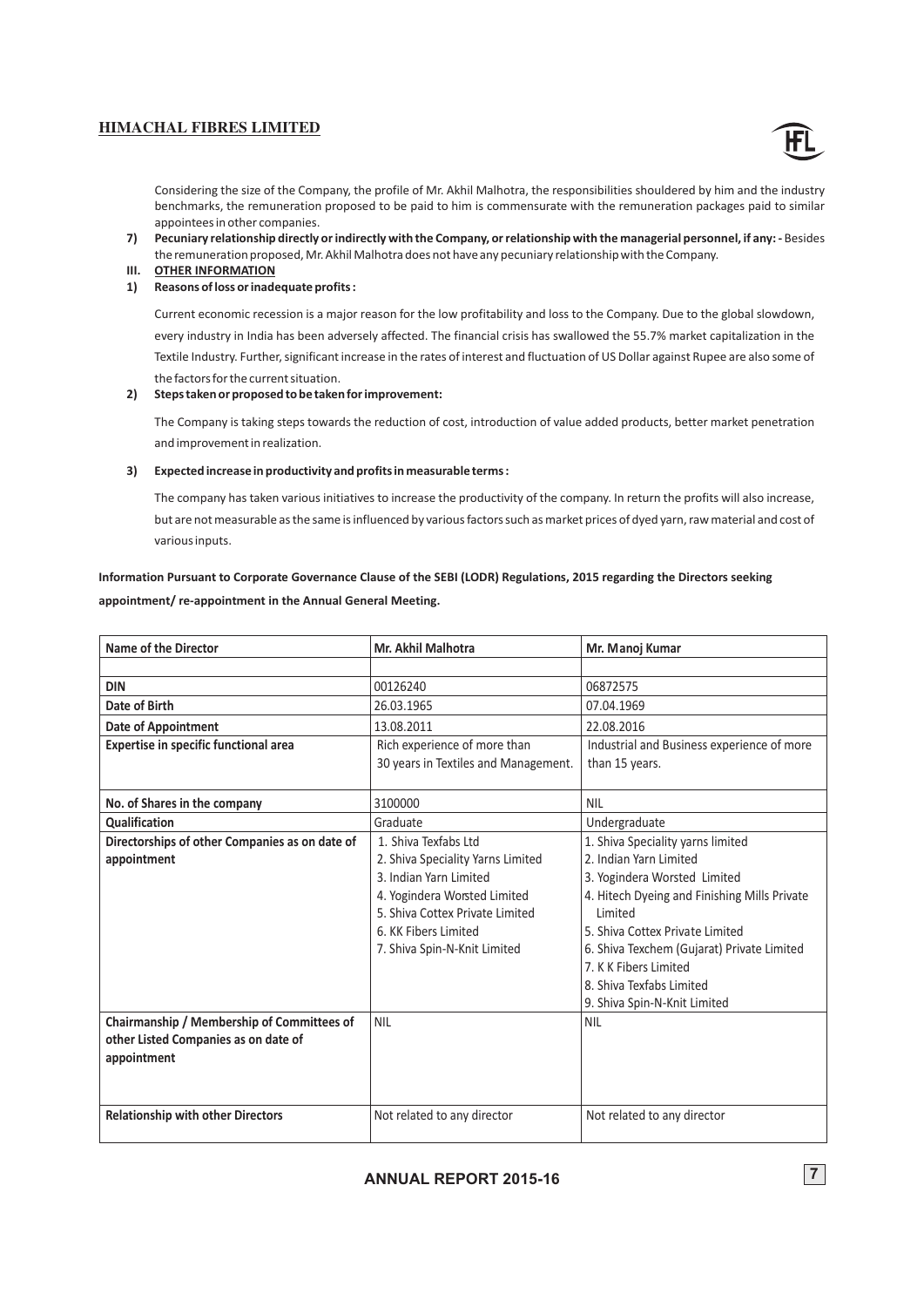Considering the size of the Company, the profile of Mr. Akhil Malhotra, the responsibilities shouldered by him and the industry benchmarks, the remuneration proposed to be paid to him is commensurate with the remuneration packages paid to similar appointees in other companies.

7) **Pecuniary relationship directly or indirectly with the Company, or relationship with the managerial personnel, if any: -** Besides the remuneration proposed, Mr. Akhil Malhotra does not have any pecuniary relationship with the Company.

**III. OTHER INFORMATION**

**1) Reasons of loss or inadequate profits :**

Current economic recession is a major reason for the low profitability and loss to the Company. Due to the global slowdown, every industry in India has been adversely affected. The financial crisis has swallowed the 55.7% market capitalization in the Textile Industry. Further, significant increase in the rates of interest and fluctuation of US Dollar against Rupee are also some of the factors for the current situation.

**2) Steps taken or proposed to be taken for improvement:**

The Company is taking steps towards the reduction of cost, introduction of value added products, better market penetration and improvement in realization.

**3) Expected increase in productivity and profits in measurable terms :**

The company has taken various initiatives to increase the productivity of the company. In return the profits will also increase, but are not measurable as the same is influenced by various factors such as market prices of dyed yarn, raw material and cost of various inputs.

**Information Pursuant to Corporate Governance Clause of the SEBI (LODR) Regulations, 2015 regarding the Directors seeking appointment/ re-appointment in the Annual General Meeting.**

| Name of the Director | Mr. Akhil Malhotra | Mr. Manoj Kumar |
|---|---|---|
| | | |
| DIN | 00126240 | 06872575 |
| Date of Birth | 26.03.1965 | 07.04.1969 |
| Date of Appointment | 13.08.2011 | 22.08.2016 |
| Expertise in specific functional area | Rich experience of more than 30 years in Textiles and Management. | Industrial and Business experience of more than 15 years. |
| No. of Shares in the company | 3100000 | NIL |
| Qualification | Graduate | Undergraduate |
| Directorships of other Companies as on date of appointment | 1. Shiva Texfabs Ltd<br>2. Shiva Speciality Yarns Limited<br>3. Indian Yarn Limited<br>4. Yogindera Worsted Limited<br>5. Shiva Cottex Private Limited<br>6. KK Fibers Limited<br>7. Shiva Spin-N-Knit Limited | 1. Shiva Speciality yarns limited<br>2. Indian Yarn Limited<br>3. Yogindera Worsted Limited<br>4. Hitech Dyeing and Finishing Mills Private Limited<br>5. Shiva Cottex Private Limited<br>6. Shiva Texchem (Gujarat) Private Limited<br>7. K K Fibers Limited<br>8. Shiva Texfabs Limited<br>9. Shiva Spin-N-Knit Limited |
| Chairmanship / Membership of Committees of other Listed Companies as on date of appointment | NIL | NIL |
| Relationship with other Directors | Not related to any director | Not related to any director |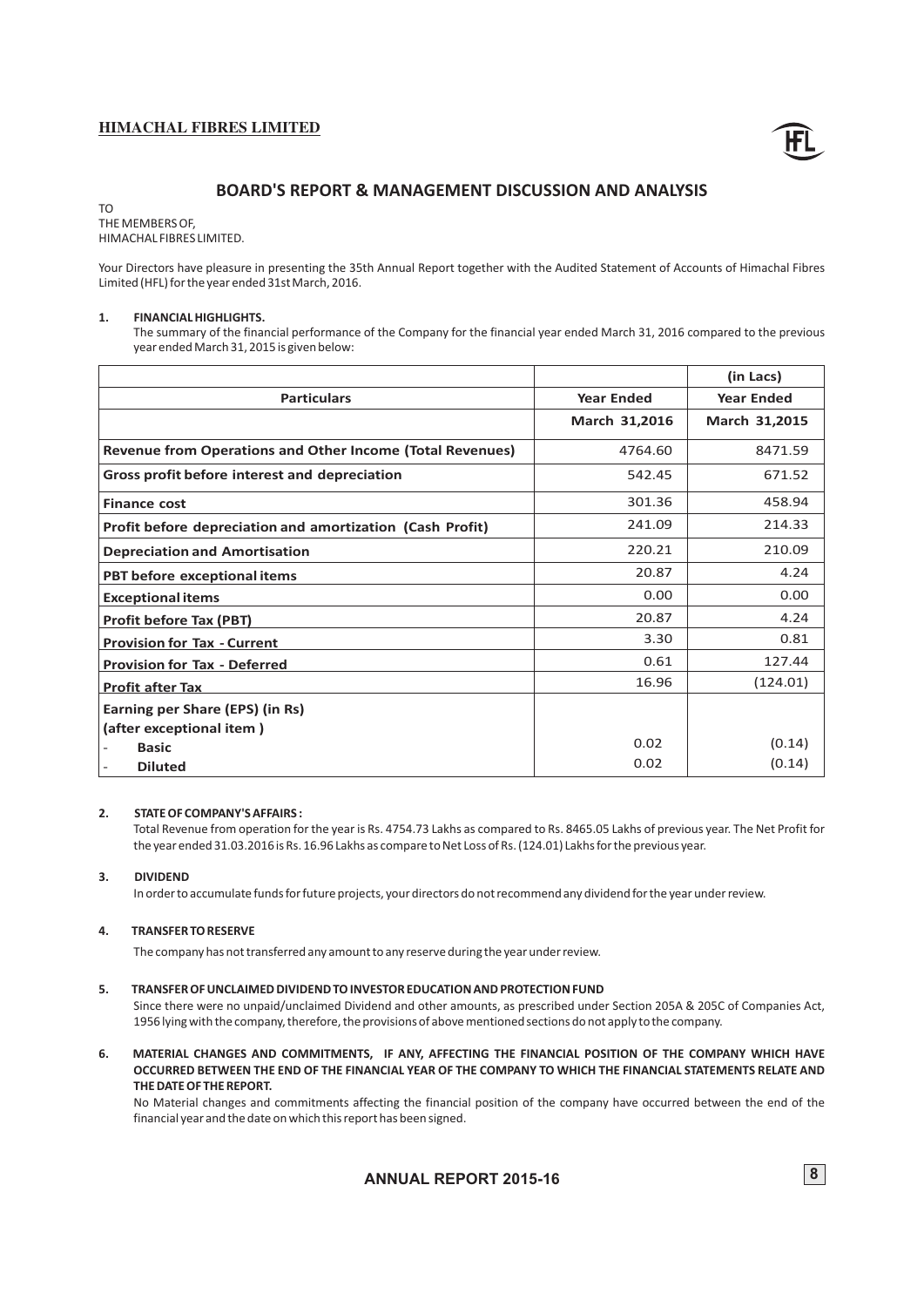# BOARD'S REPORT & MANAGEMENT DISCUSSION AND ANALYSIS

TO
THE MEMBERS OF,
HIMACHAL FIBRES LIMITED.

Your Directors have pleasure in presenting the 35th Annual Report together with the Audited Statement of Accounts of Himachal Fibres Limited (HFL) for the year ended 31st March, 2016.

**1. FINANCIAL HIGHLIGHTS.**

The summary of the financial performance of the Company for the financial year ended March 31, 2016 compared to the previous year ended March 31, 2015 is given below:

| | | (in Lacs) |
|---|---|---|
| **Particulars** | **Year Ended** | **Year Ended** |
| | **March 31,2016** | **March 31,2015** |
| **Revenue from Operations and Other Income (Total Revenues)** | 4764.60 | 8471.59 |
| **Gross profit before interest and depreciation** | 542.45 | 671.52 |
| **Finance cost** | 301.36 | 458.94 |
| **Profit before depreciation and amortization (Cash Profit)** | 241.09 | 214.33 |
| **Depreciation and Amortisation** | 220.21 | 210.09 |
| **PBT before exceptional items** | 20.87 | 4.24 |
| **Exceptional items** | 0.00 | 0.00 |
| **Profit before Tax (PBT)** | 20.87 | 4.24 |
| **Provision for Tax - Current** | 3.30 | 0.81 |
| **Provision for Tax - Deferred** | 0.61 | 127.44 |
| **Profit after Tax** | 16.96 | (124.01) |
| **Earning per Share (EPS) (in Rs)** **(after exceptional item )** | | |
| - **Basic** | 0.02 | (0.14) |
| - **Diluted** | 0.02 | (0.14) |

**2. STATE OF COMPANY'S AFFAIRS :**

Total Revenue from operation for the year is Rs. 4754.73 Lakhs as compared to Rs. 8465.05 Lakhs of previous year. The Net Profit for the year ended 31.03.2016 is Rs. 16.96 Lakhs as compare to Net Loss of Rs. (124.01) Lakhs for the previous year.

**3. DIVIDEND**

In order to accumulate funds for future projects, your directors do not recommend any dividend for the year under review.

**4. TRANSFER TO RESERVE**

The company has not transferred any amount to any reserve during the year under review.

**5. TRANSFER OF UNCLAIMED DIVIDEND TO INVESTOR EDUCATION AND PROTECTION FUND**

Since there were no unpaid/unclaimed Dividend and other amounts, as prescribed under Section 205A & 205C of Companies Act, 1956 lying with the company, therefore, the provisions of above mentioned sections do not apply to the company.

**6. MATERIAL CHANGES AND COMMITMENTS, IF ANY, AFFECTING THE FINANCIAL POSITION OF THE COMPANY WHICH HAVE OCCURRED BETWEEN THE END OF THE FINANCIAL YEAR OF THE COMPANY TO WHICH THE FINANCIAL STATEMENTS RELATE AND THE DATE OF THE REPORT.**

No Material changes and commitments affecting the financial position of the company have occurred between the end of the financial year and the date on which this report has been signed.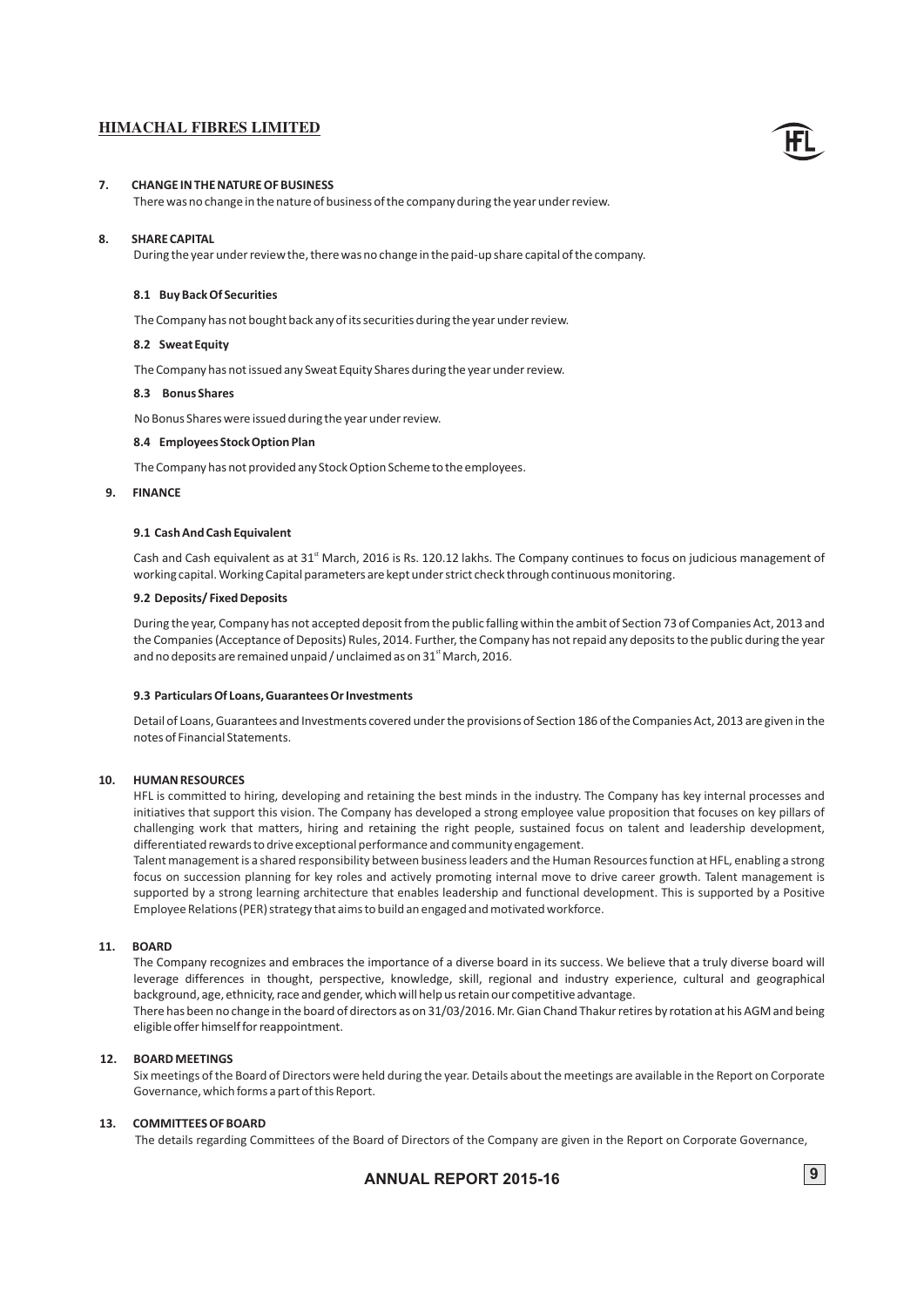## 7. CHANGE IN THE NATURE OF BUSINESS

There was no change in the nature of business of the company during the year under review.

## 8. SHARE CAPITAL

During the year under review the, there was no change in the paid-up share capital of the company.

### 8.1 Buy Back Of Securities

The Company has not bought back any of its securities during the year under review.

### 8.2 Sweat Equity

The Company has not issued any Sweat Equity Shares during the year under review.

### 8.3 Bonus Shares

No Bonus Shares were issued during the year under review.

### 8.4 Employees Stock Option Plan

The Company has not provided any Stock Option Scheme to the employees.

## 9. FINANCE

### 9.1 Cash And Cash Equivalent

Cash and Cash equivalent as at 31st March, 2016 is Rs. 120.12 lakhs. The Company continues to focus on judicious management of working capital. Working Capital parameters are kept under strict check through continuous monitoring.

### 9.2 Deposits/ Fixed Deposits

During the year, Company has not accepted deposit from the public falling within the ambit of Section 73 of Companies Act, 2013 and the Companies (Acceptance of Deposits) Rules, 2014. Further, the Company has not repaid any deposits to the public during the year and no deposits are remained unpaid / unclaimed as on 31st March, 2016.

### 9.3 Particulars Of Loans, Guarantees Or Investments

Detail of Loans, Guarantees and Investments covered under the provisions of Section 186 of the Companies Act, 2013 are given in the notes of Financial Statements.

## 10. HUMAN RESOURCES

HFL is committed to hiring, developing and retaining the best minds in the industry. The Company has key internal processes and initiatives that support this vision. The Company has developed a strong employee value proposition that focuses on key pillars of challenging work that matters, hiring and retaining the right people, sustained focus on talent and leadership development, differentiated rewards to drive exceptional performance and community engagement.

Talent management is a shared responsibility between business leaders and the Human Resources function at HFL, enabling a strong focus on succession planning for key roles and actively promoting internal move to drive career growth. Talent management is supported by a strong learning architecture that enables leadership and functional development. This is supported by a Positive Employee Relations (PER) strategy that aims to build an engaged and motivated workforce.

## 11. BOARD

The Company recognizes and embraces the importance of a diverse board in its success. We believe that a truly diverse board will leverage differences in thought, perspective, knowledge, skill, regional and industry experience, cultural and geographical background, age, ethnicity, race and gender, which will help us retain our competitive advantage.

There has been no change in the board of directors as on 31/03/2016. Mr. Gian Chand Thakur retires by rotation at his AGM and being eligible offer himself for reappointment.

## 12. BOARD MEETINGS

Six meetings of the Board of Directors were held during the year. Details about the meetings are available in the Report on Corporate Governance, which forms a part of this Report.

## 13. COMMITTEES OF BOARD

The details regarding Committees of the Board of Directors of the Company are given in the Report on Corporate Governance,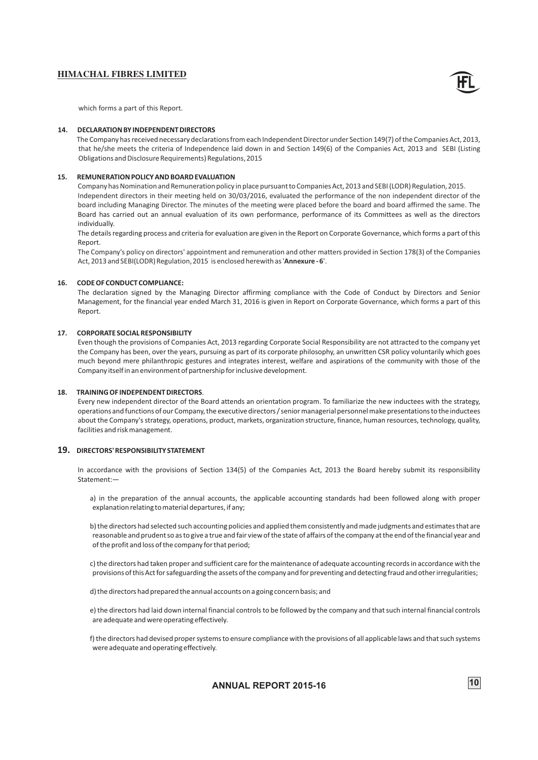which forms a part of this Report.

### 14. DECLARATION BY INDEPENDENT DIRECTORS

The Company has received necessary declarations from each Independent Director under Section 149(7) of the Companies Act, 2013, that he/she meets the criteria of Independence laid down in and Section 149(6) of the Companies Act, 2013 and SEBI (Listing Obligations and Disclosure Requirements) Regulations, 2015

### 15. REMUNERATION POLICY AND BOARD EVALUATION

Company has Nomination and Remuneration policy in place pursuant to Companies Act, 2013 and SEBI (LODR) Regulation, 2015.

Independent directors in their meeting held on 30/03/2016, evaluated the performance of the non independent director of the board including Managing Director. The minutes of the meeting were placed before the board and board affirmed the same. The Board has carried out an annual evaluation of its own performance, performance of its Committees as well as the directors individually.

The details regarding process and criteria for evaluation are given in the Report on Corporate Governance, which forms a part of this Report.

The Company's policy on directors' appointment and remuneration and other matters provided in Section 178(3) of the Companies Act, 2013 and SEBI(LODR) Regulation, 2015 is enclosed herewith as '**Annexure - 6**'.

### 16. CODE OF CONDUCT COMPLIANCE:

The declaration signed by the Managing Director affirming compliance with the Code of Conduct by Directors and Senior Management, for the financial year ended March 31, 2016 is given in Report on Corporate Governance, which forms a part of this Report.

### 17. CORPORATE SOCIAL RESPONSIBILITY

Even though the provisions of Companies Act, 2013 regarding Corporate Social Responsibility are not attracted to the company yet the Company has been, over the years, pursuing as part of its corporate philosophy, an unwritten CSR policy voluntarily which goes much beyond mere philanthropic gestures and integrates interest, welfare and aspirations of the community with those of the Company itself in an environment of partnership for inclusive development.

### 18. TRAINING OF INDEPENDENT DIRECTORS.

Every new independent director of the Board attends an orientation program. To familiarize the new inductees with the strategy, operations and functions of our Company, the executive directors / senior managerial personnel make presentations to the inductees about the Company's strategy, operations, product, markets, organization structure, finance, human resources, technology, quality, facilities and risk management.

### 19. DIRECTORS' RESPONSIBILITY STATEMENT

In accordance with the provisions of Section 134(5) of the Companies Act, 2013 the Board hereby submit its responsibility Statement:—

a) in the preparation of the annual accounts, the applicable accounting standards had been followed along with proper explanation relating to material departures, if any;

b) the directors had selected such accounting policies and applied them consistently and made judgments and estimates that are reasonable and prudent so as to give a true and fair view of the state of affairs of the company at the end of the financial year and of the profit and loss of the company for that period;

c) the directors had taken proper and sufficient care for the maintenance of adequate accounting records in accordance with the provisions of this Act for safeguarding the assets of the company and for preventing and detecting fraud and other irregularities;

d) the directors had prepared the annual accounts on a going concern basis; and

e) the directors had laid down internal financial controls to be followed by the company and that such internal financial controls are adequate and were operating effectively.

f) the directors had devised proper systems to ensure compliance with the provisions of all applicable laws and that such systems were adequate and operating effectively.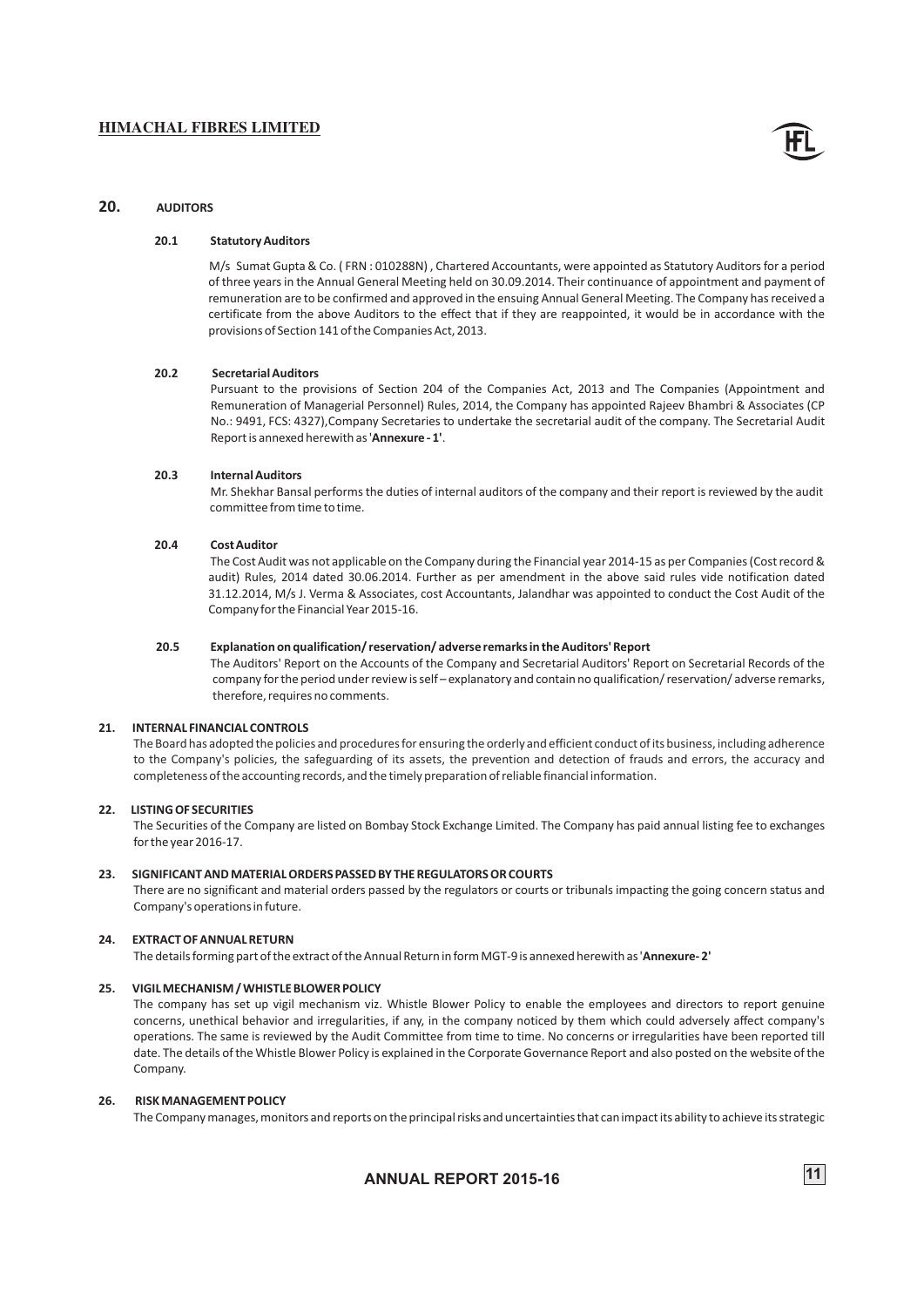## 20. AUDITORS

### 20.1 Statutory Auditors

M/s Sumat Gupta & Co. ( FRN : 010288N) , Chartered Accountants, were appointed as Statutory Auditors for a period of three years in the Annual General Meeting held on 30.09.2014. Their continuance of appointment and payment of remuneration are to be confirmed and approved in the ensuing Annual General Meeting. The Company has received a certificate from the above Auditors to the effect that if they are reappointed, it would be in accordance with the provisions of Section 141 of the Companies Act, 2013.

### 20.2 Secretarial Auditors

Pursuant to the provisions of Section 204 of the Companies Act, 2013 and The Companies (Appointment and Remuneration of Managerial Personnel) Rules, 2014, the Company has appointed Rajeev Bhambri & Associates (CP No.: 9491, FCS: 4327),Company Secretaries to undertake the secretarial audit of the company. The Secretarial Audit Report is annexed herewith as '**Annexure - 1'**.

### 20.3 Internal Auditors

Mr. Shekhar Bansal performs the duties of internal auditors of the company and their report is reviewed by the audit committee from time to time.

### 20.4 Cost Auditor

The Cost Audit was not applicable on the Company during the Financial year 2014-15 as per Companies (Cost record & audit) Rules, 2014 dated 30.06.2014. Further as per amendment in the above said rules vide notification dated 31.12.2014, M/s J. Verma & Associates, cost Accountants, Jalandhar was appointed to conduct the Cost Audit of the Company for the Financial Year 2015-16.

### 20.5 Explanation on qualification/ reservation/ adverse remarks in the Auditors' Report

The Auditors' Report on the Accounts of the Company and Secretarial Auditors' Report on Secretarial Records of the company for the period under review is self – explanatory and contain no qualification/ reservation/ adverse remarks, therefore, requires no comments.

## 21. INTERNAL FINANCIAL CONTROLS

The Board has adopted the policies and procedures for ensuring the orderly and efficient conduct of its business, including adherence to the Company's policies, the safeguarding of its assets, the prevention and detection of frauds and errors, the accuracy and completeness of the accounting records, and the timely preparation of reliable financial information.

## 22. LISTING OF SECURITIES

The Securities of the Company are listed on Bombay Stock Exchange Limited. The Company has paid annual listing fee to exchanges for the year 2016-17.

## 23. SIGNIFICANT AND MATERIAL ORDERS PASSED BY THE REGULATORS OR COURTS

There are no significant and material orders passed by the regulators or courts or tribunals impacting the going concern status and Company's operations in future.

## 24. EXTRACT OF ANNUAL RETURN

The details forming part of the extract of the Annual Return in form MGT-9 is annexed herewith as '**Annexure- 2'**

## 25. VIGIL MECHANISM / WHISTLE BLOWER POLICY

The company has set up vigil mechanism viz. Whistle Blower Policy to enable the employees and directors to report genuine concerns, unethical behavior and irregularities, if any, in the company noticed by them which could adversely affect company's operations. The same is reviewed by the Audit Committee from time to time. No concerns or irregularities have been reported till date. The details of the Whistle Blower Policy is explained in the Corporate Governance Report and also posted on the website of the Company.

## 26. RISK MANAGEMENT POLICY

The Company manages, monitors and reports on the principal risks and uncertainties that can impact its ability to achieve its strategic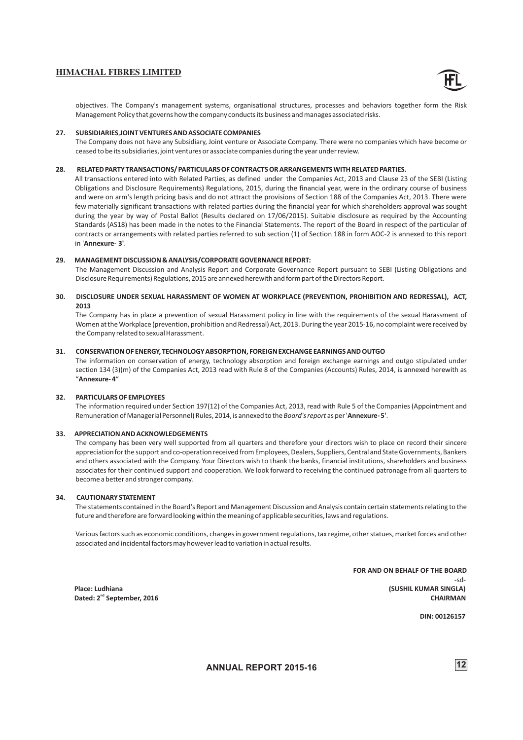objectives. The Company's management systems, organisational structures, processes and behaviors together form the Risk Management Policy that governs how the company conducts its business and manages associated risks.

**27. SUBSIDIARIES,JOINT VENTURES AND ASSOCIATE COMPANIES**

The Company does not have any Subsidiary, Joint venture or Associate Company. There were no companies which have become or ceased to be its subsidiaries, joint ventures or associate companies during the year under review.

**28. RELATED PARTY TRANSACTIONS/ PARTICULARS OF CONTRACTS OR ARRANGEMENTS WITH RELATED PARTIES.**

All transactions entered into with Related Parties, as defined under the Companies Act, 2013 and Clause 23 of the SEBI (Listing Obligations and Disclosure Requirements) Regulations, 2015, during the financial year, were in the ordinary course of business and were on arm's length pricing basis and do not attract the provisions of Section 188 of the Companies Act, 2013. There were few materially significant transactions with related parties during the financial year for which shareholders approval was sought during the year by way of Postal Ballot (Results declared on 17/06/2015). Suitable disclosure as required by the Accounting Standards (AS18) has been made in the notes to the Financial Statements. The report of the Board in respect of the particular of contracts or arrangements with related parties referred to sub section (1) of Section 188 in form AOC-2 is annexed to this report in '**Annexure- 3**'.

**29. MANAGEMENT DISCUSSION & ANALYSIS/CORPORATE GOVERNANCE REPORT:**

The Management Discussion and Analysis Report and Corporate Governance Report pursuant to SEBI (Listing Obligations and Disclosure Requirements) Regulations, 2015 are annexed herewith and form part of the Directors Report.

**30. DISCLOSURE UNDER SEXUAL HARASSMENT OF WOMEN AT WORKPLACE (PREVENTION, PROHIBITION AND REDRESSAL), ACT, 2013**

The Company has in place a prevention of sexual Harassment policy in line with the requirements of the sexual Harassment of Women at the Workplace (prevention, prohibition and Redressal) Act, 2013. During the year 2015-16, no complaint were received by the Company related to sexual Harassment.

**31. CONSERVATION OF ENERGY, TECHNOLOGY ABSORPTION, FOREIGN EXCHANGE EARNINGS AND OUTGO**

The information on conservation of energy, technology absorption and foreign exchange earnings and outgo stipulated under section 134 (3)(m) of the Companies Act, 2013 read with Rule 8 of the Companies (Accounts) Rules, 2014, is annexed herewith as "**Annexure- 4**"

**32. PARTICULARS OF EMPLOYEES**

The information required under Section 197(12) of the Companies Act, 2013, read with Rule 5 of the Companies (Appointment and Remuneration of Managerial Personnel) Rules, 2014, is annexed to the *Board's report* as per '**Annexure- 5**'.

**33. APPRECIATION AND ACKNOWLEDGEMENTS**

The company has been very well supported from all quarters and therefore your directors wish to place on record their sincere appreciation for the support and co-operation received from Employees, Dealers, Suppliers, Central and State Governments, Bankers and others associated with the Company. Your Directors wish to thank the banks, financial institutions, shareholders and business associates for their continued support and cooperation. We look forward to receiving the continued patronage from all quarters to become a better and stronger company.

**34. CAUTIONARY STATEMENT**

The statements contained in the Board's Report and Management Discussion and Analysis contain certain statements relating to the future and therefore are forward looking within the meaning of applicable securities, laws and regulations.

Various factors such as economic conditions, changes in government regulations, tax regime, other statues, market forces and other associated and incidental factors may however lead to variation in actual results.

**FOR AND ON BEHALF OF THE BOARD**

-sd-

**Place: Ludhiana** **(SUSHIL KUMAR SINGLA)**

**Dated: 2nd September, 2016** **CHAIRMAN**

**DIN: 00126157**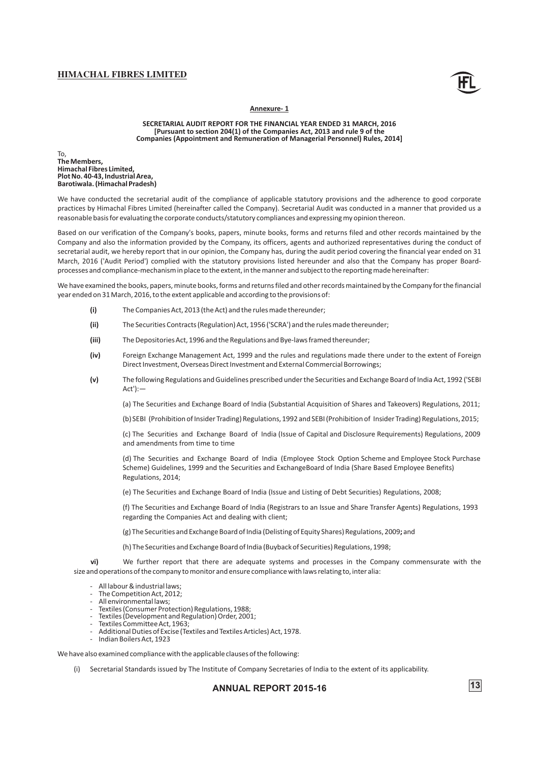**Annexure- 1**

**SECRETARIAL AUDIT REPORT FOR THE FINANCIAL YEAR ENDED 31 MARCH, 2016**
**[Pursuant to section 204(1) of the Companies Act, 2013 and rule 9 of the Companies (Appointment and Remuneration of Managerial Personnel) Rules, 2014]**

To,
**The Members,**
**Himachal Fibres Limited,**
**Plot No. 40-43, Industrial Area,**
**Barotiwala. (Himachal Pradesh)**

We have conducted the secretarial audit of the compliance of applicable statutory provisions and the adherence to good corporate practices by Himachal Fibres Limited (hereinafter called the Company). Secretarial Audit was conducted in a manner that provided us a reasonable basis for evaluating the corporate conducts/statutory compliances and expressing my opinion thereon.

Based on our verification of the Company's books, papers, minute books, forms and returns filed and other records maintained by the Company and also the information provided by the Company, its officers, agents and authorized representatives during the conduct of secretarial audit, we hereby report that in our opinion, the Company has, during the audit period covering the financial year ended on 31 March, 2016 ('Audit Period') complied with the statutory provisions listed hereunder and also that the Company has proper Board-processes and compliance-mechanism in place to the extent, in the manner and subject to the reporting made hereinafter:

We have examined the books, papers, minute books, forms and returns filed and other records maintained by the Company for the financial year ended on 31 March, 2016, to the extent applicable and according to the provisions of:

- **(i)** The Companies Act, 2013 (the Act) and the rules made thereunder;
- **(ii)** The Securities Contracts (Regulation) Act, 1956 ('SCRA') and the rules made thereunder;
- **(iii)** The Depositories Act, 1996 and the Regulations and Bye-laws framed thereunder;
- **(iv)** Foreign Exchange Management Act, 1999 and the rules and regulations made there under to the extent of Foreign Direct Investment, Overseas Direct Investment and External Commercial Borrowings;
- **(v)** The following Regulations and Guidelines prescribed under the Securities and Exchange Board of India Act, 1992 ('SEBI Act'):—

  (a) The Securities and Exchange Board of India (Substantial Acquisition of Shares and Takeovers) Regulations, 2011;

  (b) SEBI (Prohibition of Insider Trading) Regulations, 1992 and SEBI (Prohibition of Insider Trading) Regulations, 2015;

  (c) The Securities and Exchange Board of India (Issue of Capital and Disclosure Requirements) Regulations, 2009 and amendments from time to time

  (d) The Securities and Exchange Board of India (Employee Stock Option Scheme and Employee Stock Purchase Scheme) Guidelines, 1999 and the Securities and ExchangeBoard of India (Share Based Employee Benefits) Regulations, 2014;

  (e) The Securities and Exchange Board of India (Issue and Listing of Debt Securities) Regulations, 2008;

  (f) The Securities and Exchange Board of India (Registrars to an Issue and Share Transfer Agents) Regulations, 1993 regarding the Companies Act and dealing with client;

  (g) The Securities and Exchange Board of India (Delisting of Equity Shares) Regulations, 2009**;** and

  (h) The Securities and Exchange Board of India (Buyback of Securities) Regulations, 1998;

**vi)** We further report that there are adequate systems and processes in the Company commensurate with the size and operations of the company to monitor and ensure compliance with laws relating to, inter alia:

- All labour & industrial laws;
- The Competition Act, 2012;
- All environmental laws;
- Textiles (Consumer Protection) Regulations, 1988;
- Textiles (Development and Regulation) Order, 2001;
- Textiles Committee Act, 1963;
- Additional Duties of Excise (Textiles and Textiles Articles) Act, 1978.
- Indian Boilers Act, 1923

We have also examined compliance with the applicable clauses of the following:

(i) Secretarial Standards issued by The Institute of Company Secretaries of India to the extent of its applicability.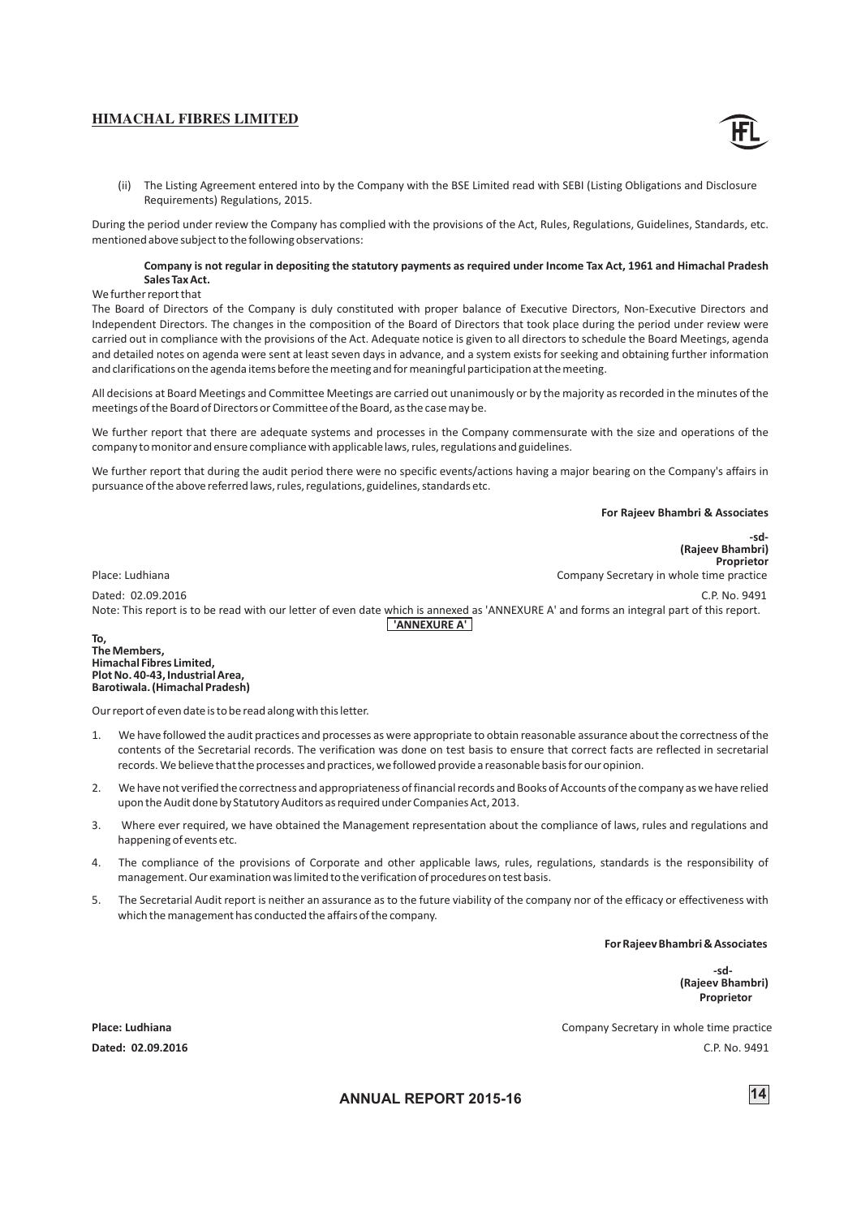(ii) The Listing Agreement entered into by the Company with the BSE Limited read with SEBI (Listing Obligations and Disclosure Requirements) Regulations, 2015.

During the period under review the Company has complied with the provisions of the Act, Rules, Regulations, Guidelines, Standards, etc. mentioned above subject to the following observations:

> **Company is not regular in depositing the statutory payments as required under Income Tax Act, 1961 and Himachal Pradesh Sales Tax Act.**

We further report that

The Board of Directors of the Company is duly constituted with proper balance of Executive Directors, Non-Executive Directors and Independent Directors. The changes in the composition of the Board of Directors that took place during the period under review were carried out in compliance with the provisions of the Act. Adequate notice is given to all directors to schedule the Board Meetings, agenda and detailed notes on agenda were sent at least seven days in advance, and a system exists for seeking and obtaining further information and clarifications on the agenda items before the meeting and for meaningful participation at the meeting.

All decisions at Board Meetings and Committee Meetings are carried out unanimously or by the majority as recorded in the minutes of the meetings of the Board of Directors or Committee of the Board, as the case may be.

We further report that there are adequate systems and processes in the Company commensurate with the size and operations of the company to monitor and ensure compliance with applicable laws, rules, regulations and guidelines.

We further report that during the audit period there were no specific events/actions having a major bearing on the Company's affairs in pursuance of the above referred laws, rules, regulations, guidelines, standards etc.

**For Rajeev Bhambri & Associates**

**-sd-**
**(Rajeev Bhambri)**
**Proprietor**
Company Secretary in whole time practice
C.P. No. 9491

Place: Ludhiana
Dated: 02.09.2016

Note: This report is to be read with our letter of even date which is annexed as 'ANNEXURE A' and forms an integral part of this report.

**'ANNEXURE A'**

**To,**
**The Members,**
**Himachal Fibres Limited,**
**Plot No. 40-43, Industrial Area,**
**Barotiwala. (Himachal Pradesh)**

Our report of even date is to be read along with this letter.

1. We have followed the audit practices and processes as were appropriate to obtain reasonable assurance about the correctness of the contents of the Secretarial records. The verification was done on test basis to ensure that correct facts are reflected in secretarial records. We believe that the processes and practices, we followed provide a reasonable basis for our opinion.
2. We have not verified the correctness and appropriateness of financial records and Books of Accounts of the company as we have relied upon the Audit done by Statutory Auditors as required under Companies Act, 2013.
3. Where ever required, we have obtained the Management representation about the compliance of laws, rules and regulations and happening of events etc.
4. The compliance of the provisions of Corporate and other applicable laws, rules, regulations, standards is the responsibility of management. Our examination was limited to the verification of procedures on test basis.
5. The Secretarial Audit report is neither an assurance as to the future viability of the company nor of the efficacy or effectiveness with which the management has conducted the affairs of the company.

**For Rajeev Bhambri & Associates**

**-sd-**
**(Rajeev Bhambri)**
**Proprietor**
Company Secretary in whole time practice
C.P. No. 9491

**Place: Ludhiana**
**Dated: 02.09.2016**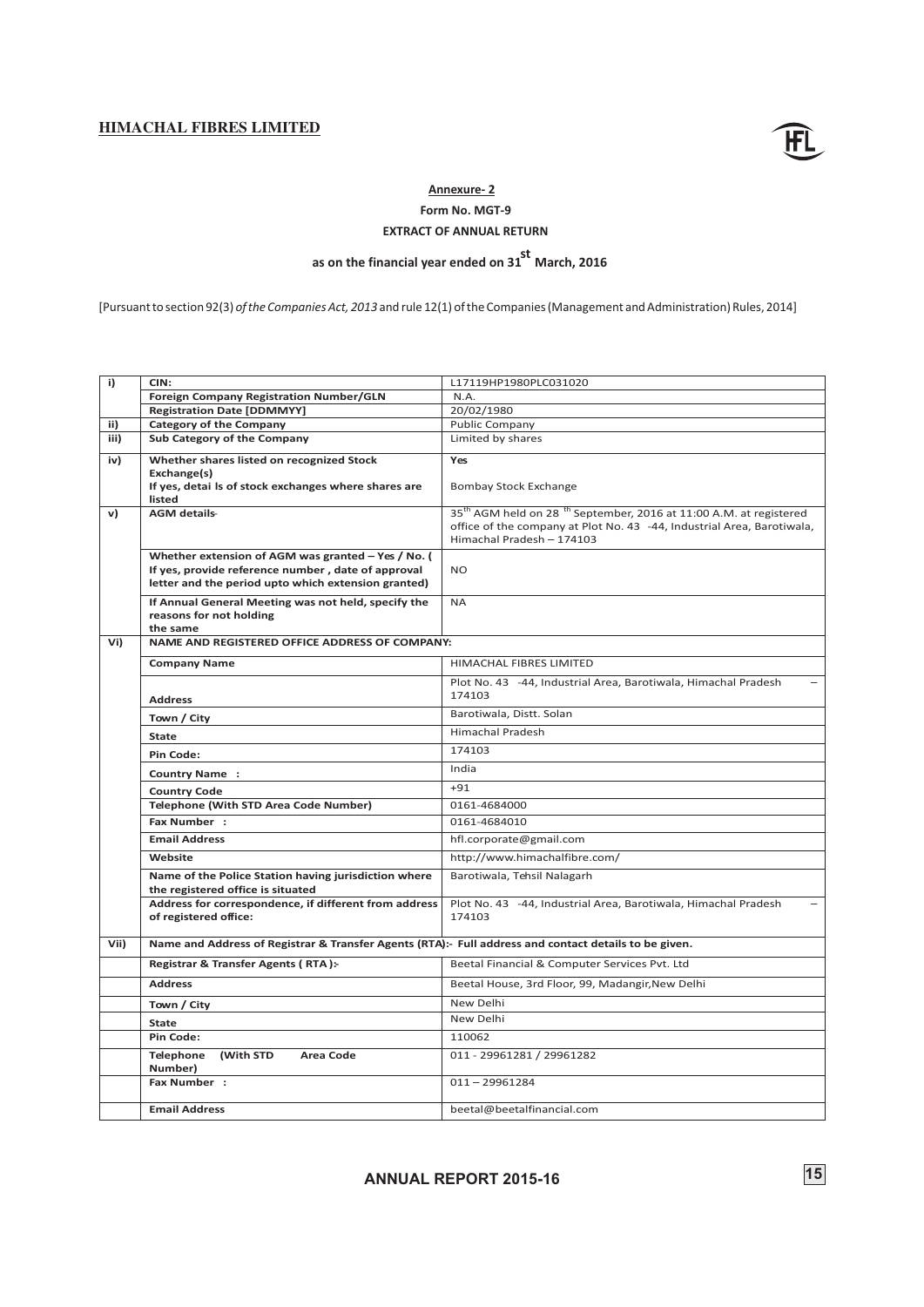**Annexure- 2**

**Form No. MGT-9**

**EXTRACT OF ANNUAL RETURN**

**as on the financial year ended on 31st March, 2016**

[Pursuant to section 92(3) *of the Companies Act, 2013* and rule 12(1) of the Companies (Management and Administration) Rules, 2014]

| | | |
|---|---|---|
| i) | **CIN:** | L17119HP1980PLC031020 |
| | **Foreign Company Registration Number/GLN** | N.A. |
| | **Registration Date [DDMMYY]** | 20/02/1980 |
| ii) | **Category of the Company** | Public Company |
| iii) | **Sub Category of the Company** | Limited by shares |
| iv) | **Whether shares listed on recognized Stock Exchange(s)** <br> **If yes, details of stock exchanges where shares are listed** | **Yes** <br> Bombay Stock Exchange |
| v) | **AGM details-** | 35th AGM held on 28th September, 2016 at 11:00 A.M. at registered office of the company at Plot No. 43 -44, Industrial Area, Barotiwala, Himachal Pradesh – 174103 |
| | **Whether extension of AGM was granted – Yes / No. ( If yes, provide reference number , date of approval letter and the period upto which extension granted)** | NO |
| | **If Annual General Meeting was not held, specify the reasons for not holding the same** | NA |
| Vi) | **NAME AND REGISTERED OFFICE ADDRESS OF COMPANY:** | |
| | **Company Name** | HIMACHAL FIBRES LIMITED |
| | **Address** | Plot No. 43 -44, Industrial Area, Barotiwala, Himachal Pradesh – 174103 |
| | **Town / City** | Barotiwala, Distt. Solan |
| | **State** | Himachal Pradesh |
| | **Pin Code:** | 174103 |
| | **Country Name :** | India |
| | **Country Code** | +91 |
| | **Telephone (With STD Area Code Number)** | 0161-4684000 |
| | **Fax Number :** | 0161-4684010 |
| | **Email Address** | hfl.corporate@gmail.com |
| | **Website** | http://www.himachalfibre.com/ |
| | **Name of the Police Station having jurisdiction where the registered office is situated** | Barotiwala, Tehsil Nalagarh |
| | **Address for correspondence, if different from address of registered office:** | Plot No. 43 -44, Industrial Area, Barotiwala, Himachal Pradesh – 174103 |
| Vii) | **Name and Address of Registrar & Transfer Agents (RTA):- Full address and contact details to be given.** | |
| | **Registrar & Transfer Agents ( RTA ):-** | Beetal Financial & Computer Services Pvt. Ltd |
| | **Address** | Beetal House, 3rd Floor, 99, Madangir,New Delhi |
| | **Town / City** | New Delhi |
| | **State** | New Delhi |
| | **Pin Code:** | 110062 |
| | **Telephone (With STD Area Code Number)** | 011 - 29961281 / 29961282 |
| | **Fax Number :** | 011 – 29961284 |
| | **Email Address** | beetal@beetalfinancial.com |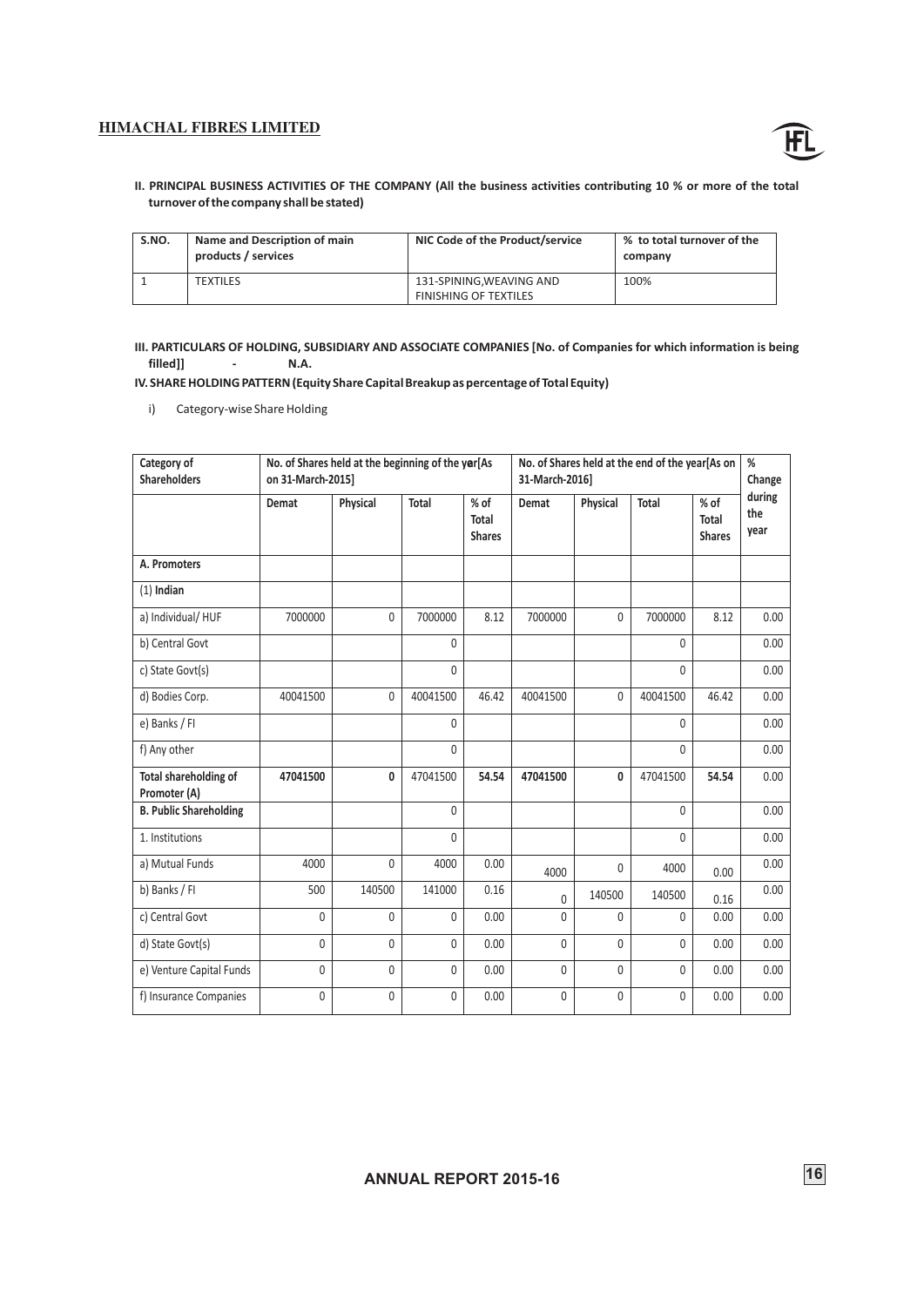**II. PRINCIPAL BUSINESS ACTIVITIES OF THE COMPANY (All the business activities contributing 10 % or more of the total turnover of the company shall be stated)**

| S.NO. | Name and Description of main products / services | NIC Code of the Product/service | % to total turnover of the company |
|---|---|---|---|
| 1 | TEXTILES | 131-SPINING,WEAVING AND FINISHING OF TEXTILES | 100% |

**III. PARTICULARS OF HOLDING, SUBSIDIARY AND ASSOCIATE COMPANIES [No. of Companies for which information is being filled]] - N.A.**

**IV. SHARE HOLDING PATTERN (Equity Share Capital Breakup as percentage of Total Equity)**

i) Category-wise Share Holding

| Category of Shareholders | No. of Shares held at the beginning of the year[As on 31-March-2015] | | | | No. of Shares held at the end of the year[As on 31-March-2016] | | | | % Change during the year |
|---|---|---|---|---|---|---|---|---|---|
| | Demat | Physical | Total | % of Total Shares | Demat | Physical | Total | % of Total Shares | |
| A. Promoters | | | | | | | | | |
| (1) Indian | | | | | | | | | |
| a) Individual/ HUF | 7000000 | 0 | 7000000 | 8.12 | 7000000 | 0 | 7000000 | 8.12 | 0.00 |
| b) Central Govt | | | 0 | | | | 0 | | 0.00 |
| c) State Govt(s) | | | 0 | | | | 0 | | 0.00 |
| d) Bodies Corp. | 40041500 | 0 | 40041500 | 46.42 | 40041500 | 0 | 40041500 | 46.42 | 0.00 |
| e) Banks / FI | | | 0 | | | | 0 | | 0.00 |
| f) Any other | | | 0 | | | | 0 | | 0.00 |
| **Total shareholding of Promoter (A)** | **47041500** | **0** | 47041500 | **54.54** | **47041500** | **0** | 47041500 | **54.54** | 0.00 |
| **B. Public Shareholding** | | | 0 | | | | 0 | | 0.00 |
| 1. Institutions | | | 0 | | | | 0 | | 0.00 |
| a) Mutual Funds | 4000 | 0 | 4000 | 0.00 | 4000 | 0 | 4000 | 0.00 | 0.00 |
| b) Banks / FI | 500 | 140500 | 141000 | 0.16 | 0 | 140500 | 140500 | 0.16 | 0.00 |
| c) Central Govt | 0 | 0 | 0 | 0.00 | 0 | 0 | 0 | 0.00 | 0.00 |
| d) State Govt(s) | 0 | 0 | 0 | 0.00 | 0 | 0 | 0 | 0.00 | 0.00 |
| e) Venture Capital Funds | 0 | 0 | 0 | 0.00 | 0 | 0 | 0 | 0.00 | 0.00 |
| f) Insurance Companies | 0 | 0 | 0 | 0.00 | 0 | 0 | 0 | 0.00 | 0.00 |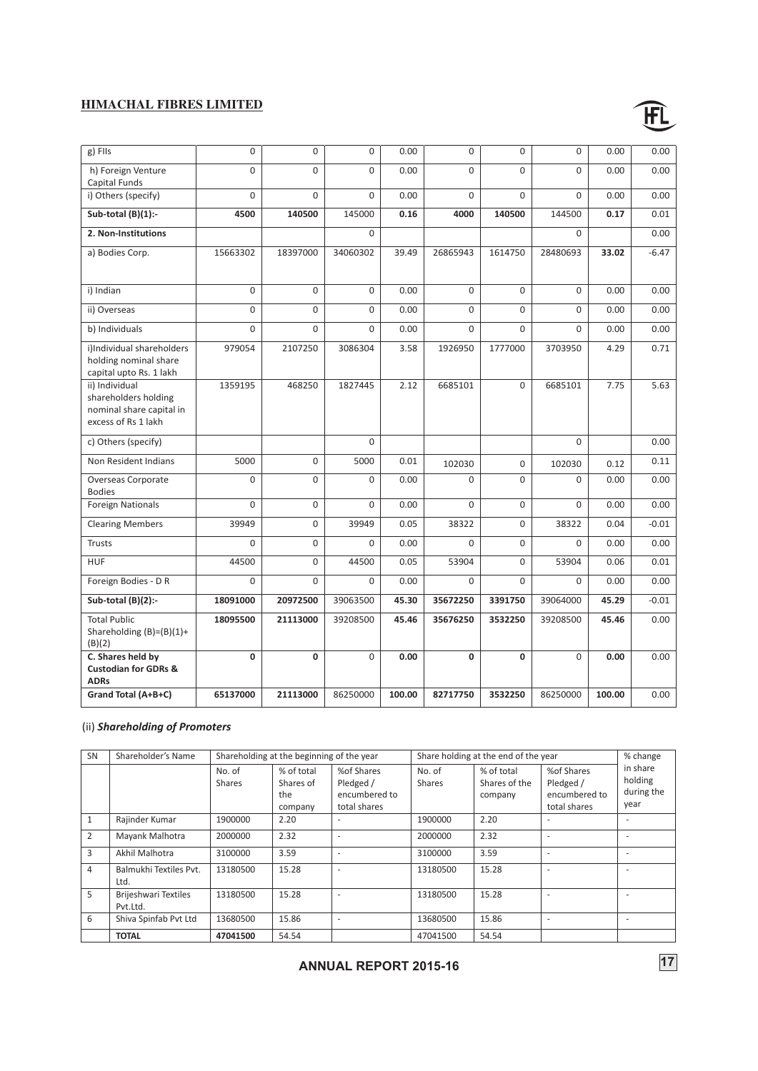| g) FIIs | 0 | 0 | 0 | 0.00 | 0 | 0 | 0 | 0.00 | 0.00 |
|---|---|---|---|---|---|---|---|---|---|
| h) Foreign Venture Capital Funds | 0 | 0 | 0 | 0.00 | 0 | 0 | 0 | 0.00 | 0.00 |
| i) Others (specify) | 0 | 0 | 0 | 0.00 | 0 | 0 | 0 | 0.00 | 0.00 |
| **Sub-total (B)(1):-** | **4500** | **140500** | 145000 | **0.16** | **4000** | **140500** | 144500 | **0.17** | 0.01 |
| **2. Non-Institutions** | | | 0 | | | | 0 | | 0.00 |
| a) Bodies Corp. | 15663302 | 18397000 | 34060302 | 39.49 | 26865943 | 1614750 | 28480693 | **33.02** | -6.47 |
| i) Indian | 0 | 0 | 0 | 0.00 | 0 | 0 | 0 | 0.00 | 0.00 |
| ii) Overseas | 0 | 0 | 0 | 0.00 | 0 | 0 | 0 | 0.00 | 0.00 |
| b) Individuals | 0 | 0 | 0 | 0.00 | 0 | 0 | 0 | 0.00 | 0.00 |
| i)Individual shareholders holding nominal share capital upto Rs. 1 lakh | 979054 | 2107250 | 3086304 | 3.58 | 1926950 | 1777000 | 3703950 | 4.29 | 0.71 |
| ii) Individual shareholders holding nominal share capital in excess of Rs 1 lakh | 1359195 | 468250 | 1827445 | 2.12 | 6685101 | 0 | 6685101 | 7.75 | 5.63 |
| c) Others (specify) | | | 0 | | | | 0 | | 0.00 |
| Non Resident Indians | 5000 | 0 | 5000 | 0.01 | 102030 | 0 | 102030 | 0.12 | 0.11 |
| Overseas Corporate Bodies | 0 | 0 | 0 | 0.00 | 0 | 0 | 0 | 0.00 | 0.00 |
| Foreign Nationals | 0 | 0 | 0 | 0.00 | 0 | 0 | 0 | 0.00 | 0.00 |
| Clearing Members | 39949 | 0 | 39949 | 0.05 | 38322 | 0 | 38322 | 0.04 | -0.01 |
| Trusts | 0 | 0 | 0 | 0.00 | 0 | 0 | 0 | 0.00 | 0.00 |
| HUF | 44500 | 0 | 44500 | 0.05 | 53904 | 0 | 53904 | 0.06 | 0.01 |
| Foreign Bodies - D R | 0 | 0 | 0 | 0.00 | 0 | 0 | 0 | 0.00 | 0.00 |
| **Sub-total (B)(2):-** | **18091000** | **20972500** | 39063500 | **45.30** | **35672250** | **3391750** | 39064000 | **45.29** | -0.01 |
| **Total Public Shareholding (B)=(B)(1)+ (B)(2)** | **18095500** | **21113000** | 39208500 | **45.46** | **35676250** | **3532250** | 39208500 | **45.46** | 0.00 |
| **C. Shares held by Custodian for GDRs & ADRs** | **0** | **0** | 0 | **0.00** | **0** | **0** | 0 | **0.00** | 0.00 |
| **Grand Total (A+B+C)** | **65137000** | **21113000** | 86250000 | **100.00** | **82717750** | **3532250** | 86250000 | **100.00** | 0.00 |

(ii) ***Shareholding of Promoters***

| SN | Shareholder's Name | Shareholding at the beginning of the year | | | Share holding at the end of the year | | | % change |
|---|---|---|---|---|---|---|---|---|
| | | No. of Shares | % of total Shares of the company | %of Shares Pledged / encumbered to total shares | No. of Shares | % of total Shares of the company | %of Shares Pledged / encumbered to total shares | in share holding during the year |
| 1 | Rajinder Kumar | 1900000 | 2.20 | - | 1900000 | 2.20 | - | - |
| 2 | Mayank Malhotra | 2000000 | 2.32 | - | 2000000 | 2.32 | - | - |
| 3 | Akhil Malhotra | 3100000 | 3.59 | - | 3100000 | 3.59 | - | - |
| 4 | Balmukhi Textiles Pvt. Ltd. | 13180500 | 15.28 | - | 13180500 | 15.28 | - | - |
| 5 | Brijeshwari Textiles Pvt.Ltd. | 13180500 | 15.28 | - | 13180500 | 15.28 | - | - |
| 6 | Shiva Spinfab Pvt Ltd | 13680500 | 15.86 | - | 13680500 | 15.86 | - | - |
| | **TOTAL** | **47041500** | 54.54 | | 47041500 | 54.54 | | |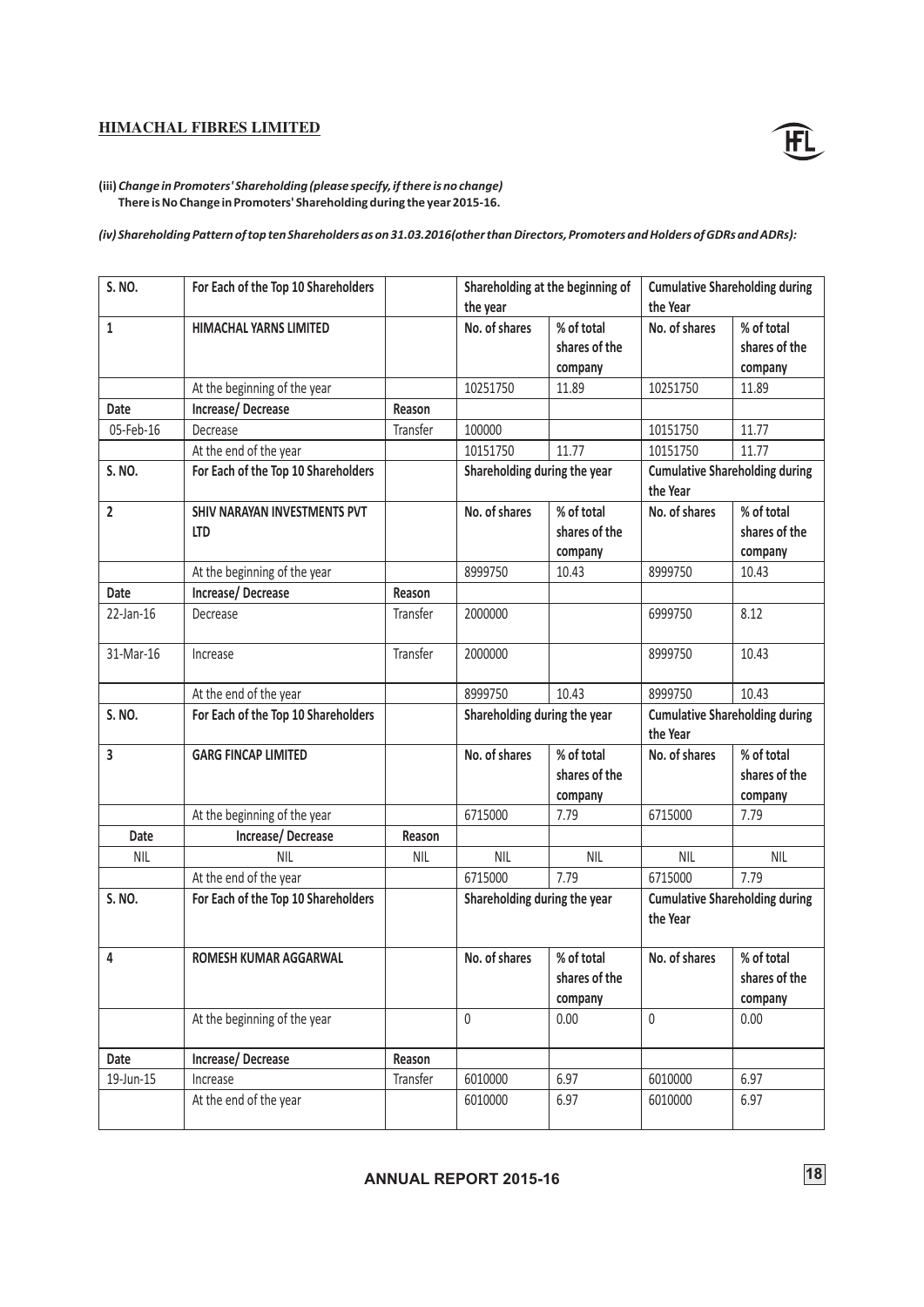**(iii)** ***Change in Promoters' Shareholding (please specify, if there is no change)***
**There is No Change in Promoters' Shareholding during the year 2015-16.**

***(iv) Shareholding Pattern of top ten Shareholders as on 31.03.2016(other than Directors, Promoters and Holders of GDRs and ADRs):***

| S. NO. | For Each of the Top 10 Shareholders | | Shareholding at the beginning of the year | | Cumulative Shareholding during the Year | |
|---|---|---|---|---|---|---|
| 1 | HIMACHAL YARNS LIMITED | | No. of shares | % of total shares of the company | No. of shares | % of total shares of the company |
| | At the beginning of the year | | 10251750 | 11.89 | 10251750 | 11.89 |
| Date | Increase/ Decrease | Reason | | | | |
| 05-Feb-16 | Decrease | Transfer | 100000 | | 10151750 | 11.77 |
| | At the end of the year | | 10151750 | 11.77 | 10151750 | 11.77 |
| S. NO. | For Each of the Top 10 Shareholders | | Shareholding during the year | | Cumulative Shareholding during the Year | |
| 2 | SHIV NARAYAN INVESTMENTS PVT LTD | | No. of shares | % of total shares of the company | No. of shares | % of total shares of the company |
| | At the beginning of the year | | 8999750 | 10.43 | 8999750 | 10.43 |
| Date | Increase/ Decrease | Reason | | | | |
| 22-Jan-16 | Decrease | Transfer | 2000000 | | 6999750 | 8.12 |
| 31-Mar-16 | Increase | Transfer | 2000000 | | 8999750 | 10.43 |
| | At the end of the year | | 8999750 | 10.43 | 8999750 | 10.43 |
| S. NO. | For Each of the Top 10 Shareholders | | Shareholding during the year | | Cumulative Shareholding during the Year | |
| 3 | GARG FINCAP LIMITED | | No. of shares | % of total shares of the company | No. of shares | % of total shares of the company |
| | At the beginning of the year | | 6715000 | 7.79 | 6715000 | 7.79 |
| Date | Increase/ Decrease | Reason | | | | |
| NIL | NIL | NIL | NIL | NIL | NIL | NIL |
| | At the end of the year | | 6715000 | 7.79 | 6715000 | 7.79 |
| S. NO. | For Each of the Top 10 Shareholders | | Shareholding during the year | | Cumulative Shareholding during the Year | |
| 4 | ROMESH KUMAR AGGARWAL | | No. of shares | % of total shares of the company | No. of shares | % of total shares of the company |
| | At the beginning of the year | | 0 | 0.00 | 0 | 0.00 |
| Date | Increase/ Decrease | Reason | | | | |
| 19-Jun-15 | Increase | Transfer | 6010000 | 6.97 | 6010000 | 6.97 |
| | At the end of the year | | 6010000 | 6.97 | 6010000 | 6.97 |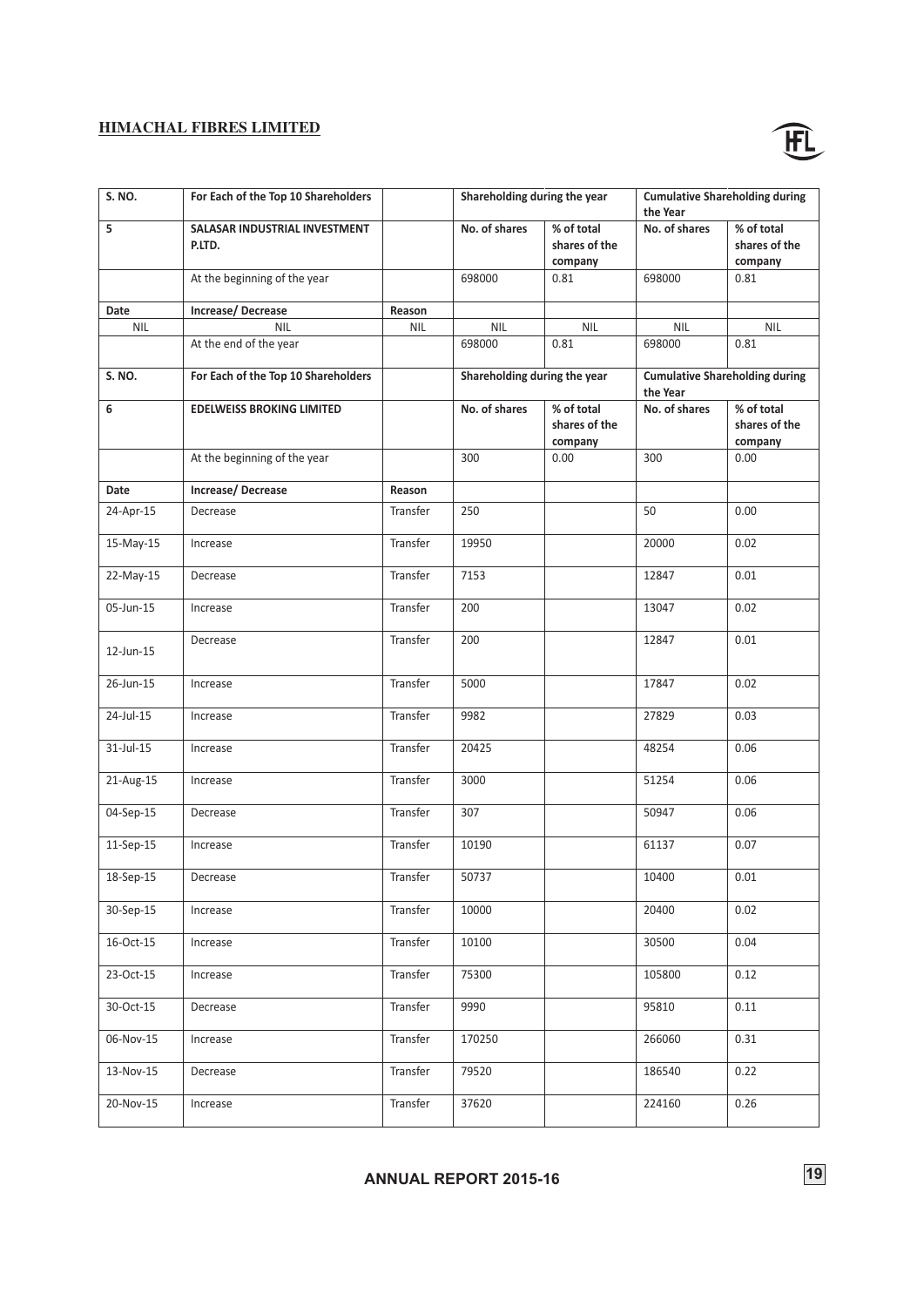| S. NO. | For Each of the Top 10 Shareholders | | Shareholding during the year | | Cumulative Shareholding during the Year | |
|---|---|---|---|---|---|---|
| 5 | SALASAR INDUSTRIAL INVESTMENT P.LTD. | | No. of shares | % of total shares of the company | No. of shares | % of total shares of the company |
| | At the beginning of the year | | 698000 | 0.81 | 698000 | 0.81 |
| Date | Increase/ Decrease | Reason | | | | |
| NIL | NIL | NIL | NIL | NIL | NIL | NIL |
| | At the end of the year | | 698000 | 0.81 | 698000 | 0.81 |
| S. NO. | For Each of the Top 10 Shareholders | | Shareholding during the year | | Cumulative Shareholding during the Year | |
| 6 | EDELWEISS BROKING LIMITED | | No. of shares | % of total shares of the company | No. of shares | % of total shares of the company |
| | At the beginning of the year | | 300 | 0.00 | 300 | 0.00 |
| Date | Increase/ Decrease | Reason | | | | |
| 24-Apr-15 | Decrease | Transfer | 250 | | 50 | 0.00 |
| 15-May-15 | Increase | Transfer | 19950 | | 20000 | 0.02 |
| 22-May-15 | Decrease | Transfer | 7153 | | 12847 | 0.01 |
| 05-Jun-15 | Increase | Transfer | 200 | | 13047 | 0.02 |
| 12-Jun-15 | Decrease | Transfer | 200 | | 12847 | 0.01 |
| 26-Jun-15 | Increase | Transfer | 5000 | | 17847 | 0.02 |
| 24-Jul-15 | Increase | Transfer | 9982 | | 27829 | 0.03 |
| 31-Jul-15 | Increase | Transfer | 20425 | | 48254 | 0.06 |
| 21-Aug-15 | Increase | Transfer | 3000 | | 51254 | 0.06 |
| 04-Sep-15 | Decrease | Transfer | 307 | | 50947 | 0.06 |
| 11-Sep-15 | Increase | Transfer | 10190 | | 61137 | 0.07 |
| 18-Sep-15 | Decrease | Transfer | 50737 | | 10400 | 0.01 |
| 30-Sep-15 | Increase | Transfer | 10000 | | 20400 | 0.02 |
| 16-Oct-15 | Increase | Transfer | 10100 | | 30500 | 0.04 |
| 23-Oct-15 | Increase | Transfer | 75300 | | 105800 | 0.12 |
| 30-Oct-15 | Decrease | Transfer | 9990 | | 95810 | 0.11 |
| 06-Nov-15 | Increase | Transfer | 170250 | | 266060 | 0.31 |
| 13-Nov-15 | Decrease | Transfer | 79520 | | 186540 | 0.22 |
| 20-Nov-15 | Increase | Transfer | 37620 | | 224160 | 0.26 |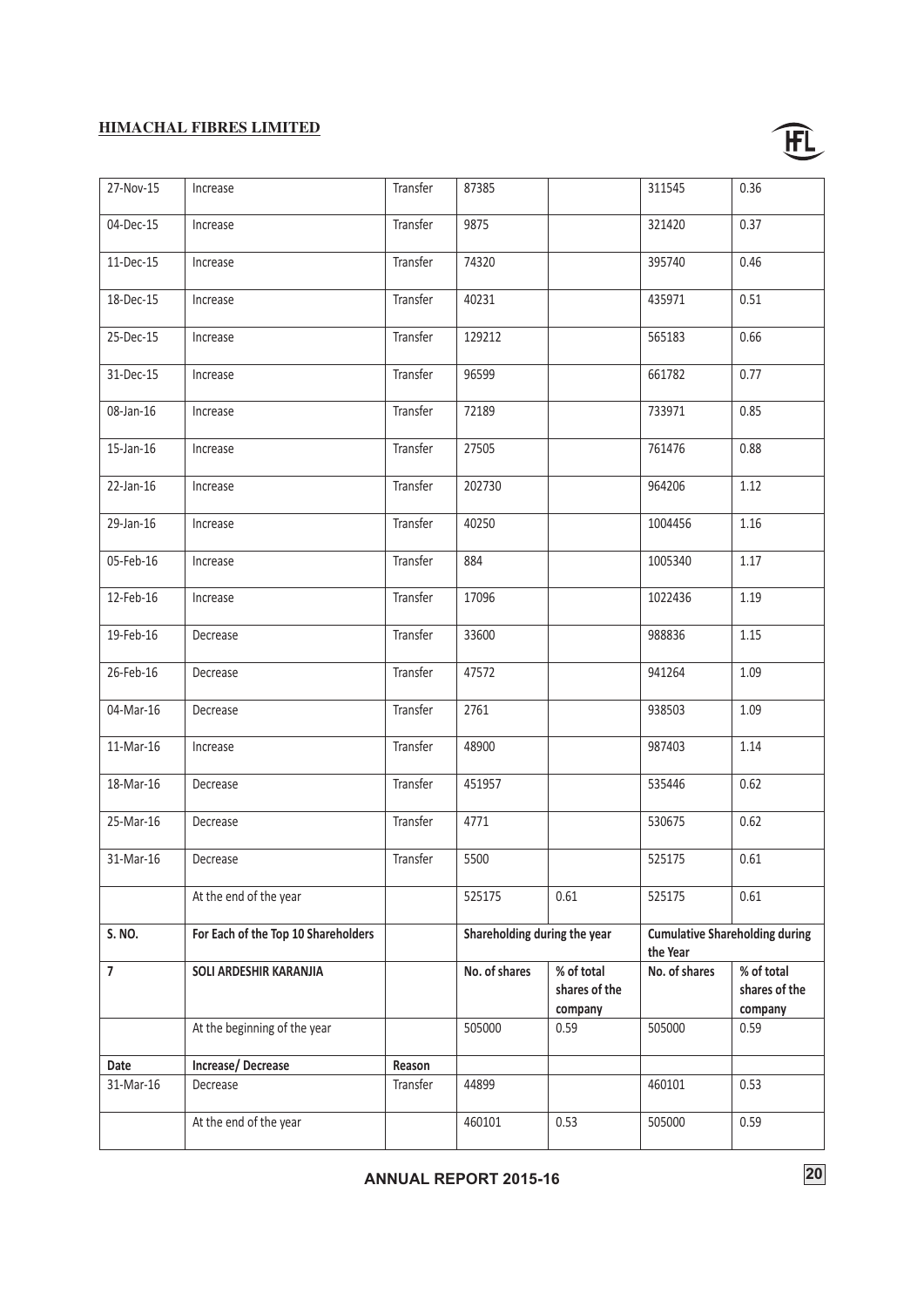| | | | | | | |
|---|---|---|---|---|---|---|
| 27-Nov-15 | Increase | Transfer | 87385 | | 311545 | 0.36 |
| 04-Dec-15 | Increase | Transfer | 9875 | | 321420 | 0.37 |
| 11-Dec-15 | Increase | Transfer | 74320 | | 395740 | 0.46 |
| 18-Dec-15 | Increase | Transfer | 40231 | | 435971 | 0.51 |
| 25-Dec-15 | Increase | Transfer | 129212 | | 565183 | 0.66 |
| 31-Dec-15 | Increase | Transfer | 96599 | | 661782 | 0.77 |
| 08-Jan-16 | Increase | Transfer | 72189 | | 733971 | 0.85 |
| 15-Jan-16 | Increase | Transfer | 27505 | | 761476 | 0.88 |
| 22-Jan-16 | Increase | Transfer | 202730 | | 964206 | 1.12 |
| 29-Jan-16 | Increase | Transfer | 40250 | | 1004456 | 1.16 |
| 05-Feb-16 | Increase | Transfer | 884 | | 1005340 | 1.17 |
| 12-Feb-16 | Increase | Transfer | 17096 | | 1022436 | 1.19 |
| 19-Feb-16 | Decrease | Transfer | 33600 | | 988836 | 1.15 |
| 26-Feb-16 | Decrease | Transfer | 47572 | | 941264 | 1.09 |
| 04-Mar-16 | Decrease | Transfer | 2761 | | 938503 | 1.09 |
| 11-Mar-16 | Increase | Transfer | 48900 | | 987403 | 1.14 |
| 18-Mar-16 | Decrease | Transfer | 451957 | | 535446 | 0.62 |
| 25-Mar-16 | Decrease | Transfer | 4771 | | 530675 | 0.62 |
| 31-Mar-16 | Decrease | Transfer | 5500 | | 525175 | 0.61 |
| | At the end of the year | | 525175 | 0.61 | 525175 | 0.61 |
| **S. NO.** | **For Each of the Top 10 Shareholders** | | **Shareholding during the year** | | **Cumulative Shareholding during the Year** | |
| **7** | **SOLI ARDESHIR KARANJIA** | | **No. of shares** | **% of total shares of the company** | **No. of shares** | **% of total shares of the company** |
| | At the beginning of the year | | 505000 | 0.59 | 505000 | 0.59 |
| **Date** | **Increase/ Decrease** | **Reason** | | | | |
| 31-Mar-16 | Decrease | Transfer | 44899 | | 460101 | 0.53 |
| | At the end of the year | | 460101 | 0.53 | 505000 | 0.59 |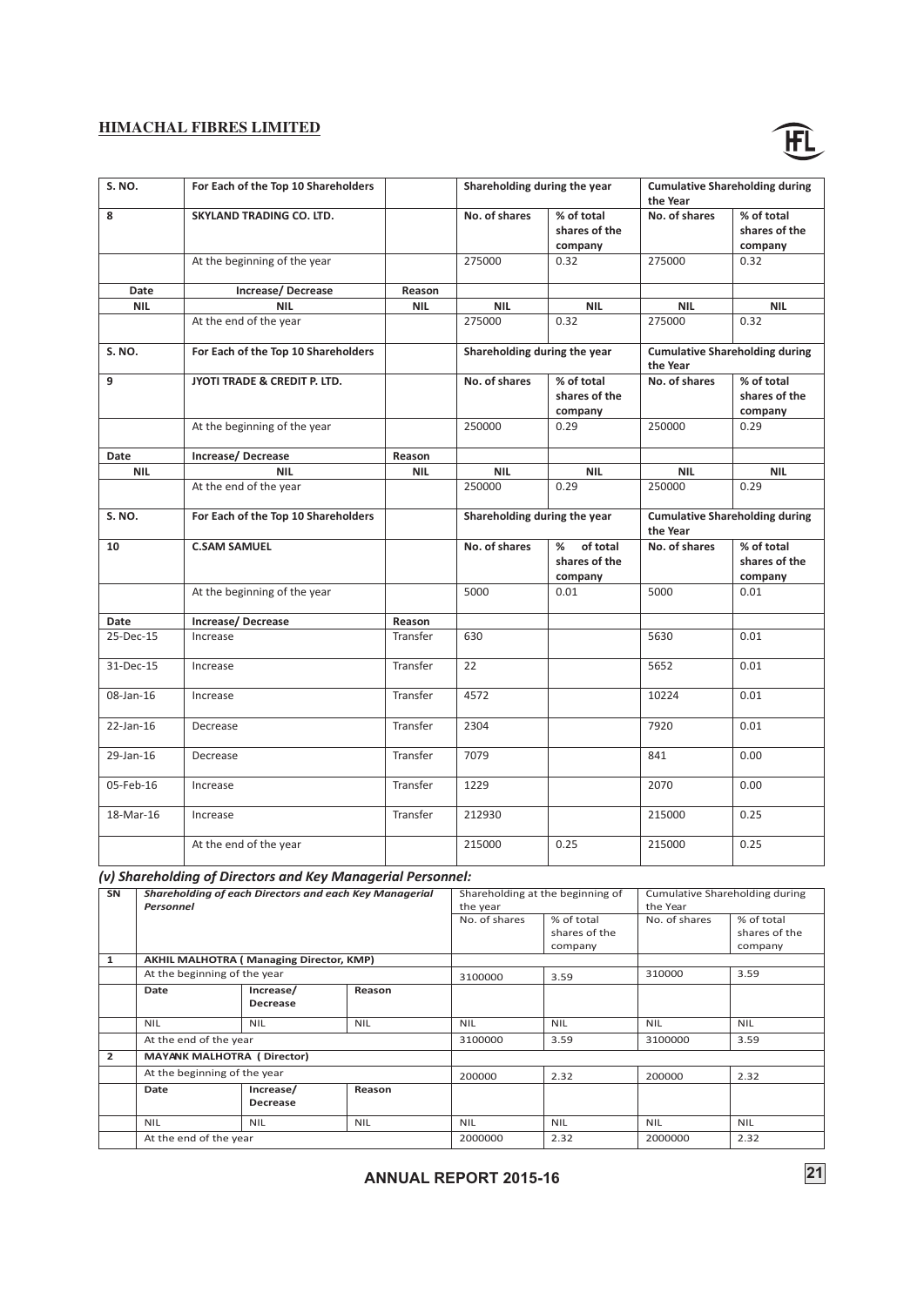| S. NO. | For Each of the Top 10 Shareholders | | Shareholding during the year | | Cumulative Shareholding during the Year | |
|---|---|---|---|---|---|---|
| 8 | SKYLAND TRADING CO. LTD. | | No. of shares | % of total shares of the company | No. of shares | % of total shares of the company |
| | At the beginning of the year | | 275000 | 0.32 | 275000 | 0.32 |
| Date | Increase/ Decrease | Reason | | | | |
| NIL | NIL | NIL | NIL | NIL | NIL | NIL |
| | At the end of the year | | 275000 | 0.32 | 275000 | 0.32 |

| S. NO. | For Each of the Top 10 Shareholders | | Shareholding during the year | | Cumulative Shareholding during the Year | |
|---|---|---|---|---|---|---|
| 9 | JYOTI TRADE & CREDIT P. LTD. | | No. of shares | % of total shares of the company | No. of shares | % of total shares of the company |
| | At the beginning of the year | | 250000 | 0.29 | 250000 | 0.29 |
| Date | Increase/ Decrease | Reason | | | | |
| NIL | NIL | NIL | NIL | NIL | NIL | NIL |
| | At the end of the year | | 250000 | 0.29 | 250000 | 0.29 |

| S. NO. | For Each of the Top 10 Shareholders | | Shareholding during the year | | Cumulative Shareholding during the Year | |
|---|---|---|---|---|---|---|
| 10 | C.SAM SAMUEL | | No. of shares | % of total shares of the company | No. of shares | % of total shares of the company |
| | At the beginning of the year | | 5000 | 0.01 | 5000 | 0.01 |
| Date | Increase/ Decrease | Reason | | | | |
| 25-Dec-15 | Increase | Transfer | 630 | | 5630 | 0.01 |
| 31-Dec-15 | Increase | Transfer | 22 | | 5652 | 0.01 |
| 08-Jan-16 | Increase | Transfer | 4572 | | 10224 | 0.01 |
| 22-Jan-16 | Decrease | Transfer | 2304 | | 7920 | 0.01 |
| 29-Jan-16 | Decrease | Transfer | 7079 | | 841 | 0.00 |
| 05-Feb-16 | Increase | Transfer | 1229 | | 2070 | 0.00 |
| 18-Mar-16 | Increase | Transfer | 212930 | | 215000 | 0.25 |
| | At the end of the year | | 215000 | 0.25 | 215000 | 0.25 |

***(v) Shareholding of Directors and Key Managerial Personnel:***

| SN | *Shareholding of each Directors and each Key Managerial Personnel* | | | Shareholding at the beginning of the year | | Cumulative Shareholding during the Year | |
|---|---|---|---|---|---|---|---|
| | | | | No. of shares | % of total shares of the company | No. of shares | % of total shares of the company |
| 1 | **AKHIL MALHOTRA ( Managing Director, KMP)** | | | | | | |
| | At the beginning of the year | | | 3100000 | 3.59 | 310000 | 3.59 |
| | **Date** | **Increase/ Decrease** | **Reason** | | | | |
| | NIL | NIL | NIL | NIL | NIL | NIL | NIL |
| | At the end of the year | | | 3100000 | 3.59 | 3100000 | 3.59 |
| 2 | **MAYANK MALHOTRA ( Director)** | | | | | | |
| | At the beginning of the year | | | 200000 | 2.32 | 200000 | 2.32 |
| | **Date** | **Increase/ Decrease** | **Reason** | | | | |
| | NIL | NIL | NIL | NIL | NIL | NIL | NIL |
| | At the end of the year | | | 2000000 | 2.32 | 2000000 | 2.32 |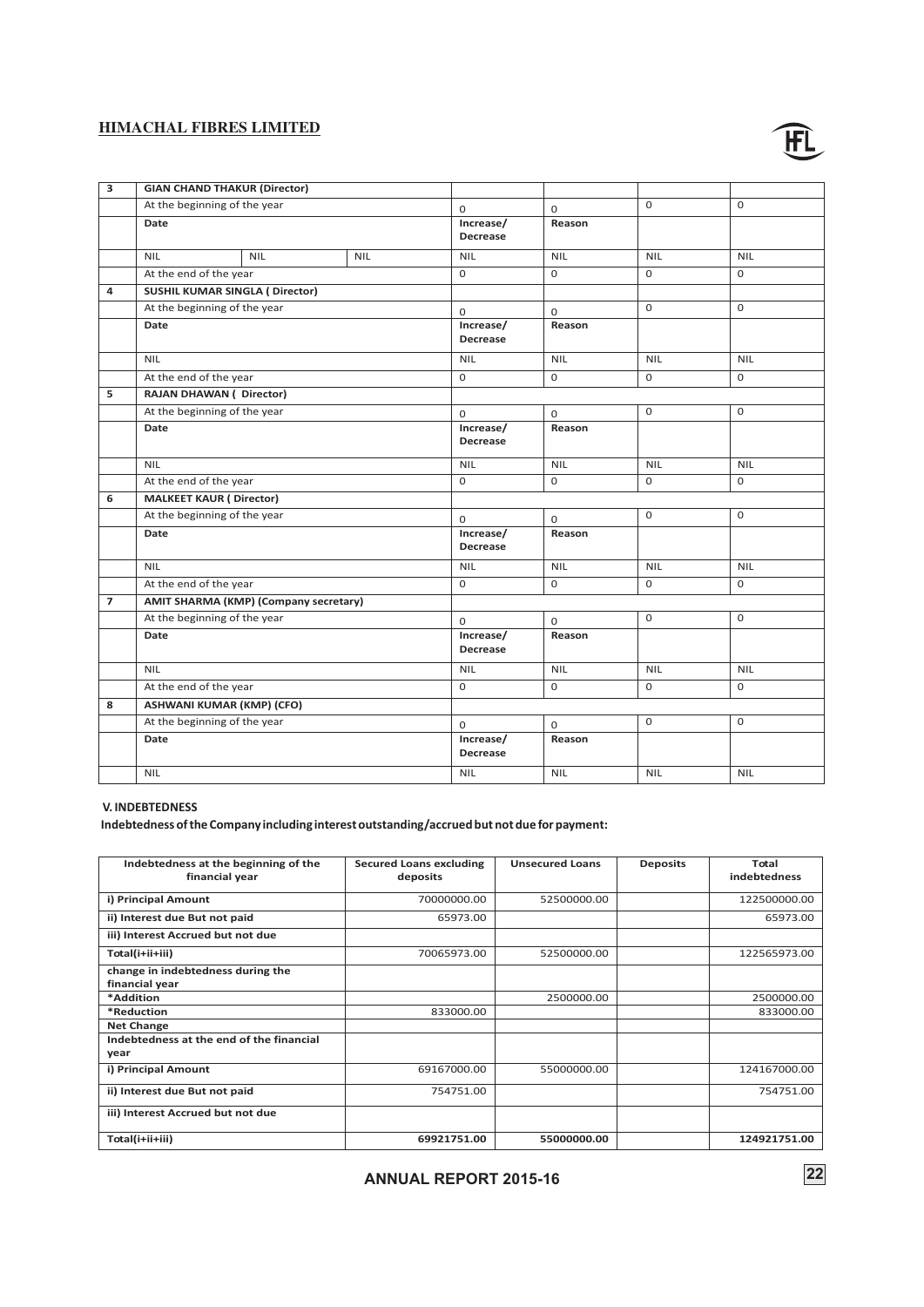| 3 | GIAN CHAND THAKUR (Director) | | | | | | |
|---|---|---|---|---|---|---|---|
| | At the beginning of the year | | | 0 | 0 | 0 | 0 |
| | Date | | | Increase/ Decrease | Reason | | |
| | NIL | NIL | NIL | NIL | NIL | NIL | NIL |
| | At the end of the year | | | 0 | 0 | 0 | 0 |
| 4 | SUSHIL KUMAR SINGLA ( Director) | | | | | | |
| | At the beginning of the year | | | 0 | 0 | 0 | 0 |
| | Date | | | Increase/ Decrease | Reason | | |
| | NIL | | | NIL | NIL | NIL | NIL |
| | At the end of the year | | | 0 | 0 | 0 | 0 |
| 5 | RAJAN DHAWAN ( Director) | | | | | | |
| | At the beginning of the year | | | 0 | 0 | 0 | 0 |
| | Date | | | Increase/ Decrease | Reason | | |
| | NIL | | | NIL | NIL | NIL | NIL |
| | At the end of the year | | | 0 | 0 | 0 | 0 |
| 6 | MALKEET KAUR ( Director) | | | | | | |
| | At the beginning of the year | | | 0 | 0 | 0 | 0 |
| | Date | | | Increase/ Decrease | Reason | | |
| | NIL | | | NIL | NIL | NIL | NIL |
| | At the end of the year | | | 0 | 0 | 0 | 0 |
| 7 | AMIT SHARMA (KMP) (Company secretary) | | | | | | |
| | At the beginning of the year | | | 0 | 0 | 0 | 0 |
| | Date | | | Increase/ Decrease | Reason | | |
| | NIL | | | NIL | NIL | NIL | NIL |
| | At the end of the year | | | 0 | 0 | 0 | 0 |
| 8 | ASHWANI KUMAR (KMP) (CFO) | | | | | | |
| | At the beginning of the year | | | 0 | 0 | 0 | 0 |
| | Date | | | Increase/ Decrease | Reason | | |
| | NIL | | | NIL | NIL | NIL | NIL |

## V. INDEBTEDNESS

**Indebtedness of the Company including interest outstanding/accrued but not due for payment:**

| Indebtedness at the beginning of the financial year | Secured Loans excluding deposits | Unsecured Loans | Deposits | Total indebtedness |
|---|---|---|---|---|
| i) Principal Amount | 70000000.00 | 52500000.00 | | 122500000.00 |
| ii) Interest due But not paid | 65973.00 | | | 65973.00 |
| iii) Interest Accrued but not due | | | | |
| Total(i+ii+iii) | 70065973.00 | 52500000.00 | | 122565973.00 |
| change in indebtedness during the financial year | | | | |
| *Addition | | 2500000.00 | | 2500000.00 |
| *Reduction | 833000.00 | | | 833000.00 |
| Net Change | | | | |
| Indebtedness at the end of the financial year | | | | |
| i) Principal Amount | 69167000.00 | 55000000.00 | | 124167000.00 |
| ii) Interest due But not paid | 754751.00 | | | 754751.00 |
| iii) Interest Accrued but not due | | | | |
| **Total(i+ii+iii)** | **69921751.00** | **55000000.00** | | **124921751.00** |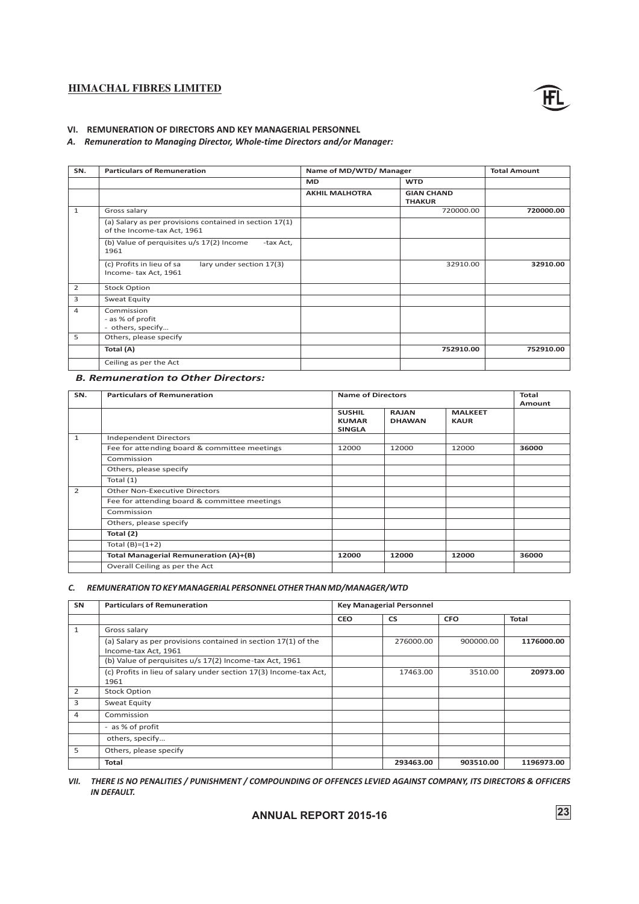### VI. REMUNERATION OF DIRECTORS AND KEY MANAGERIAL PERSONNEL

*A. Remuneration to Managing Director, Whole-time Directors and/or Manager:*

| SN. | Particulars of Remuneration | Name of MD/WTD/ Manager | | Total Amount |
|---|---|---|---|---|
| | | MD | WTD | |
| | | AKHIL MALHOTRA | GIAN CHAND THAKUR | |
| 1 | Gross salary | | 720000.00 | **720000.00** |
| | (a) Salary as per provisions contained in section 17(1) of the Income-tax Act, 1961 | | | |
| | (b) Value of perquisites u/s 17(2) Income -tax Act, 1961 | | | |
| | (c) Profits in lieu of sa lary under section 17(3) Income- tax Act, 1961 | | 32910.00 | **32910.00** |
| 2 | Stock Option | | | |
| 3 | Sweat Equity | | | |
| 4 | Commission<br>- as % of profit<br>- others, specify... | | | |
| 5 | Others, please specify | | | |
| | **Total (A)** | | **752910.00** | **752910.00** |
| | Ceiling as per the Act | | | |

*B. Remuneration to Other Directors:*

| SN. | Particulars of Remuneration | Name of Directors | | | Total Amount |
|---|---|---|---|---|---|
| | | SUSHIL KUMAR SINGLA | RAJAN DHAWAN | MALKEET KAUR | |
| 1 | Independent Directors | | | | |
| | Fee for attending board & committee meetings | 12000 | 12000 | 12000 | **36000** |
| | Commission | | | | |
| | Others, please specify | | | | |
| | Total (1) | | | | |
| 2 | Other Non-Executive Directors | | | | |
| | Fee for attending board & committee meetings | | | | |
| | Commission | | | | |
| | Others, please specify | | | | |
| | **Total (2)** | | | | |
| | Total (B)=(1+2) | | | | |
| | **Total Managerial Remuneration (A)+(B)** | **12000** | **12000** | **12000** | **36000** |
| | Overall Ceiling as per the Act | | | | |

*C. REMUNERATION TO KEY MANAGERIAL PERSONNEL OTHER THAN MD/MANAGER/WTD*

| SN | Particulars of Remuneration | Key Managerial Personnel | | | |
|---|---|---|---|---|---|
| | | CEO | CS | CFO | Total |
| 1 | Gross salary | | | | |
| | (a) Salary as per provisions contained in section 17(1) of the Income-tax Act, 1961 | | 276000.00 | 900000.00 | **1176000.00** |
| | (b) Value of perquisites u/s 17(2) Income-tax Act, 1961 | | | | |
| | (c) Profits in lieu of salary under section 17(3) Income-tax Act, 1961 | | 17463.00 | 3510.00 | **20973.00** |
| 2 | Stock Option | | | | |
| 3 | Sweat Equity | | | | |
| 4 | Commission | | | | |
| | - as % of profit | | | | |
| | others, specify... | | | | |
| 5 | Others, please specify | | | | |
| | **Total** | | **293463.00** | **903510.00** | **1196973.00** |

***VII. THERE IS NO PENALITIES / PUNISHMENT / COMPOUNDING OF OFFENCES LEVIED AGAINST COMPANY, ITS DIRECTORS & OFFICERS IN DEFAULT.***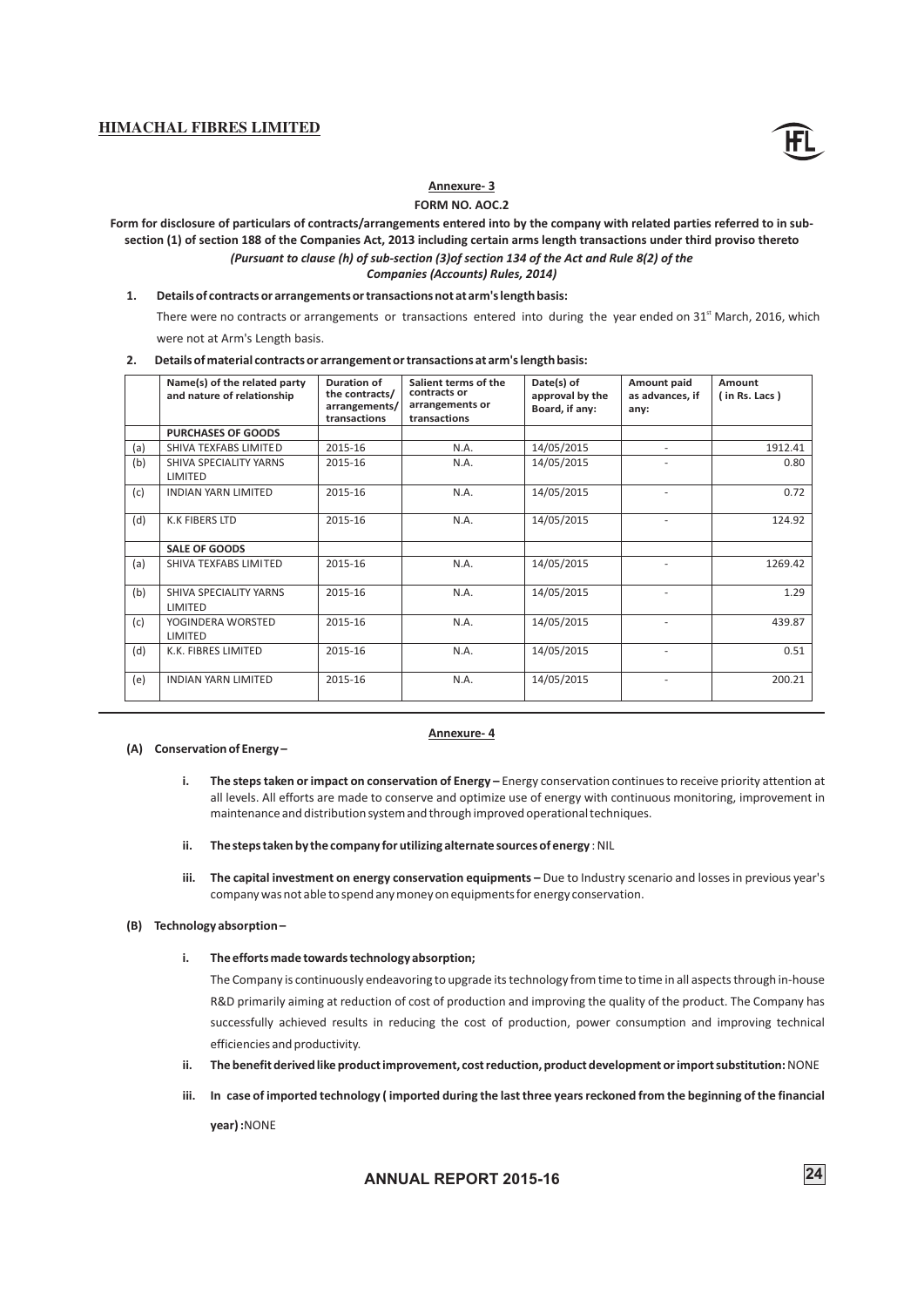## Annexure- 3

### FORM NO. AOC.2

**Form for disclosure of particulars of contracts/arrangements entered into by the company with related parties referred to in sub-section (1) of section 188 of the Companies Act, 2013 including certain arms length transactions under third proviso thereto**

***(Pursuant to clause (h) of sub-section (3)of section 134 of the Act and Rule 8(2) of the Companies (Accounts) Rules, 2014)***

**1. Details of contracts or arrangements or transactions not at arm's length basis:**

There were no contracts or arrangements or transactions entered into during the year ended on 31st March, 2016, which were not at Arm's Length basis.

**2. Details of material contracts or arrangement or transactions at arm's length basis:**

| | Name(s) of the related party and nature of relationship | Duration of the contracts/ arrangements/ transactions | Salient terms of the contracts or arrangements or transactions | Date(s) of approval by the Board, if any: | Amount paid as advances, if any: | Amount ( in Rs. Lacs ) |
|---|---|---|---|---|---|---|
| | **PURCHASES OF GOODS** | | | | | |
| (a) | SHIVA TEXFABS LIMITED | 2015-16 | N.A. | 14/05/2015 | - | 1912.41 |
| (b) | SHIVA SPECIALITY YARNS LIMITED | 2015-16 | N.A. | 14/05/2015 | - | 0.80 |
| (c) | INDIAN YARN LIMITED | 2015-16 | N.A. | 14/05/2015 | - | 0.72 |
| (d) | K.K FIBERS LTD | 2015-16 | N.A. | 14/05/2015 | - | 124.92 |
| | **SALE OF GOODS** | | | | | |
| (a) | SHIVA TEXFABS LIMITED | 2015-16 | N.A. | 14/05/2015 | - | 1269.42 |
| (b) | SHIVA SPECIALITY YARNS LIMITED | 2015-16 | N.A. | 14/05/2015 | - | 1.29 |
| (c) | YOGINDERA WORSTED LIMITED | 2015-16 | N.A. | 14/05/2015 | - | 439.87 |
| (d) | K.K. FIBRES LIMITED | 2015-16 | N.A. | 14/05/2015 | - | 0.51 |
| (e) | INDIAN YARN LIMITED | 2015-16 | N.A. | 14/05/2015 | - | 200.21 |

## Annexure- 4

**(A) Conservation of Energy –**

i. **The steps taken or impact on conservation of Energy –** Energy conservation continues to receive priority attention at all levels. All efforts are made to conserve and optimize use of energy with continuous monitoring, improvement in maintenance and distribution system and through improved operational techniques.

ii. **The steps taken by the company for utilizing alternate sources of energy** : NIL

iii. **The capital investment on energy conservation equipments –** Due to Industry scenario and losses in previous year's company was not able to spend any money on equipments for energy conservation.

**(B) Technology absorption –**

i. **The efforts made towards technology absorption;**

The Company is continuously endeavoring to upgrade its technology from time to time in all aspects through in-house R&D primarily aiming at reduction of cost of production and improving the quality of the product. The Company has successfully achieved results in reducing the cost of production, power consumption and improving technical efficiencies and productivity.

ii. **The benefit derived like product improvement, cost reduction, product development or import substitution:** NONE

iii. **In case of imported technology ( imported during the last three years reckoned from the beginning of the financial year) :**NONE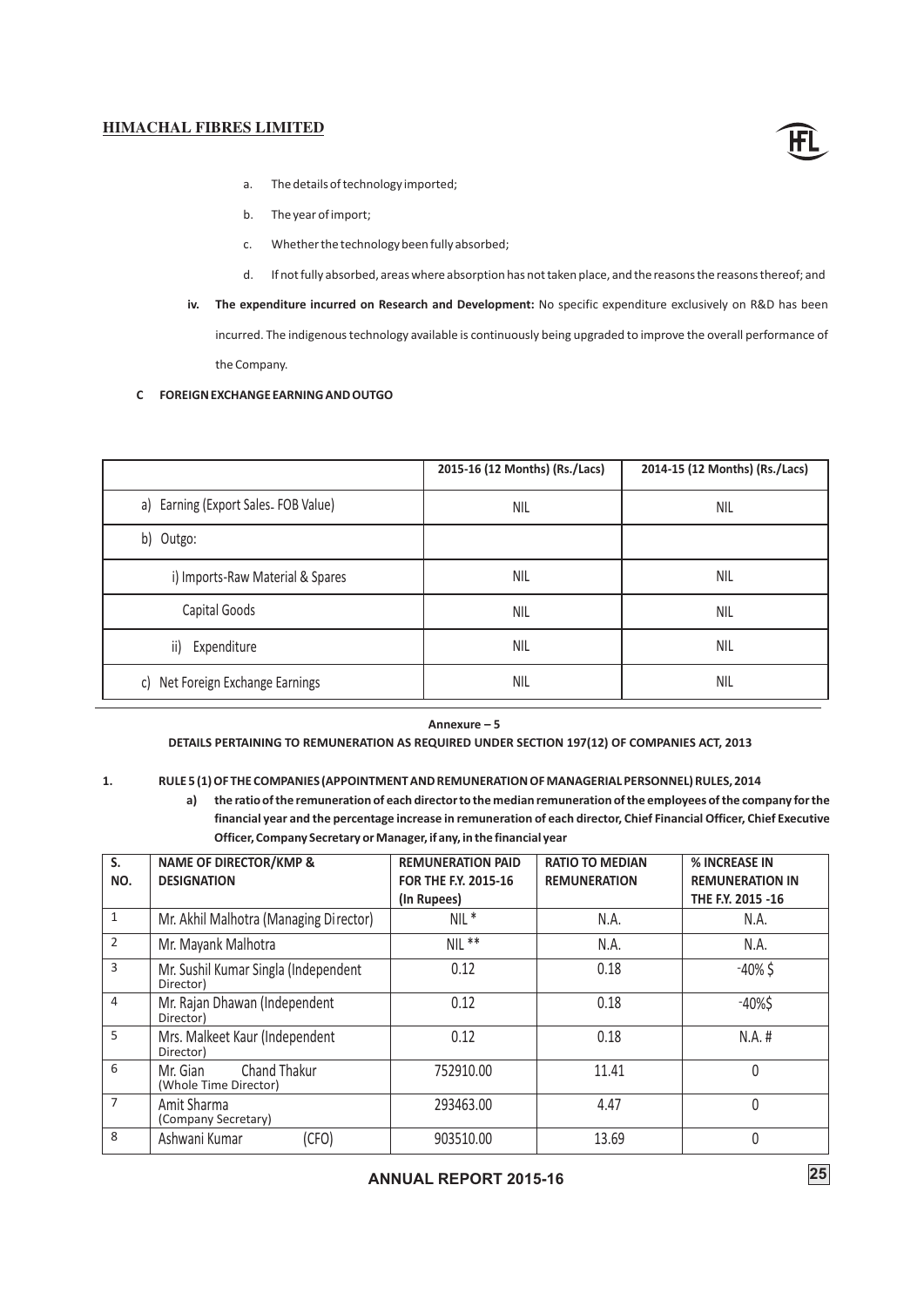a. The details of technology imported;

b. The year of import;

c. Whether the technology been fully absorbed;

d. If not fully absorbed, areas where absorption has not taken place, and the reasons the reasons thereof; and

**iv. The expenditure incurred on Research and Development:** No specific expenditure exclusively on R&D has been incurred. The indigenous technology available is continuously being upgraded to improve the overall performance of the Company.

**C FOREIGN EXCHANGE EARNING AND OUTGO**

| | 2015-16 (12 Months) (Rs./Lacs) | 2014-15 (12 Months) (Rs./Lacs) |
|---|---|---|
| a) Earning (Export Sales- FOB Value) | NIL | NIL |
| b) Outgo: | | |
| i) Imports-Raw Material & Spares | NIL | NIL |
| Capital Goods | NIL | NIL |
| ii) Expenditure | NIL | NIL |
| c) Net Foreign Exchange Earnings | NIL | NIL |

## Annexure – 5

**DETAILS PERTAINING TO REMUNERATION AS REQUIRED UNDER SECTION 197(12) OF COMPANIES ACT, 2013**

**1. RULE 5 (1) OF THE COMPANIES (APPOINTMENT AND REMUNERATION OF MANAGERIAL PERSONNEL) RULES, 2014**

**a) the ratio of the remuneration of each director to the median remuneration of the employees of the company for the financial year and the percentage increase in remuneration of each director, Chief Financial Officer, Chief Executive Officer, Company Secretary or Manager, if any, in the financial year**

| S. NO. | NAME OF DIRECTOR/KMP & DESIGNATION | REMUNERATION PAID FOR THE F.Y. 2015-16 (In Rupees) | RATIO TO MEDIAN REMUNERATION | % INCREASE IN REMUNERATION IN THE F.Y. 2015 -16 |
|---|---|---|---|---|
| 1 | Mr. Akhil Malhotra (Managing Director) | NIL * | N.A. | N.A. |
| 2 | Mr. Mayank Malhotra | NIL ** | N.A. | N.A. |
| 3 | Mr. Sushil Kumar Singla (Independent Director) | 0.12 | 0.18 | -40% $ |
| 4 | Mr. Rajan Dhawan (Independent Director) | 0.12 | 0.18 | -40%$ |
| 5 | Mrs. Malkeet Kaur (Independent Director) | 0.12 | 0.18 | N.A. # |
| 6 | Mr. Gian Chand Thakur (Whole Time Director) | 752910.00 | 11.41 | 0 |
| 7 | Amit Sharma (Company Secretary) | 293463.00 | 4.47 | 0 |
| 8 | Ashwani Kumar (CFO) | 903510.00 | 13.69 | 0 |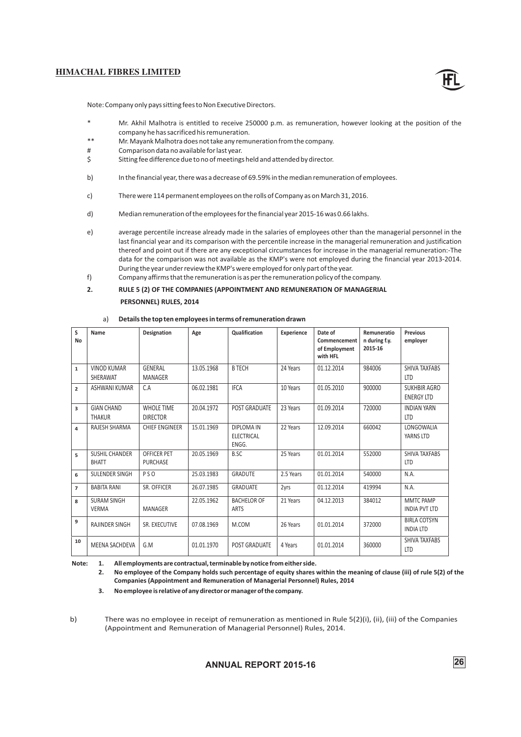Note: Company only pays sitting fees to Non Executive Directors.

\* Mr. Akhil Malhotra is entitled to receive 250000 p.m. as remuneration, however looking at the position of the company he has sacrificed his remuneration.

\*\* Mr. Mayank Malhotra does not take any remuneration from the company.

# Comparison data no available for last year.

$ Sitting fee difference due to no of meetings held and attended by director.

b) In the financial year, there was a decrease of 69.59% in the median remuneration of employees.

c) There were 114 permanent employees on the rolls of Company as on March 31, 2016.

d) Median remuneration of the employees for the financial year 2015-16 was 0.66 lakhs.

e) average percentile increase already made in the salaries of employees other than the managerial personnel in the last financial year and its comparison with the percentile increase in the managerial remuneration and justification thereof and point out if there are any exceptional circumstances for increase in the managerial remuneration:-The data for the comparison was not available as the KMP's were not employed during the financial year 2013-2014. During the year under review the KMP's were employed for only part of the year.

f) Company affirms that the remuneration is as per the remuneration policy of the company.

**2. RULE 5 (2) OF THE COMPANIES (APPOINTMENT AND REMUNERATION OF MANAGERIAL PERSONNEL) RULES, 2014**

a) **Details the top ten employees in terms of remuneration drawn**

| S No | Name | Designation | Age | Qualification | Experience | Date of Commencement of Employment with HFL | Remuneration during f.y. 2015-16 | Previous employer |
|---|---|---|---|---|---|---|---|---|
| 1 | VINOD KUMAR SHERAWAT | GENERAL MANAGER | 13.05.1968 | B TECH | 24 Years | 01.12.2014 | 984006 | SHIVA TAXFABS LTD |
| 2 | ASHWANI KUMAR | C.A | 06.02.1981 | IFCA | 10 Years | 01.05.2010 | 900000 | SUKHBIR AGRO ENERGY LTD |
| 3 | GIAN CHAND THAKUR | WHOLE TIME DIRECTOR | 20.04.1972 | POST GRADUATE | 23 Years | 01.09.2014 | 720000 | INDIAN YARN LTD |
| 4 | RAJESH SHARMA | CHIEF ENGINEER | 15.01.1969 | DIPLOMA IN ELECTRICAL ENGG. | 22 Years | 12.09.2014 | 660042 | LONGOWALIA YARNS LTD |
| 5 | SUSHIL CHANDER BHATT | OFFICER PET PURCHASE | 20.05.1969 | B.SC | 25 Years | 01.01.2014 | 552000 | SHIVA TAXFABS LTD |
| 6 | SULENDER SINGH | P S O | 25.03.1983 | GRADUTE | 2.5 Years | 01.01.2014 | 540000 | N.A. |
| 7 | BABITA RANI | SR. OFFICER | 26.07.1985 | GRADUATE | 2yrs | 01.12.2014 | 419994 | N.A. |
| 8 | SURAM SINGH VERMA | MANAGER | 22.05.1962 | BACHELOR OF ARTS | 21 Years | 04.12.2013 | 384012 | MMTC PAMP INDIA PVT LTD |
| 9 | RAJINDER SINGH | SR. EXECUTIVE | 07.08.1969 | M.COM | 26 Years | 01.01.2014 | 372000 | BIRLA COTSYN INDIA LTD |
| 10 | MEENA SACHDEVA | G.M | 01.01.1970 | POST GRADUATE | 4 Years | 01.01.2014 | 360000 | SHIVA TAXFABS LTD |

**Note:**

1. **All employments are contractual, terminable by notice from either side.**
2. **No employee of the Company holds such percentage of equity shares within the meaning of clause (iii) of rule 5(2) of the Companies (Appointment and Remuneration of Managerial Personnel) Rules, 2014**
3. **No employee is relative of any director or manager of the company.**

b) There was no employee in receipt of remuneration as mentioned in Rule 5(2)(i), (ii), (iii) of the Companies (Appointment and Remuneration of Managerial Personnel) Rules, 2014.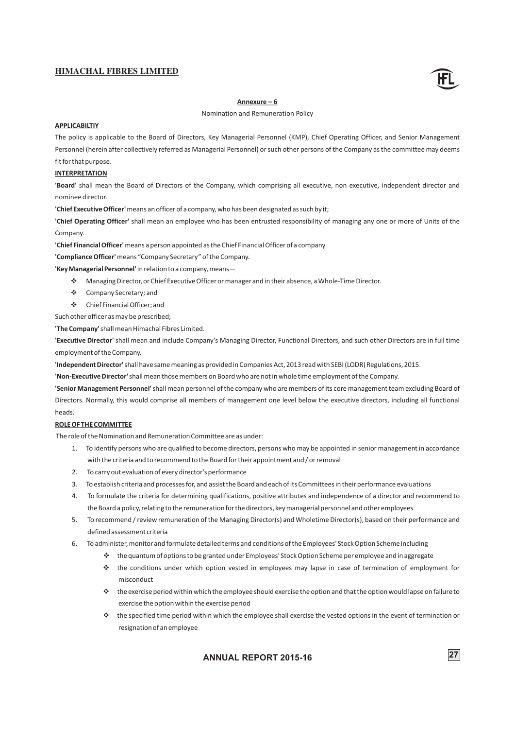**Annexure – 6**

Nomination and Remuneration Policy

**APPLICABILTIY**

The policy is applicable to the Board of Directors, Key Managerial Personnel (KMP), Chief Operating Officer, and Senior Management Personnel (herein after collectively referred as Managerial Personnel) or such other persons of the Company as the committee may deems fit for that purpose.

**INTERPRETATION**

**'Board'** shall mean the Board of Directors of the Company, which comprising all executive, non executive, independent director and nominee director.

**'Chief Executive Officer'** means an officer of a company, who has been designated as such by it;

**'Chief Operating Officer'** shall mean an employee who has been entrusted responsibility of managing any one or more of Units of the Company.

**'Chief Financial Officer'** means a person appointed as the Chief Financial Officer of a company

**'Compliance Officer'** means "Company Secretary" of the Company.

**'Key Managerial Personnel'** in relation to a company, means—

- Managing Director, or Chief Executive Officer or manager and in their absence, a Whole-Time Director.
- Company Secretary; and
- Chief Financial Officer; and

Such other officer as may be prescribed;

**'The Company'** shall mean Himachal Fibres Limited.

**'Executive Director'** shall mean and include Company's Managing Director, Functional Directors, and such other Directors are in full time employment of the Company.

**'Independent Director'** shall have same meaning as provided in Companies Act, 2013 read with SEBI (LODR) Regulations, 2015.

**'Non-Executive Director'** shall mean those members on Board who are not in whole time employment of the Company.

**'Senior Management Personnel'** shall mean personnel of the company who are members of its core management team excluding Board of Directors. Normally, this would comprise all members of management one level below the executive directors, including all functional heads.

**ROLE OF THE COMMITTEE**

The role of the Nomination and Remuneration Committee are as under:

1. To identify persons who are qualified to become directors, persons who may be appointed in senior management in accordance with the criteria and to recommend to the Board for their appointment and / or removal
2. To carry out evaluation of every director's performance
3. To establish criteria and processes for, and assist the Board and each of its Committees in their performance evaluations
4. To formulate the criteria for determining qualifications, positive attributes and independence of a director and recommend to the Board a policy, relating to the remuneration for the directors, key managerial personnel and other employees
5. To recommend / review remuneration of the Managing Director(s) and Wholetime Director(s), based on their performance and defined assessment criteria
6. To administer, monitor and formulate detailed terms and conditions of the Employees' Stock Option Scheme including
   - the quantum of options to be granted under Employees' Stock Option Scheme per employee and in aggregate
   - the conditions under which option vested in employees may lapse in case of termination of employment for misconduct
   - the exercise period within which the employee should exercise the option and that the option would lapse on failure to exercise the option within the exercise period
   - the specified time period within which the employee shall exercise the vested options in the event of termination or resignation of an employee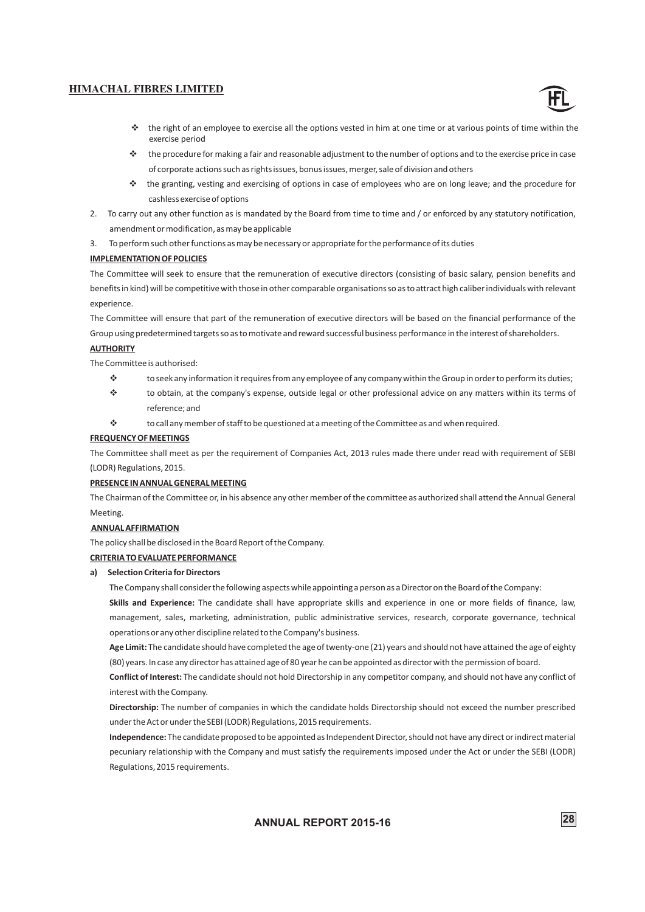- the right of an employee to exercise all the options vested in him at one time or at various points of time within the exercise period
- the procedure for making a fair and reasonable adjustment to the number of options and to the exercise price in case of corporate actions such as rights issues, bonus issues, merger, sale of division and others
- the granting, vesting and exercising of options in case of employees who are on long leave; and the procedure for cashless exercise of options

2. To carry out any other function as is mandated by the Board from time to time and / or enforced by any statutory notification, amendment or modification, as may be applicable
3. To perform such other functions as may be necessary or appropriate for the performance of its duties

**IMPLEMENTATION OF POLICIES**

The Committee will seek to ensure that the remuneration of executive directors (consisting of basic salary, pension benefits and benefits in kind) will be competitive with those in other comparable organisations so as to attract high caliber individuals with relevant experience.

The Committee will ensure that part of the remuneration of executive directors will be based on the financial performance of the Group using predetermined targets so as to motivate and reward successful business performance in the interest of shareholders.

**AUTHORITY**

The Committee is authorised:

- to seek any information it requires from any employee of any company within the Group in order to perform its duties;
- to obtain, at the company's expense, outside legal or other professional advice on any matters within its terms of reference; and
- to call any member of staff to be questioned at a meeting of the Committee as and when required.

**FREQUENCY OF MEETINGS**

The Committee shall meet as per the requirement of Companies Act, 2013 rules made there under read with requirement of SEBI (LODR) Regulations, 2015.

**PRESENCE IN ANNUAL GENERAL MEETING**

The Chairman of the Committee or, in his absence any other member of the committee as authorized shall attend the Annual General Meeting.

**ANNUAL AFFIRMATION**

The policy shall be disclosed in the Board Report of the Company.

**CRITERIA TO EVALUATE PERFORMANCE**

**a) Selection Criteria for Directors**

The Company shall consider the following aspects while appointing a person as a Director on the Board of the Company:

**Skills and Experience:** The candidate shall have appropriate skills and experience in one or more fields of finance, law, management, sales, marketing, administration, public administrative services, research, corporate governance, technical operations or any other discipline related to the Company's business.

**Age Limit:** The candidate should have completed the age of twenty-one (21) years and should not have attained the age of eighty (80) years. In case any director has attained age of 80 year he can be appointed as director with the permission of board.

**Conflict of Interest:** The candidate should not hold Directorship in any competitor company, and should not have any conflict of interest with the Company.

**Directorship:** The number of companies in which the candidate holds Directorship should not exceed the number prescribed under the Act or under the SEBI (LODR) Regulations, 2015 requirements.

**Independence:** The candidate proposed to be appointed as Independent Director, should not have any direct or indirect material pecuniary relationship with the Company and must satisfy the requirements imposed under the Act or under the SEBI (LODR) Regulations, 2015 requirements.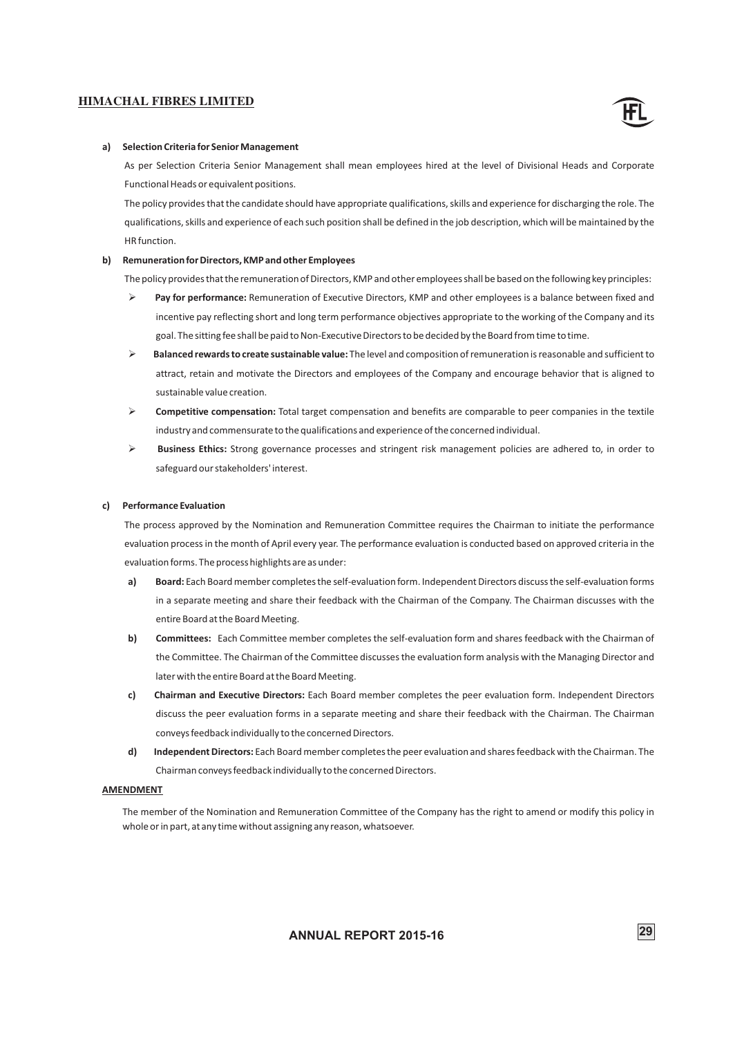**a) Selection Criteria for Senior Management**

As per Selection Criteria Senior Management shall mean employees hired at the level of Divisional Heads and Corporate Functional Heads or equivalent positions.

The policy provides that the candidate should have appropriate qualifications, skills and experience for discharging the role. The qualifications, skills and experience of each such position shall be defined in the job description, which will be maintained by the HR function.

**b) Remuneration for Directors, KMP and other Employees**

The policy provides that the remuneration of Directors, KMP and other employees shall be based on the following key principles:

- **Pay for performance:** Remuneration of Executive Directors, KMP and other employees is a balance between fixed and incentive pay reflecting short and long term performance objectives appropriate to the working of the Company and its goal. The sitting fee shall be paid to Non-Executive Directors to be decided by the Board from time to time.
- **Balanced rewards to create sustainable value:** The level and composition of remuneration is reasonable and sufficient to attract, retain and motivate the Directors and employees of the Company and encourage behavior that is aligned to sustainable value creation.
- **Competitive compensation:** Total target compensation and benefits are comparable to peer companies in the textile industry and commensurate to the qualifications and experience of the concerned individual.
- **Business Ethics:** Strong governance processes and stringent risk management policies are adhered to, in order to safeguard our stakeholders' interest.

**c) Performance Evaluation**

The process approved by the Nomination and Remuneration Committee requires the Chairman to initiate the performance evaluation process in the month of April every year. The performance evaluation is conducted based on approved criteria in the evaluation forms. The process highlights are as under:

a) **Board:** Each Board member completes the self-evaluation form. Independent Directors discuss the self-evaluation forms in a separate meeting and share their feedback with the Chairman of the Company. The Chairman discusses with the entire Board at the Board Meeting.

b) **Committees:** Each Committee member completes the self-evaluation form and shares feedback with the Chairman of the Committee. The Chairman of the Committee discusses the evaluation form analysis with the Managing Director and later with the entire Board at the Board Meeting.

c) **Chairman and Executive Directors:** Each Board member completes the peer evaluation form. Independent Directors discuss the peer evaluation forms in a separate meeting and share their feedback with the Chairman. The Chairman conveys feedback individually to the concerned Directors.

d) **Independent Directors:** Each Board member completes the peer evaluation and shares feedback with the Chairman. The Chairman conveys feedback individually to the concerned Directors.

**AMENDMENT**

The member of the Nomination and Remuneration Committee of the Company has the right to amend or modify this policy in whole or in part, at any time without assigning any reason, whatsoever.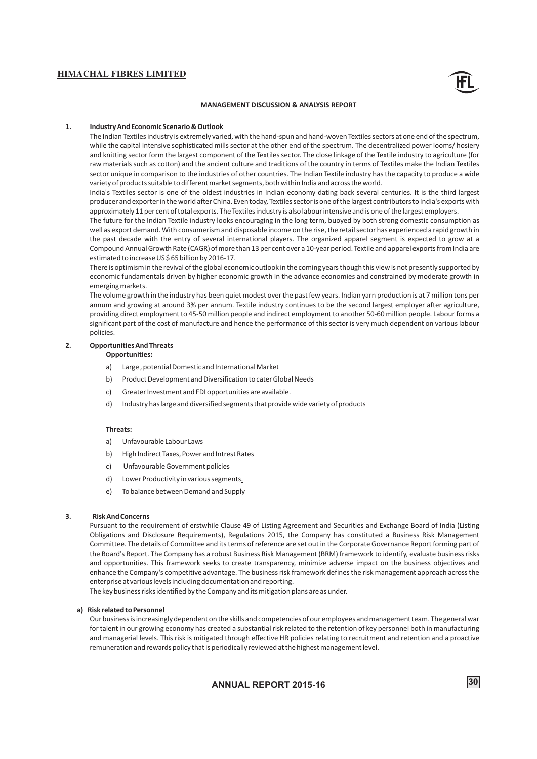## MANAGEMENT DISCUSSION & ANALYSIS REPORT

### 1. Industry And Economic Scenario & Outlook

The Indian Textiles industry is extremely varied, with the hand-spun and hand-woven Textiles sectors at one end of the spectrum, while the capital intensive sophisticated mills sector at the other end of the spectrum. The decentralized power looms/ hosiery and knitting sector form the largest component of the Textiles sector. The close linkage of the Textile industry to agriculture (for raw materials such as cotton) and the ancient culture and traditions of the country in terms of Textiles make the Indian Textiles sector unique in comparison to the industries of other countries. The Indian Textile industry has the capacity to produce a wide variety of products suitable to different market segments, both within India and across the world.

India's Textiles sector is one of the oldest industries in Indian economy dating back several centuries. It is the third largest producer and exporter in the world after China. Even today, Textiles sector is one of the largest contributors to India's exports with approximately 11 per cent of total exports. The Textiles industry is also labour intensive and is one of the largest employers.

The future for the Indian Textile industry looks encouraging in the long term, buoyed by both strong domestic consumption as well as export demand. With consumerism and disposable income on the rise, the retail sector has experienced a rapid growth in the past decade with the entry of several international players. The organized apparel segment is expected to grow at a Compound Annual Growth Rate (CAGR) of more than 13 per cent over a 10-year period. Textile and apparel exports from India are estimated to increase US $ 65 billion by 2016-17.

There is optimism in the revival of the global economic outlook in the coming years though this view is not presently supported by economic fundamentals driven by higher economic growth in the advance economies and constrained by moderate growth in emerging markets.

The volume growth in the industry has been quiet modest over the past few years. Indian yarn production is at 7 million tons per annum and growing at around 3% per annum. Textile industry continues to be the second largest employer after agriculture, providing direct employment to 45-50 million people and indirect employment to another 50-60 million people. Labour forms a significant part of the cost of manufacture and hence the performance of this sector is very much dependent on various labour policies.

### 2. Opportunities And Threats

**Opportunities:**

a) Large , potential Domestic and International Market

b) Product Development and Diversification to cater Global Needs

c) Greater Investment and FDI opportunities are available.

d) Industry has large and diversified segments that provide wide variety of products

**Threats:**

a) Unfavourable Labour Laws

b) High Indirect Taxes, Power and Intrest Rates

c) Unfavourable Government policies

d) Lower Productivity in various segments.

e) To balance between Demand and Supply

### 3. Risk And Concerns

Pursuant to the requirement of erstwhile Clause 49 of Listing Agreement and Securities and Exchange Board of India (Listing Obligations and Disclosure Requirements), Regulations 2015, the Company has constituted a Business Risk Management Committee. The details of Committee and its terms of reference are set out in the Corporate Governance Report forming part of the Board's Report. The Company has a robust Business Risk Management (BRM) framework to identify, evaluate business risks and opportunities. This framework seeks to create transparency, minimize adverse impact on the business objectives and enhance the Company's competitive advantage. The business risk framework defines the risk management approach across the enterprise at various levels including documentation and reporting.

The key business risks identified by the Company and its mitigation plans are as under.

**a) Risk related to Personnel**

Our business is increasingly dependent on the skills and competencies of our employees and management team. The general war for talent in our growing economy has created a substantial risk related to the retention of key personnel both in manufacturing and managerial levels. This risk is mitigated through effective HR policies relating to recruitment and retention and a proactive remuneration and rewards policy that is periodically reviewed at the highest management level.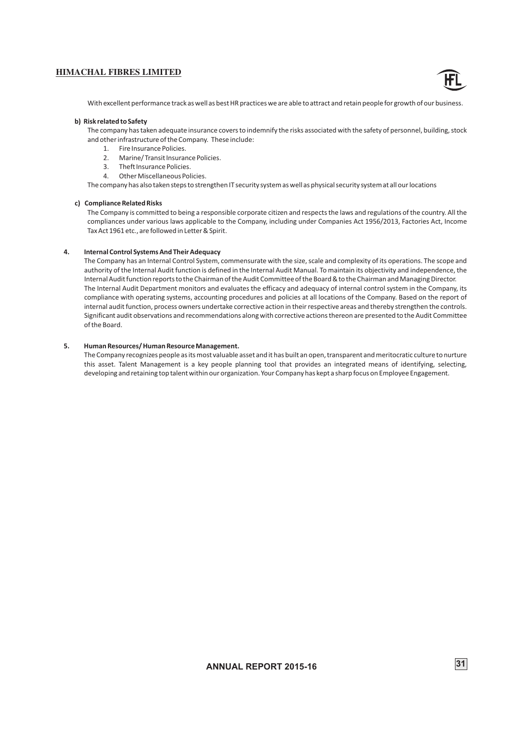With excellent performance track as well as best HR practices we are able to attract and retain people for growth of our business.

**b) Risk related to Safety**

The company has taken adequate insurance covers to indemnify the risks associated with the safety of personnel, building, stock and other infrastructure of the Company. These include:

1. Fire Insurance Policies.
2. Marine/ Transit Insurance Policies.
3. Theft Insurance Policies.
4. Other Miscellaneous Policies.

The company has also taken steps to strengthen IT security system as well as physical security system at all our locations

**c) Compliance Related Risks**

The Company is committed to being a responsible corporate citizen and respects the laws and regulations of the country. All the compliances under various laws applicable to the Company, including under Companies Act 1956/2013, Factories Act, Income Tax Act 1961 etc., are followed in Letter & Spirit.

**4. Internal Control Systems And Their Adequacy**

The Company has an Internal Control System, commensurate with the size, scale and complexity of its operations. The scope and authority of the Internal Audit function is defined in the Internal Audit Manual. To maintain its objectivity and independence, the Internal Audit function reports to the Chairman of the Audit Committee of the Board & to the Chairman and Managing Director.

The Internal Audit Department monitors and evaluates the efficacy and adequacy of internal control system in the Company, its compliance with operating systems, accounting procedures and policies at all locations of the Company. Based on the report of internal audit function, process owners undertake corrective action in their respective areas and thereby strengthen the controls. Significant audit observations and recommendations along with corrective actions thereon are presented to the Audit Committee of the Board.

**5. Human Resources/ Human Resource Management.**

The Company recognizes people as its most valuable asset and it has built an open, transparent and meritocratic culture to nurture this asset. Talent Management is a key people planning tool that provides an integrated means of identifying, selecting, developing and retaining top talent within our organization. Your Company has kept a sharp focus on Employee Engagement.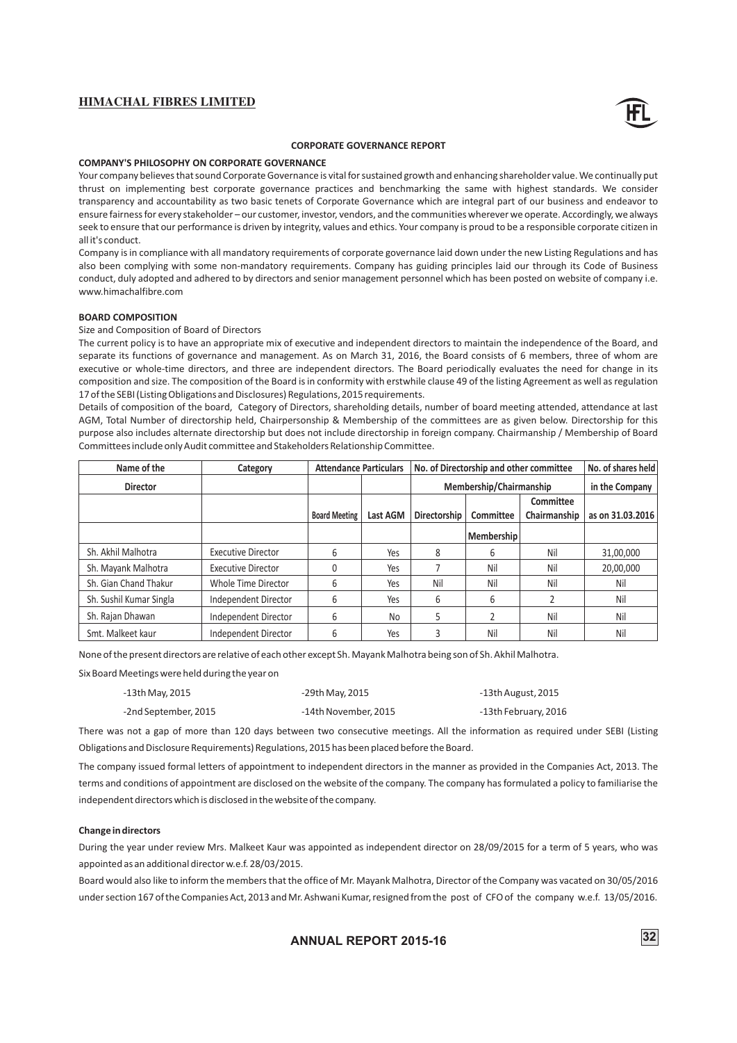## CORPORATE GOVERNANCE REPORT

### COMPANY'S PHILOSOPHY ON CORPORATE GOVERNANCE

Your company believes that sound Corporate Governance is vital for sustained growth and enhancing shareholder value. We continually put thrust on implementing best corporate governance practices and benchmarking the same with highest standards. We consider transparency and accountability as two basic tenets of Corporate Governance which are integral part of our business and endeavor to ensure fairness for every stakeholder – our customer, investor, vendors, and the communities wherever we operate. Accordingly, we always seek to ensure that our performance is driven by integrity, values and ethics. Your company is proud to be a responsible corporate citizen in all it's conduct.

Company is in compliance with all mandatory requirements of corporate governance laid down under the new Listing Regulations and has also been complying with some non-mandatory requirements. Company has guiding principles laid our through its Code of Business conduct, duly adopted and adhered to by directors and senior management personnel which has been posted on website of company i.e. www.himachalfibre.com

### BOARD COMPOSITION

Size and Composition of Board of Directors

The current policy is to have an appropriate mix of executive and independent directors to maintain the independence of the Board, and separate its functions of governance and management. As on March 31, 2016, the Board consists of 6 members, three of whom are executive or whole-time directors, and three are independent directors. The Board periodically evaluates the need for change in its composition and size. The composition of the Board is in conformity with erstwhile clause 49 of the listing Agreement as well as regulation 17 of the SEBI (Listing Obligations and Disclosures) Regulations, 2015 requirements.

Details of composition of the board, Category of Directors, shareholding details, number of board meeting attended, attendance at last AGM, Total Number of directorship held, Chairpersonship & Membership of the committees are as given below. Directorship for this purpose also includes alternate directorship but does not include directorship in foreign company. Chairmanship / Membership of Board Committees include only Audit committee and Stakeholders Relationship Committee.

| Name of the Director | Category | Attendance Particulars | | No. of Directorship and other committee Membership/Chairmanship | | | No. of shares held in the Company as on 31.03.2016 |
|---|---|---|---|---|---|---|---|
| | | Board Meeting | Last AGM | Directorship | Committee Membership | Committee Chairmanship | |
| Sh. Akhil Malhotra | Executive Director | 6 | Yes | 8 | 6 | Nil | 31,00,000 |
| Sh. Mayank Malhotra | Executive Director | 0 | Yes | 7 | Nil | Nil | 20,00,000 |
| Sh. Gian Chand Thakur | Whole Time Director | 6 | Yes | Nil | Nil | Nil | Nil |
| Sh. Sushil Kumar Singla | Independent Director | 6 | Yes | 6 | 6 | 2 | Nil |
| Sh. Rajan Dhawan | Independent Director | 6 | No | 5 | 2 | Nil | Nil |
| Smt. Malkeet kaur | Independent Director | 6 | Yes | 3 | Nil | Nil | Nil |

None of the present directors are relative of each other except Sh. Mayank Malhotra being son of Sh. Akhil Malhotra.

Six Board Meetings were held during the year on

- 13th May, 2015
- 29th May, 2015
- 13th August, 2015
- 2nd September, 2015
- 14th November, 2015
- 13th February, 2016

There was not a gap of more than 120 days between two consecutive meetings. All the information as required under SEBI (Listing Obligations and Disclosure Requirements) Regulations, 2015 has been placed before the Board.

The company issued formal letters of appointment to independent directors in the manner as provided in the Companies Act, 2013. The terms and conditions of appointment are disclosed on the website of the company. The company has formulated a policy to familiarise the independent directors which is disclosed in the website of the company.

#### Change in directors

During the year under review Mrs. Malkeet Kaur was appointed as independent director on 28/09/2015 for a term of 5 years, who was appointed as an additional director w.e.f. 28/03/2015.

Board would also like to inform the members that the office of Mr. Mayank Malhotra, Director of the Company was vacated on 30/05/2016 under section 167 of the Companies Act, 2013 and Mr. Ashwani Kumar, resigned from the post of CFO of the company w.e.f. 13/05/2016.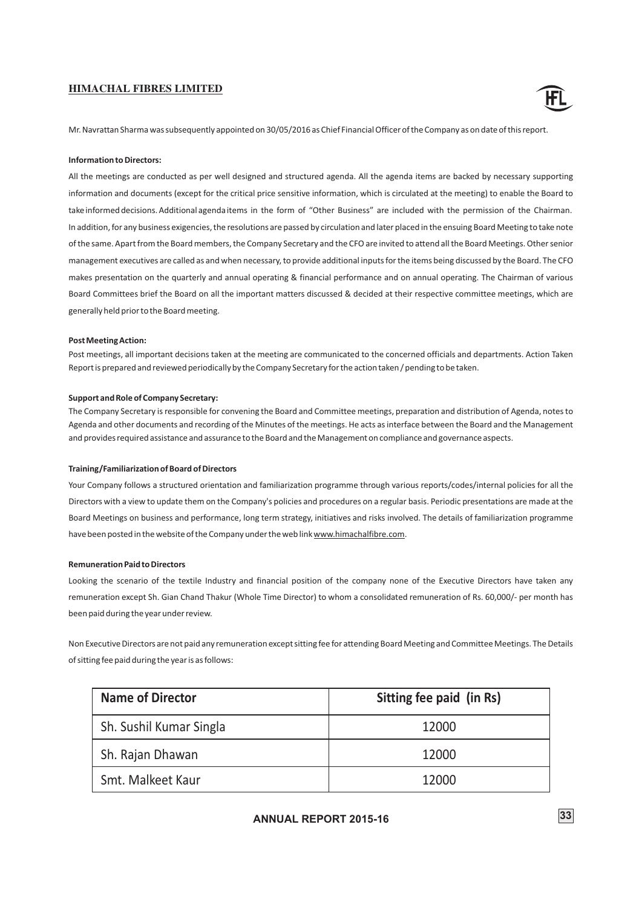Mr. Navrattan Sharma was subsequently appointed on 30/05/2016 as Chief Financial Officer of the Company as on date of this report.

**Information to Directors:**

All the meetings are conducted as per well designed and structured agenda. All the agenda items are backed by necessary supporting information and documents (except for the critical price sensitive information, which is circulated at the meeting) to enable the Board to take informed decisions. Additional agenda items in the form of "Other Business" are included with the permission of the Chairman. In addition, for any business exigencies, the resolutions are passed by circulation and later placed in the ensuing Board Meeting to take note of the same. Apart from the Board members, the Company Secretary and the CFO are invited to attend all the Board Meetings. Other senior management executives are called as and when necessary, to provide additional inputs for the items being discussed by the Board. The CFO makes presentation on the quarterly and annual operating & financial performance and on annual operating. The Chairman of various Board Committees brief the Board on all the important matters discussed & decided at their respective committee meetings, which are generally held prior to the Board meeting.

**Post Meeting Action:**

Post meetings, all important decisions taken at the meeting are communicated to the concerned officials and departments. Action Taken Report is prepared and reviewed periodically by the Company Secretary for the action taken / pending to be taken.

**Support and Role of Company Secretary:**

The Company Secretary is responsible for convening the Board and Committee meetings, preparation and distribution of Agenda, notes to Agenda and other documents and recording of the Minutes of the meetings. He acts as interface between the Board and the Management and provides required assistance and assurance to the Board and the Management on compliance and governance aspects.

**Training/Familiarization of Board of Directors**

Your Company follows a structured orientation and familiarization programme through various reports/codes/internal policies for all the Directors with a view to update them on the Company's policies and procedures on a regular basis. Periodic presentations are made at the Board Meetings on business and performance, long term strategy, initiatives and risks involved. The details of familiarization programme have been posted in the website of the Company under the web link www.himachalfibre.com.

**Remuneration Paid to Directors**

Looking the scenario of the textile Industry and financial position of the company none of the Executive Directors have taken any remuneration except Sh. Gian Chand Thakur (Whole Time Director) to whom a consolidated remuneration of Rs. 60,000/- per month has been paid during the year under review.

Non Executive Directors are not paid any remuneration except sitting fee for attending Board Meeting and Committee Meetings. The Details of sitting fee paid during the year is as follows:

| Name of Director | Sitting fee paid (in Rs) |
|---|---|
| Sh. Sushil Kumar Singla | 12000 |
| Sh. Rajan Dhawan | 12000 |
| Smt. Malkeet Kaur | 12000 |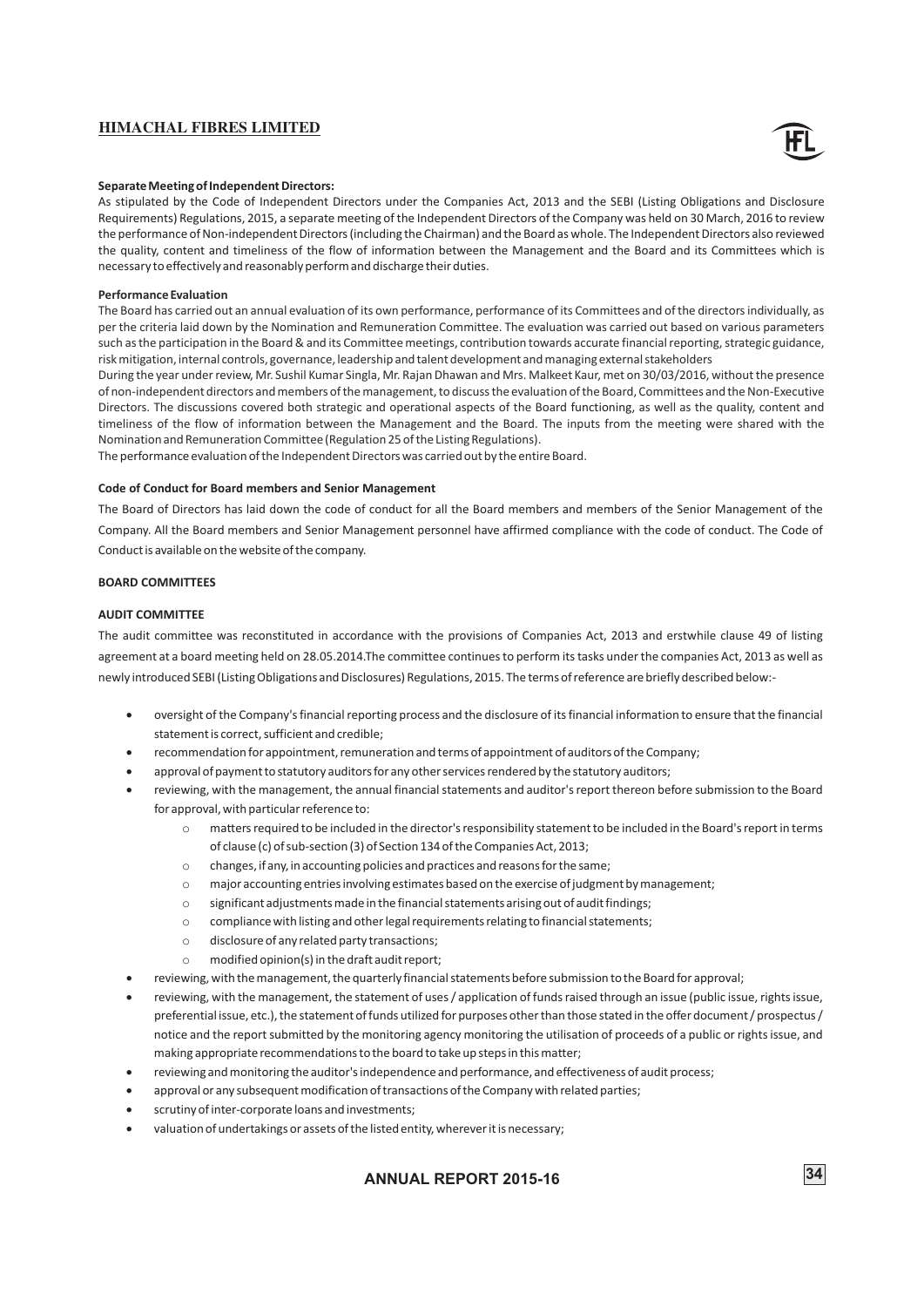**Separate Meeting of Independent Directors:**

As stipulated by the Code of Independent Directors under the Companies Act, 2013 and the SEBI (Listing Obligations and Disclosure Requirements) Regulations, 2015, a separate meeting of the Independent Directors of the Company was held on 30 March, 2016 to review the performance of Non-independent Directors (including the Chairman) and the Board as whole. The Independent Directors also reviewed the quality, content and timeliness of the flow of information between the Management and the Board and its Committees which is necessary to effectively and reasonably perform and discharge their duties.

**Performance Evaluation**

The Board has carried out an annual evaluation of its own performance, performance of its Committees and of the directors individually, as per the criteria laid down by the Nomination and Remuneration Committee. The evaluation was carried out based on various parameters such as the participation in the Board & and its Committee meetings, contribution towards accurate financial reporting, strategic guidance, risk mitigation, internal controls, governance, leadership and talent development and managing external stakeholders

During the year under review, Mr. Sushil Kumar Singla, Mr. Rajan Dhawan and Mrs. Malkeet Kaur, met on 30/03/2016, without the presence of non-independent directors and members of the management, to discuss the evaluation of the Board, Committees and the Non-Executive Directors. The discussions covered both strategic and operational aspects of the Board functioning, as well as the quality, content and timeliness of the flow of information between the Management and the Board. The inputs from the meeting were shared with the Nomination and Remuneration Committee (Regulation 25 of the Listing Regulations).

The performance evaluation of the Independent Directors was carried out by the entire Board.

**Code of Conduct for Board members and Senior Management**

The Board of Directors has laid down the code of conduct for all the Board members and members of the Senior Management of the Company. All the Board members and Senior Management personnel have affirmed compliance with the code of conduct. The Code of Conduct is available on the website of the company.

**BOARD COMMITTEES**

**AUDIT COMMITTEE**

The audit committee was reconstituted in accordance with the provisions of Companies Act, 2013 and erstwhile clause 49 of listing agreement at a board meeting held on 28.05.2014.The committee continues to perform its tasks under the companies Act, 2013 as well as newly introduced SEBI (Listing Obligations and Disclosures) Regulations, 2015. The terms of reference are briefly described below:-

- oversight of the Company's financial reporting process and the disclosure of its financial information to ensure that the financial statement is correct, sufficient and credible;
- recommendation for appointment, remuneration and terms of appointment of auditors of the Company;
- approval of payment to statutory auditors for any other services rendered by the statutory auditors;
- reviewing, with the management, the annual financial statements and auditor's report thereon before submission to the Board for approval, with particular reference to:
    - matters required to be included in the director's responsibility statement to be included in the Board's report in terms of clause (c) of sub-section (3) of Section 134 of the Companies Act, 2013;
    - changes, if any, in accounting policies and practices and reasons for the same;
    - major accounting entries involving estimates based on the exercise of judgment by management;
    - significant adjustments made in the financial statements arising out of audit findings;
    - compliance with listing and other legal requirements relating to financial statements;
    - disclosure of any related party transactions;
    - modified opinion(s) in the draft audit report;
- reviewing, with the management, the quarterly financial statements before submission to the Board for approval;
- reviewing, with the management, the statement of uses / application of funds raised through an issue (public issue, rights issue, preferential issue, etc.), the statement of funds utilized for purposes other than those stated in the offer document / prospectus / notice and the report submitted by the monitoring agency monitoring the utilisation of proceeds of a public or rights issue, and making appropriate recommendations to the board to take up steps in this matter;
- reviewing and monitoring the auditor's independence and performance, and effectiveness of audit process;
- approval or any subsequent modification of transactions of the Company with related parties;
- scrutiny of inter-corporate loans and investments;
- valuation of undertakings or assets of the listed entity, wherever it is necessary;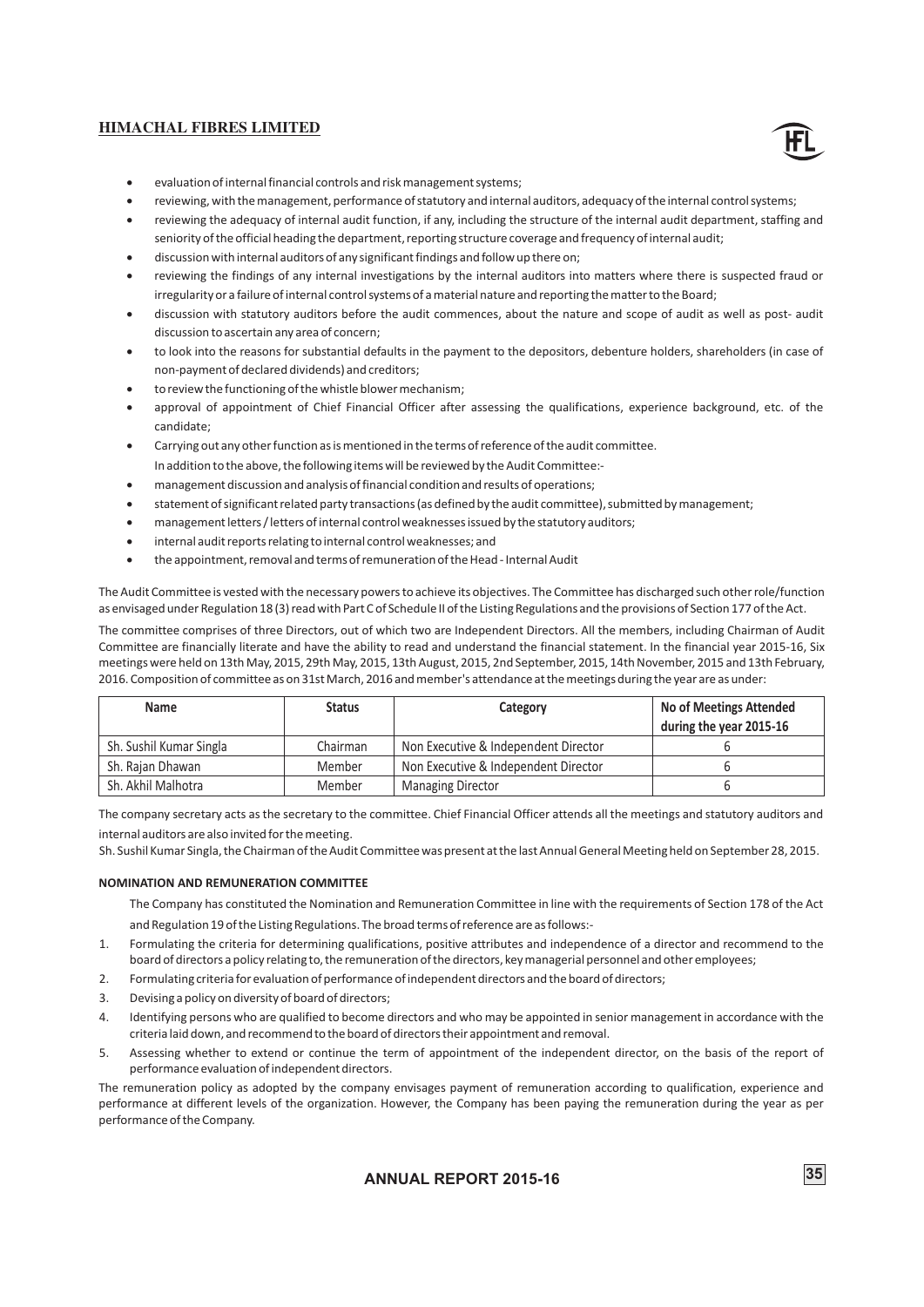- evaluation of internal financial controls and risk management systems;
- reviewing, with the management, performance of statutory and internal auditors, adequacy of the internal control systems;
- reviewing the adequacy of internal audit function, if any, including the structure of the internal audit department, staffing and seniority of the official heading the department, reporting structure coverage and frequency of internal audit;
- discussion with internal auditors of any significant findings and follow up there on;
- reviewing the findings of any internal investigations by the internal auditors into matters where there is suspected fraud or irregularity or a failure of internal control systems of a material nature and reporting the matter to the Board;
- discussion with statutory auditors before the audit commences, about the nature and scope of audit as well as post- audit discussion to ascertain any area of concern;
- to look into the reasons for substantial defaults in the payment to the depositors, debenture holders, shareholders (in case of non-payment of declared dividends) and creditors;
- to review the functioning of the whistle blower mechanism;
- approval of appointment of Chief Financial Officer after assessing the qualifications, experience background, etc. of the candidate;
- Carrying out any other function as is mentioned in the terms of reference of the audit committee.

In addition to the above, the following items will be reviewed by the Audit Committee:-

- management discussion and analysis of financial condition and results of operations;
- statement of significant related party transactions (as defined by the audit committee), submitted by management;
- management letters / letters of internal control weaknesses issued by the statutory auditors;
- internal audit reports relating to internal control weaknesses; and
- the appointment, removal and terms of remuneration of the Head - Internal Audit

The Audit Committee is vested with the necessary powers to achieve its objectives. The Committee has discharged such other role/function as envisaged under Regulation 18 (3) read with Part C of Schedule II of the Listing Regulations and the provisions of Section 177 of the Act.

The committee comprises of three Directors, out of which two are Independent Directors. All the members, including Chairman of Audit Committee are financially literate and have the ability to read and understand the financial statement. In the financial year 2015-16, Six meetings were held on 13th May, 2015, 29th May, 2015, 13th August, 2015, 2nd September, 2015, 14th November, 2015 and 13th February, 2016. Composition of committee as on 31st March, 2016 and member's attendance at the meetings during the year are as under:

| Name | Status | Category | No of Meetings Attended during the year 2015-16 |
|---|---|---|---|
| Sh. Sushil Kumar Singla | Chairman | Non Executive & Independent Director | 6 |
| Sh. Rajan Dhawan | Member | Non Executive & Independent Director | 6 |
| Sh. Akhil Malhotra | Member | Managing Director | 6 |

The company secretary acts as the secretary to the committee. Chief Financial Officer attends all the meetings and statutory auditors and internal auditors are also invited for the meeting.

Sh. Sushil Kumar Singla, the Chairman of the Audit Committee was present at the last Annual General Meeting held on September 28, 2015.

**NOMINATION AND REMUNERATION COMMITTEE**

The Company has constituted the Nomination and Remuneration Committee in line with the requirements of Section 178 of the Act and Regulation 19 of the Listing Regulations. The broad terms of reference are as follows:-

1. Formulating the criteria for determining qualifications, positive attributes and independence of a director and recommend to the board of directors a policy relating to, the remuneration of the directors, key managerial personnel and other employees;
2. Formulating criteria for evaluation of performance of independent directors and the board of directors;
3. Devising a policy on diversity of board of directors;
4. Identifying persons who are qualified to become directors and who may be appointed in senior management in accordance with the criteria laid down, and recommend to the board of directors their appointment and removal.
5. Assessing whether to extend or continue the term of appointment of the independent director, on the basis of the report of performance evaluation of independent directors.

The remuneration policy as adopted by the company envisages payment of remuneration according to qualification, experience and performance at different levels of the organization. However, the Company has been paying the remuneration during the year as per performance of the Company.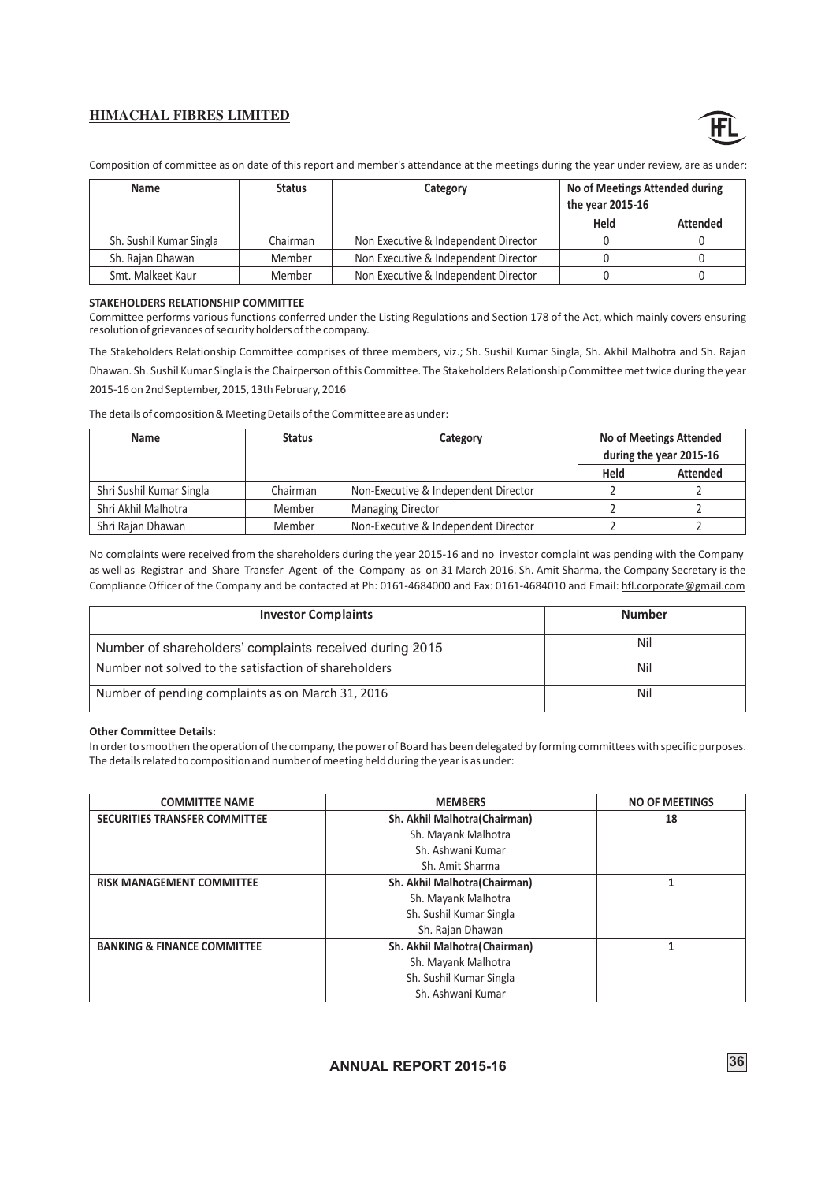Composition of committee as on date of this report and member's attendance at the meetings during the year under review, are as under:

| Name | Status | Category | No of Meetings Attended during the year 2015-16 | |
|---|---|---|---|---|
| | | | Held | Attended |
| Sh. Sushil Kumar Singla | Chairman | Non Executive & Independent Director | 0 | 0 |
| Sh. Rajan Dhawan | Member | Non Executive & Independent Director | 0 | 0 |
| Smt. Malkeet Kaur | Member | Non Executive & Independent Director | 0 | 0 |

**STAKEHOLDERS RELATIONSHIP COMMITTEE**

Committee performs various functions conferred under the Listing Regulations and Section 178 of the Act, which mainly covers ensuring resolution of grievances of security holders of the company.

The Stakeholders Relationship Committee comprises of three members, viz.; Sh. Sushil Kumar Singla, Sh. Akhil Malhotra and Sh. Rajan Dhawan. Sh. Sushil Kumar Singla is the Chairperson of this Committee. The Stakeholders Relationship Committee met twice during the year 2015-16 on 2nd September, 2015, 13th February, 2016

The details of composition & Meeting Details of the Committee are as under:

| Name | Status | Category | No of Meetings Attended during the year 2015-16 | |
|---|---|---|---|---|
| | | | Held | Attended |
| Shri Sushil Kumar Singla | Chairman | Non-Executive & Independent Director | 2 | 2 |
| Shri Akhil Malhotra | Member | Managing Director | 2 | 2 |
| Shri Rajan Dhawan | Member | Non-Executive & Independent Director | 2 | 2 |

No complaints were received from the shareholders during the year 2015-16 and no investor complaint was pending with the Company as well as Registrar and Share Transfer Agent of the Company as on 31 March 2016. Sh. Amit Sharma, the Company Secretary is the Compliance Officer of the Company and be contacted at Ph: 0161-4684000 and Fax: 0161-4684010 and Email: hfl.corporate@gmail.com

| Investor Complaints | Number |
|---|---|
| Number of shareholders' complaints received during 2015 | Nil |
| Number not solved to the satisfaction of shareholders | Nil |
| Number of pending complaints as on March 31, 2016 | Nil |

**Other Committee Details:**

In order to smoothen the operation of the company, the power of Board has been delegated by forming committees with specific purposes. The details related to composition and number of meeting held during the year is as under:

| COMMITTEE NAME | MEMBERS | NO OF MEETINGS |
|---|---|---|
| **SECURITIES TRANSFER COMMITTEE** | **Sh. Akhil Malhotra(Chairman)**<br>Sh. Mayank Malhotra<br>Sh. Ashwani Kumar<br>Sh. Amit Sharma | **18** |
| **RISK MANAGEMENT COMMITTEE** | **Sh. Akhil Malhotra(Chairman)**<br>Sh. Mayank Malhotra<br>Sh. Sushil Kumar Singla<br>Sh. Rajan Dhawan | **1** |
| **BANKING & FINANCE COMMITTEE** | **Sh. Akhil Malhotra(Chairman)**<br>Sh. Mayank Malhotra<br>Sh. Sushil Kumar Singla<br>Sh. Ashwani Kumar | **1** |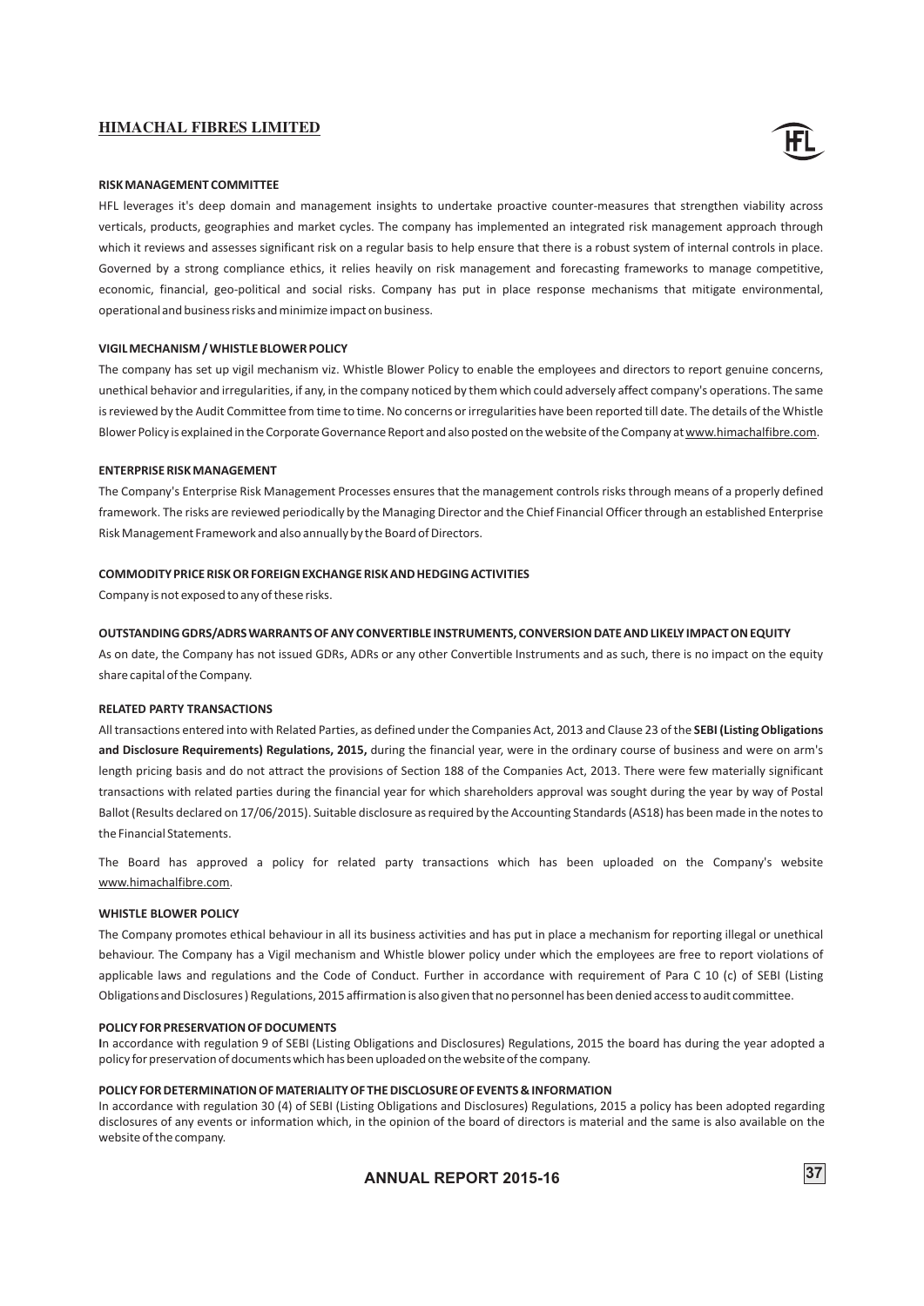#### RISK MANAGEMENT COMMITTEE

HFL leverages it's deep domain and management insights to undertake proactive counter-measures that strengthen viability across verticals, products, geographies and market cycles. The company has implemented an integrated risk management approach through which it reviews and assesses significant risk on a regular basis to help ensure that there is a robust system of internal controls in place. Governed by a strong compliance ethics, it relies heavily on risk management and forecasting frameworks to manage competitive, economic, financial, geo-political and social risks. Company has put in place response mechanisms that mitigate environmental, operational and business risks and minimize impact on business.

#### VIGIL MECHANISM / WHISTLE BLOWER POLICY

The company has set up vigil mechanism viz. Whistle Blower Policy to enable the employees and directors to report genuine concerns, unethical behavior and irregularities, if any, in the company noticed by them which could adversely affect company's operations. The same is reviewed by the Audit Committee from time to time. No concerns or irregularities have been reported till date. The details of the Whistle Blower Policy is explained in the Corporate Governance Report and also posted on the website of the Company at www.himachalfibre.com.

#### ENTERPRISE RISK MANAGEMENT

The Company's Enterprise Risk Management Processes ensures that the management controls risks through means of a properly defined framework. The risks are reviewed periodically by the Managing Director and the Chief Financial Officer through an established Enterprise Risk Management Framework and also annually by the Board of Directors.

#### COMMODITY PRICE RISK OR FOREIGN EXCHANGE RISK AND HEDGING ACTIVITIES

Company is not exposed to any of these risks.

#### OUTSTANDING GDRS/ADRS WARRANTS OF ANY CONVERTIBLE INSTRUMENTS, CONVERSION DATE AND LIKELY IMPACT ON EQUITY

As on date, the Company has not issued GDRs, ADRs or any other Convertible Instruments and as such, there is no impact on the equity share capital of the Company.

#### RELATED PARTY TRANSACTIONS

All transactions entered into with Related Parties, as defined under the Companies Act, 2013 and Clause 23 of the **SEBI (Listing Obligations and Disclosure Requirements) Regulations, 2015,** during the financial year, were in the ordinary course of business and were on arm's length pricing basis and do not attract the provisions of Section 188 of the Companies Act, 2013. There were few materially significant transactions with related parties during the financial year for which shareholders approval was sought during the year by way of Postal Ballot (Results declared on 17/06/2015). Suitable disclosure as required by the Accounting Standards (AS18) has been made in the notes to the Financial Statements.

The Board has approved a policy for related party transactions which has been uploaded on the Company's website www.himachalfibre.com.

#### WHISTLE BLOWER POLICY

The Company promotes ethical behaviour in all its business activities and has put in place a mechanism for reporting illegal or unethical behaviour. The Company has a Vigil mechanism and Whistle blower policy under which the employees are free to report violations of applicable laws and regulations and the Code of Conduct. Further in accordance with requirement of Para C 10 (c) of SEBI (Listing Obligations and Disclosures) Regulations, 2015 affirmation is also given that no personnel has been denied access to audit committee.

#### POLICY FOR PRESERVATION OF DOCUMENTS

In accordance with regulation 9 of SEBI (Listing Obligations and Disclosures) Regulations, 2015 the board has during the year adopted a policy for preservation of documents which has been uploaded on the website of the company.

#### POLICY FOR DETERMINATION OF MATERIALITY OF THE DISCLOSURE OF EVENTS & INFORMATION

In accordance with regulation 30 (4) of SEBI (Listing Obligations and Disclosures) Regulations, 2015 a policy has been adopted regarding disclosures of any events or information which, in the opinion of the board of directors is material and the same is also available on the website of the company.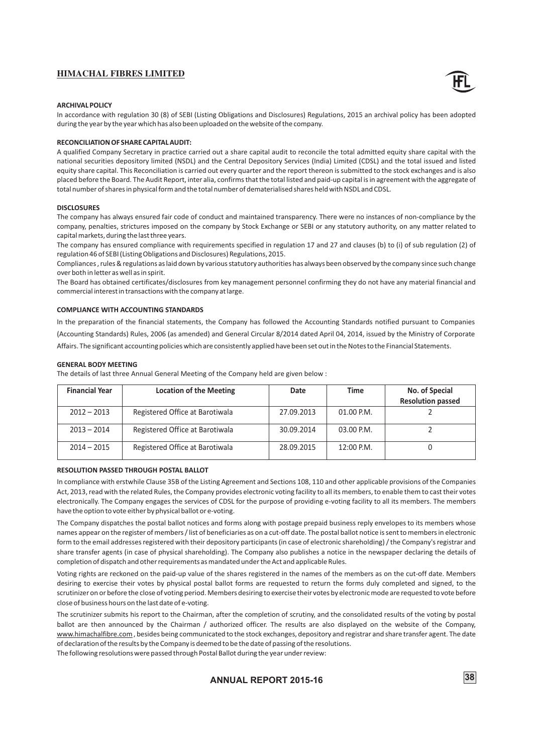**ARCHIVAL POLICY**

In accordance with regulation 30 (8) of SEBI (Listing Obligations and Disclosures) Regulations, 2015 an archival policy has been adopted during the year by the year which has also been uploaded on the website of the company.

**RECONCILIATION OF SHARE CAPITAL AUDIT:**

A qualified Company Secretary in practice carried out a share capital audit to reconcile the total admitted equity share capital with the national securities depository limited (NSDL) and the Central Depository Services (India) Limited (CDSL) and the total issued and listed equity share capital. This Reconciliation is carried out every quarter and the report thereon is submitted to the stock exchanges and is also placed before the Board. The Audit Report, inter alia, confirms that the total listed and paid-up capital is in agreement with the aggregate of total number of shares in physical form and the total number of dematerialised shares held with NSDL and CDSL.

**DISCLOSURES**

The company has always ensured fair code of conduct and maintained transparency. There were no instances of non-compliance by the company, penalties, strictures imposed on the company by Stock Exchange or SEBI or any statutory authority, on any matter related to capital markets, during the last three years.

The company has ensured compliance with requirements specified in regulation 17 and 27 and clauses (b) to (i) of sub regulation (2) of regulation 46 of SEBI (Listing Obligations and Disclosures) Regulations, 2015.

Compliances , rules & regulations as laid down by various statutory authorities has always been observed by the company since such change over both in letter as well as in spirit.

The Board has obtained certificates/disclosures from key management personnel confirming they do not have any material financial and commercial interest in transactions with the company at large.

**COMPLIANCE WITH ACCOUNTING STANDARDS**

In the preparation of the financial statements, the Company has followed the Accounting Standards notified pursuant to Companies (Accounting Standards) Rules, 2006 (as amended) and General Circular 8/2014 dated April 04, 2014, issued by the Ministry of Corporate Affairs. The significant accounting policies which are consistently applied have been set out in the Notes to the Financial Statements.

**GENERAL BODY MEETING**

The details of last three Annual General Meeting of the Company held are given below :

| Financial Year | Location of the Meeting | Date | Time | No. of Special Resolution passed |
|---|---|---|---|---|
| 2012 – 2013 | Registered Office at Barotiwala | 27.09.2013 | 01.00 P.M. | 2 |
| 2013 – 2014 | Registered Office at Barotiwala | 30.09.2014 | 03.00 P.M. | 2 |
| 2014 – 2015 | Registered Office at Barotiwala | 28.09.2015 | 12:00 P.M. | 0 |

**RESOLUTION PASSED THROUGH POSTAL BALLOT**

In compliance with erstwhile Clause 35B of the Listing Agreement and Sections 108, 110 and other applicable provisions of the Companies Act, 2013, read with the related Rules, the Company provides electronic voting facility to all its members, to enable them to cast their votes electronically. The Company engages the services of CDSL for the purpose of providing e-voting facility to all its members. The members have the option to vote either by physical ballot or e-voting.

The Company dispatches the postal ballot notices and forms along with postage prepaid business reply envelopes to its members whose names appear on the register of members / list of beneficiaries as on a cut-off date. The postal ballot notice is sent to members in electronic form to the email addresses registered with their depository participants (in case of electronic shareholding) / the Company's registrar and share transfer agents (in case of physical shareholding). The Company also publishes a notice in the newspaper declaring the details of completion of dispatch and other requirements as mandated under the Act and applicable Rules.

Voting rights are reckoned on the paid-up value of the shares registered in the names of the members as on the cut-off date. Members desiring to exercise their votes by physical postal ballot forms are requested to return the forms duly completed and signed, to the scrutinizer on or before the close of voting period. Members desiring to exercise their votes by electronic mode are requested to vote before close of business hours on the last date of e-voting.

The scrutinizer submits his report to the Chairman, after the completion of scrutiny, and the consolidated results of the voting by postal ballot are then announced by the Chairman / authorized officer. The results are also displayed on the website of the Company, www.himachalfibre.com , besides being communicated to the stock exchanges, depository and registrar and share transfer agent. The date of declaration of the results by the Company is deemed to be the date of passing of the resolutions.

The following resolutions were passed through Postal Ballot during the year under review: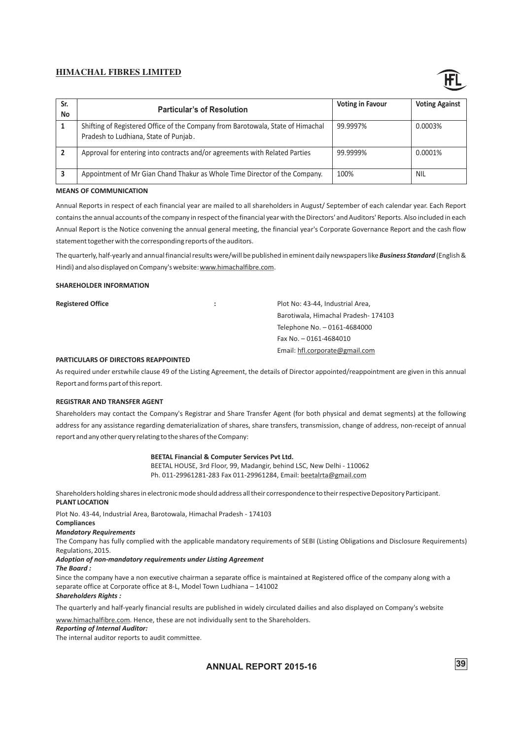| Sr. No | Particular's of Resolution | Voting in Favour | Voting Against |
|---|---|---|---|
| 1 | Shifting of Registered Office of the Company from Barotowala, State of Himachal Pradesh to Ludhiana, State of Punjab. | 99.9997% | 0.0003% |
| 2 | Approval for entering into contracts and/or agreements with Related Parties | 99.9999% | 0.0001% |
| 3 | Appointment of Mr Gian Chand Thakur as Whole Time Director of the Company. | 100% | NIL |

**MEANS OF COMMUNICATION**

Annual Reports in respect of each financial year are mailed to all shareholders in August/ September of each calendar year. Each Report contains the annual accounts of the company in respect of the financial year with the Directors' and Auditors' Reports. Also included in each Annual Report is the Notice convening the annual general meeting, the financial year's Corporate Governance Report and the cash flow statement together with the corresponding reports of the auditors.

The quarterly, half-yearly and annual financial results were/will be published in eminent daily newspapers like ***Business Standard*** (English & Hindi) and also displayed on Company's website: www.himachalfibre.com.

**SHAREHOLDER INFORMATION**

**Registered Office** : Plot No: 43-44, Industrial Area,
Barotiwala, Himachal Pradesh- 174103
Telephone No. – 0161-4684000
Fax No. – 0161-4684010
Email: hfl.corporate@gmail.com

**PARTICULARS OF DIRECTORS REAPPOINTED**

As required under erstwhile clause 49 of the Listing Agreement, the details of Director appointed/reappointment are given in this annual Report and forms part of this report.

**REGISTRAR AND TRANSFER AGENT**

Shareholders may contact the Company's Registrar and Share Transfer Agent (for both physical and demat segments) at the following address for any assistance regarding dematerialization of shares, share transfers, transmission, change of address, non-receipt of annual report and any other query relating to the shares of the Company:

**BEETAL Financial & Computer Services Pvt Ltd.**
BEETAL HOUSE, 3rd Floor, 99, Madangir, behind LSC, New Delhi - 110062
Ph. 011-29961281-283 Fax 011-29961284, Email: beetalrta@gmail.com

Shareholders holding shares in electronic mode should address all their correspondence to their respective Depository Participant.

**PLANT LOCATION**

Plot No. 43-44, Industrial Area, Barotowala, Himachal Pradesh - 174103

**Compliances**

***Mandatory Requirements***

The Company has fully complied with the applicable mandatory requirements of SEBI (Listing Obligations and Disclosure Requirements) Regulations, 2015.

***Adoption of non-mandatory requirements under Listing Agreement***

***The Board :***

Since the company have a non executive chairman a separate office is maintained at Registered office of the company along with a separate office at Corporate office at 8-L, Model Town Ludhiana – 141002

***Shareholders Rights :***

The quarterly and half-yearly financial results are published in widely circulated dailies and also displayed on Company's website www.himachalfibre.com. Hence, these are not individually sent to the Shareholders.

***Reporting of Internal Auditor:***

The internal auditor reports to audit committee.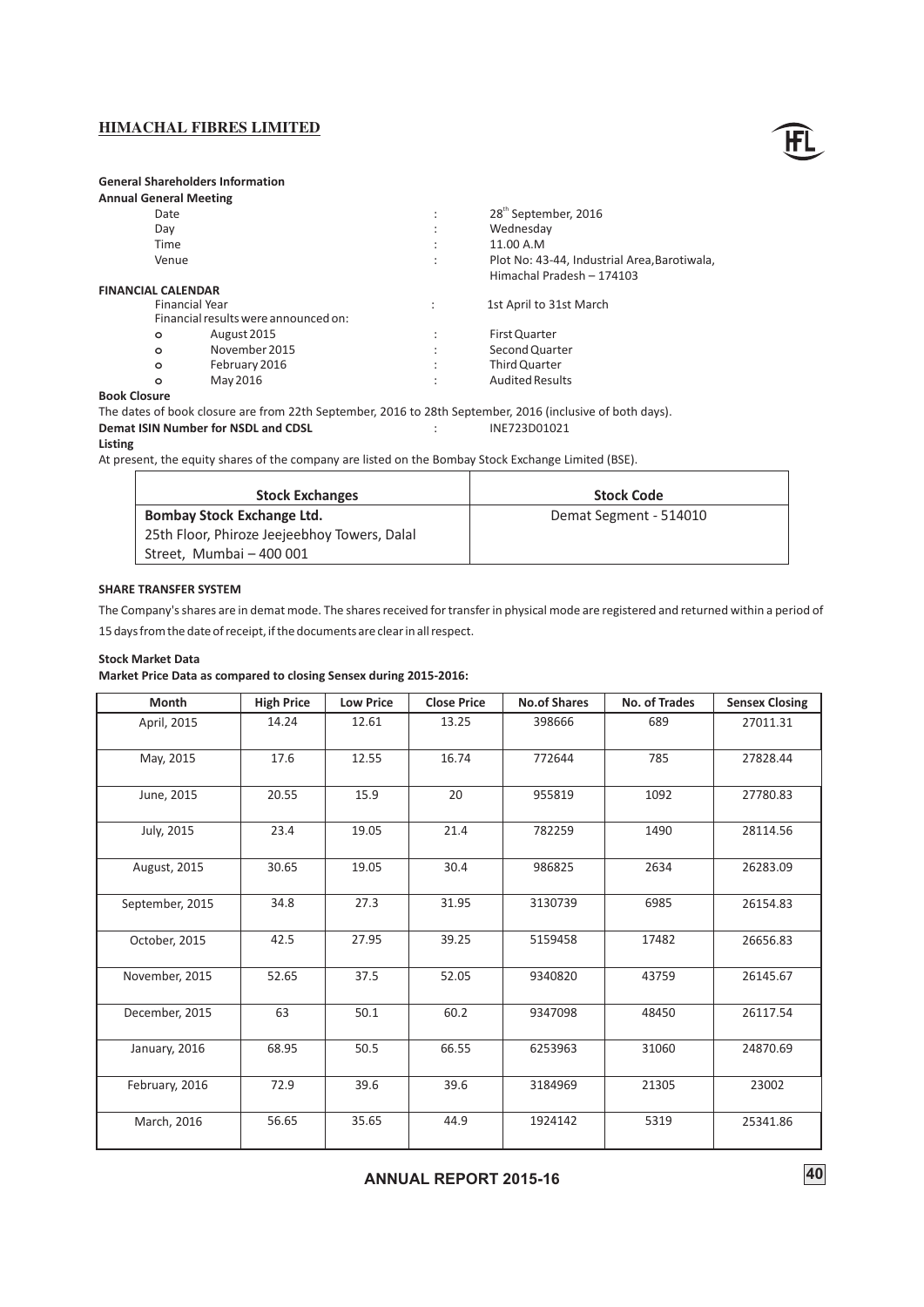## General Shareholders Information

### Annual General Meeting

| | | |
|---|---|---|
| Date | : | 28th September, 2016 |
| Day | : | Wednesday |
| Time | : | 11.00 A.M |
| Venue | : | Plot No: 43-44, Industrial Area,Barotiwala, Himachal Pradesh – 174103 |

### FINANCIAL CALENDAR

Financial Year : 1st April to 31st March

Financial results were announced on:

- August 2015 : First Quarter
- November 2015 : Second Quarter
- February 2016 : Third Quarter
- May 2016 : Audited Results

### Book Closure

The dates of book closure are from 22th September, 2016 to 28th September, 2016 (inclusive of both days).

**Demat ISIN Number for NSDL and CDSL** : INE723D01021

### Listing

At present, the equity shares of the company are listed on the Bombay Stock Exchange Limited (BSE).

| Stock Exchanges | Stock Code |
|---|---|
| **Bombay Stock Exchange Ltd.**<br>25th Floor, Phiroze Jeejeebhoy Towers, Dalal Street, Mumbai – 400 001 | Demat Segment - 514010 |

### SHARE TRANSFER SYSTEM

The Company's shares are in demat mode. The shares received for transfer in physical mode are registered and returned within a period of 15 days from the date of receipt, if the documents are clear in all respect.

### Stock Market Data

**Market Price Data as compared to closing Sensex during 2015-2016:**

| Month | High Price | Low Price | Close Price | No.of Shares | No. of Trades | Sensex Closing |
|---|---|---|---|---|---|---|
| April, 2015 | 14.24 | 12.61 | 13.25 | 398666 | 689 | 27011.31 |
| May, 2015 | 17.6 | 12.55 | 16.74 | 772644 | 785 | 27828.44 |
| June, 2015 | 20.55 | 15.9 | 20 | 955819 | 1092 | 27780.83 |
| July, 2015 | 23.4 | 19.05 | 21.4 | 782259 | 1490 | 28114.56 |
| August, 2015 | 30.65 | 19.05 | 30.4 | 986825 | 2634 | 26283.09 |
| September, 2015 | 34.8 | 27.3 | 31.95 | 3130739 | 6985 | 26154.83 |
| October, 2015 | 42.5 | 27.95 | 39.25 | 5159458 | 17482 | 26656.83 |
| November, 2015 | 52.65 | 37.5 | 52.05 | 9340820 | 43759 | 26145.67 |
| December, 2015 | 63 | 50.1 | 60.2 | 9347098 | 48450 | 26117.54 |
| January, 2016 | 68.95 | 50.5 | 66.55 | 6253963 | 31060 | 24870.69 |
| February, 2016 | 72.9 | 39.6 | 39.6 | 3184969 | 21305 | 23002 |
| March, 2016 | 56.65 | 35.65 | 44.9 | 1924142 | 5319 | 25341.86 |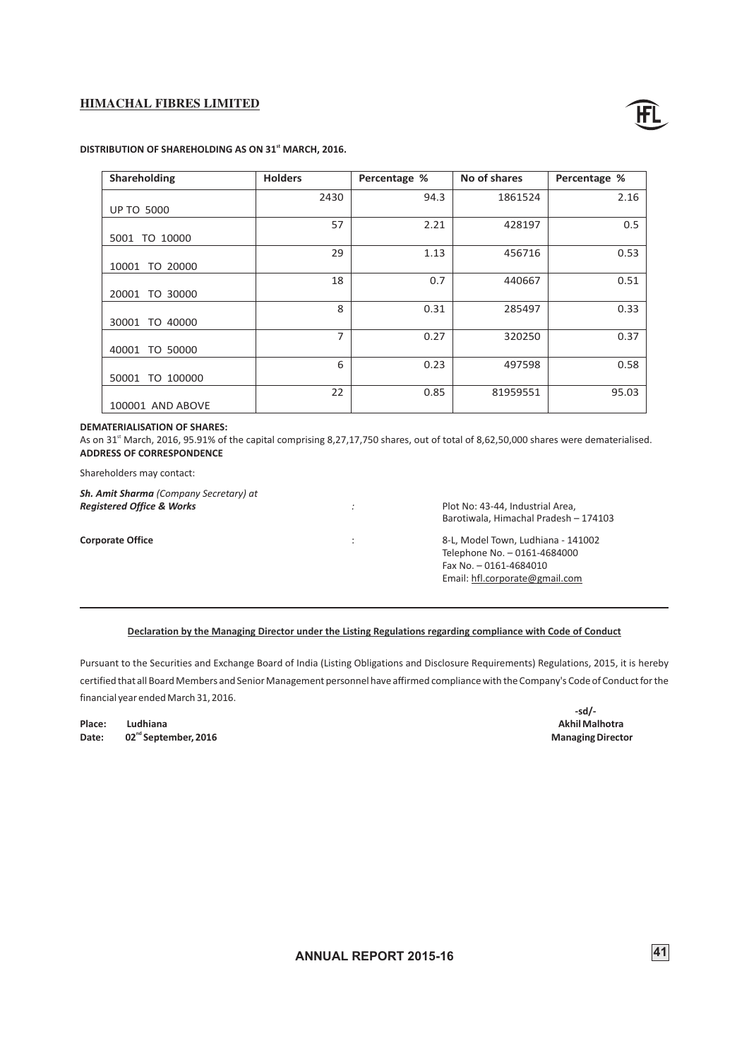**DISTRIBUTION OF SHAREHOLDING AS ON 31st MARCH, 2016.**

| Shareholding | Holders | Percentage % | No of shares | Percentage % |
|---|---|---|---|---|
| UP TO 5000 | 2430 | 94.3 | 1861524 | 2.16 |
| 5001 TO 10000 | 57 | 2.21 | 428197 | 0.5 |
| 10001 TO 20000 | 29 | 1.13 | 456716 | 0.53 |
| 20001 TO 30000 | 18 | 0.7 | 440667 | 0.51 |
| 30001 TO 40000 | 8 | 0.31 | 285497 | 0.33 |
| 40001 TO 50000 | 7 | 0.27 | 320250 | 0.37 |
| 50001 TO 100000 | 6 | 0.23 | 497598 | 0.58 |
| 100001 AND ABOVE | 22 | 0.85 | 81959551 | 95.03 |

**DEMATERIALISATION OF SHARES:**

As on 31st March, 2016, 95.91% of the capital comprising 8,27,17,750 shares, out of total of 8,62,50,000 shares were dematerialised.

**ADDRESS OF CORRESPONDENCE**

Shareholders may contact:

***Sh. Amit Sharma** (Company Secretary) at*
***Registered Office & Works*** : Plot No: 43-44, Industrial Area, Barotiwala, Himachal Pradesh – 174103

**Corporate Office** : 8-L, Model Town, Ludhiana - 141002
Telephone No. – 0161-4684000
Fax No. – 0161-4684010
Email: hfl.corporate@gmail.com

---

**Declaration by the Managing Director under the Listing Regulations regarding compliance with Code of Conduct**

Pursuant to the Securities and Exchange Board of India (Listing Obligations and Disclosure Requirements) Regulations, 2015, it is hereby certified that all Board Members and Senior Management personnel have affirmed compliance with the Company's Code of Conduct for the financial year ended March 31, 2016.

**-sd/-**
**Akhil Malhotra**
**Managing Director**

**Place: Ludhiana**
**Date: 02nd September, 2016**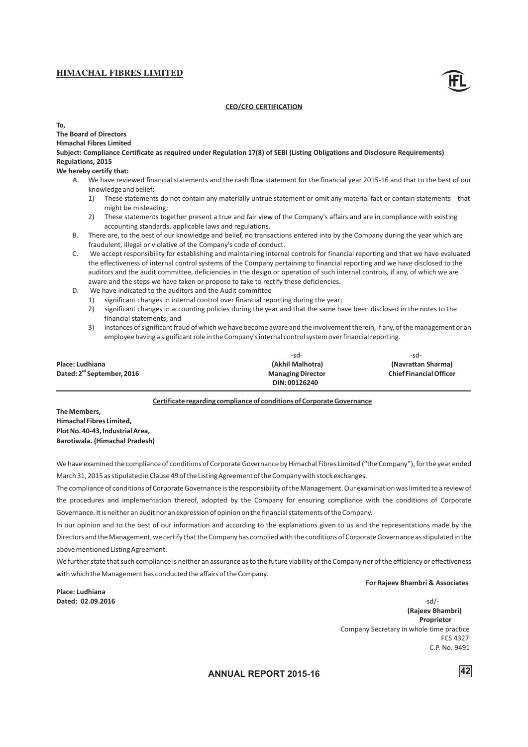## CEO/CFO CERTIFICATION

**To,**

**The Board of Directors**

**Himachal Fibres Limited**

**Subject: Compliance Certificate as required under Regulation 17(8) of SEBI (Listing Obligations and Disclosure Requirements) Regulations, 2015**

**We hereby certify that:**

A. We have reviewed financial statements and the cash flow statement for the financial year 2015-16 and that to the best of our knowledge and belief:
   1) These statements do not contain any materially untrue statement or omit any material fact or contain statements that might be misleading;
   2) These statements together present a true and fair view of the Company's affairs and are in compliance with existing accounting standards, applicable laws and regulations.

B. There are, to the best of our knowledge and belief, no transactions entered into by the Company during the year which are fraudulent, illegal or violative of the Company's code of conduct.

C. We accept responsibility for establishing and maintaining internal controls for financial reporting and that we have evaluated the effectiveness of internal control systems of the Company pertaining to financial reporting and we have disclosed to the auditors and the audit committee, deficiencies in the design or operation of such internal controls, if any, of which we are aware and the steps we have taken or propose to take to rectify these deficiencies.

D. We have indicated to the auditors and the Audit committee
   1) significant changes in internal control over financial reporting during the year;
   2) significant changes in accounting policies during the year and that the same have been disclosed in the notes to the financial statements; and
   3) instances of significant fraud of which we have become aware and the involvement therein, if any, of the management or an employee having a significant role in the Company's internal control system over financial reporting.

| | -sd- | -sd- |
|---|---|---|
| **Place: Ludhiana** | **(Akhil Malhotra)** | **(Navrattan Sharma)** |
| **Dated: 2nd September, 2016** | **Managing Director** | **Chief Financial Officer** |
| | **DIN: 00126240** | |

---

## Certificate regarding compliance of conditions of Corporate Governance

**The Members,**
**Himachal Fibres Limited,**
**Plot No. 40-43, Industrial Area,**
**Barotiwala. (Himachal Pradesh)**

We have examined the compliance of conditions of Corporate Governance by Himachal Fibres Limited ("the Company"), for the year ended March 31, 2015 as stipulated in Clause 49 of the Listing Agreement of the Company with stock exchanges.

The compliance of conditions of Corporate Governance is the responsibility of the Management. Our examination was limited to a review of the procedures and implementation thereof, adopted by the Company for ensuring compliance with the conditions of Corporate Governance. It is neither an audit nor an expression of opinion on the financial statements of the Company.

In our opinion and to the best of our information and according to the explanations given to us and the representations made by the Directors and the Management, we certify that the Company has complied with the conditions of Corporate Governance as stipulated in the above mentioned Listing Agreement.

We further state that such compliance is neither an assurance as to the future viability of the Company nor of the efficiency or effectiveness with which the Management has conducted the affairs of the Company.

**For Rajeev Bhambri & Associates**

**Place: Ludhiana**
**Dated: 02.09.2016**

-sd/-
**(Rajeev Bhambri)**
**Proprietor**
Company Secretary in whole time practice
FCS 4327
C.P. No. 9491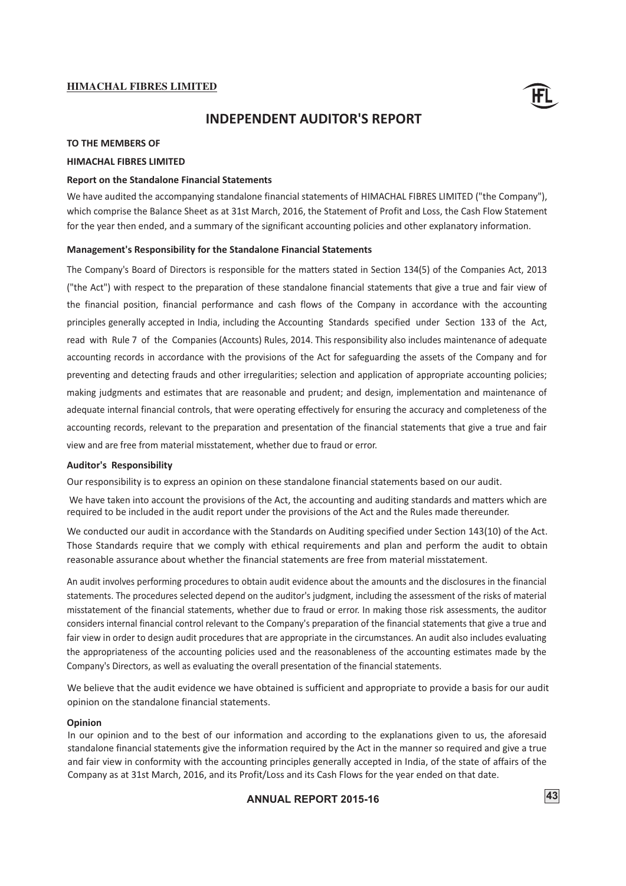# INDEPENDENT AUDITOR'S REPORT

**TO THE MEMBERS OF**

**HIMACHAL FIBRES LIMITED**

**Report on the Standalone Financial Statements**

We have audited the accompanying standalone financial statements of HIMACHAL FIBRES LIMITED ("the Company"), which comprise the Balance Sheet as at 31st March, 2016, the Statement of Profit and Loss, the Cash Flow Statement for the year then ended, and a summary of the significant accounting policies and other explanatory information.

**Management's Responsibility for the Standalone Financial Statements**

The Company's Board of Directors is responsible for the matters stated in Section 134(5) of the Companies Act, 2013 ("the Act") with respect to the preparation of these standalone financial statements that give a true and fair view of the financial position, financial performance and cash flows of the Company in accordance with the accounting principles generally accepted in India, including the Accounting Standards specified under Section 133 of the Act, read with Rule 7 of the Companies (Accounts) Rules, 2014. This responsibility also includes maintenance of adequate accounting records in accordance with the provisions of the Act for safeguarding the assets of the Company and for preventing and detecting frauds and other irregularities; selection and application of appropriate accounting policies; making judgments and estimates that are reasonable and prudent; and design, implementation and maintenance of adequate internal financial controls, that were operating effectively for ensuring the accuracy and completeness of the accounting records, relevant to the preparation and presentation of the financial statements that give a true and fair view and are free from material misstatement, whether due to fraud or error.

**Auditor's Responsibility**

Our responsibility is to express an opinion on these standalone financial statements based on our audit.

We have taken into account the provisions of the Act, the accounting and auditing standards and matters which are required to be included in the audit report under the provisions of the Act and the Rules made thereunder.

We conducted our audit in accordance with the Standards on Auditing specified under Section 143(10) of the Act. Those Standards require that we comply with ethical requirements and plan and perform the audit to obtain reasonable assurance about whether the financial statements are free from material misstatement.

An audit involves performing procedures to obtain audit evidence about the amounts and the disclosures in the financial statements. The procedures selected depend on the auditor's judgment, including the assessment of the risks of material misstatement of the financial statements, whether due to fraud or error. In making those risk assessments, the auditor considers internal financial control relevant to the Company's preparation of the financial statements that give a true and fair view in order to design audit procedures that are appropriate in the circumstances. An audit also includes evaluating the appropriateness of the accounting policies used and the reasonableness of the accounting estimates made by the Company's Directors, as well as evaluating the overall presentation of the financial statements.

We believe that the audit evidence we have obtained is sufficient and appropriate to provide a basis for our audit opinion on the standalone financial statements.

**Opinion**

In our opinion and to the best of our information and according to the explanations given to us, the aforesaid standalone financial statements give the information required by the Act in the manner so required and give a true and fair view in conformity with the accounting principles generally accepted in India, of the state of affairs of the Company as at 31st March, 2016, and its Profit/Loss and its Cash Flows for the year ended on that date.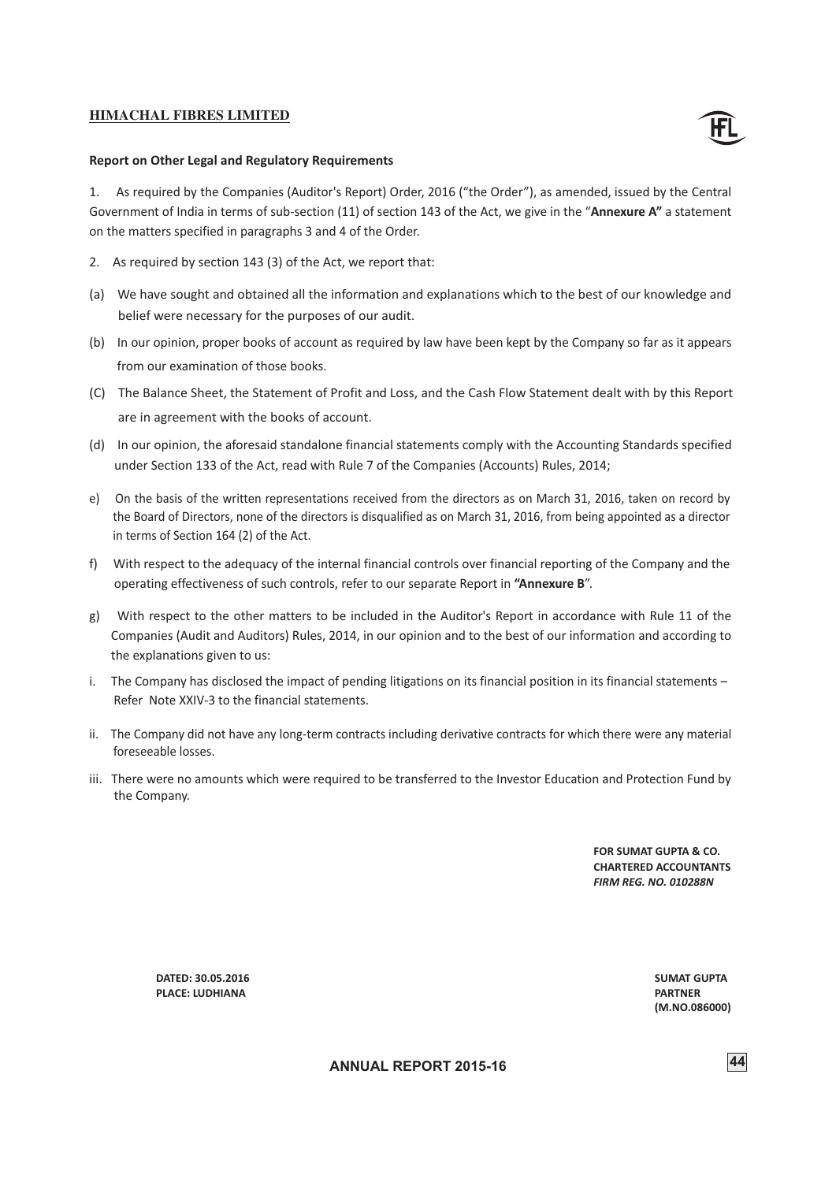**Report on Other Legal and Regulatory Requirements**

1. As required by the Companies (Auditor's Report) Order, 2016 ("the Order"), as amended, issued by the Central Government of India in terms of sub-section (11) of section 143 of the Act, we give in the "**Annexure A**" a statement on the matters specified in paragraphs 3 and 4 of the Order.

2. As required by section 143 (3) of the Act, we report that:

(a) We have sought and obtained all the information and explanations which to the best of our knowledge and belief were necessary for the purposes of our audit.

(b) In our opinion, proper books of account as required by law have been kept by the Company so far as it appears from our examination of those books.

(C) The Balance Sheet, the Statement of Profit and Loss, and the Cash Flow Statement dealt with by this Report are in agreement with the books of account.

(d) In our opinion, the aforesaid standalone financial statements comply with the Accounting Standards specified under Section 133 of the Act, read with Rule 7 of the Companies (Accounts) Rules, 2014;

e) On the basis of the written representations received from the directors as on March 31, 2016, taken on record by the Board of Directors, none of the directors is disqualified as on March 31, 2016, from being appointed as a director in terms of Section 164 (2) of the Act.

f) With respect to the adequacy of the internal financial controls over financial reporting of the Company and the operating effectiveness of such controls, refer to our separate Report in **"Annexure B**".

g) With respect to the other matters to be included in the Auditor's Report in accordance with Rule 11 of the Companies (Audit and Auditors) Rules, 2014, in our opinion and to the best of our information and according to the explanations given to us:

i. The Company has disclosed the impact of pending litigations on its financial position in its financial statements – Refer Note XXIV-3 to the financial statements.

ii. The Company did not have any long-term contracts including derivative contracts for which there were any material foreseeable losses.

iii. There were no amounts which were required to be transferred to the Investor Education and Protection Fund by the Company.

**FOR SUMAT GUPTA & CO.**
**CHARTERED ACCOUNTANTS**
***FIRM REG. NO. 010288N***

**DATED: 30.05.2016**
**PLACE: LUDHIANA**

**SUMAT GUPTA**
**PARTNER**
**(M.NO.086000)**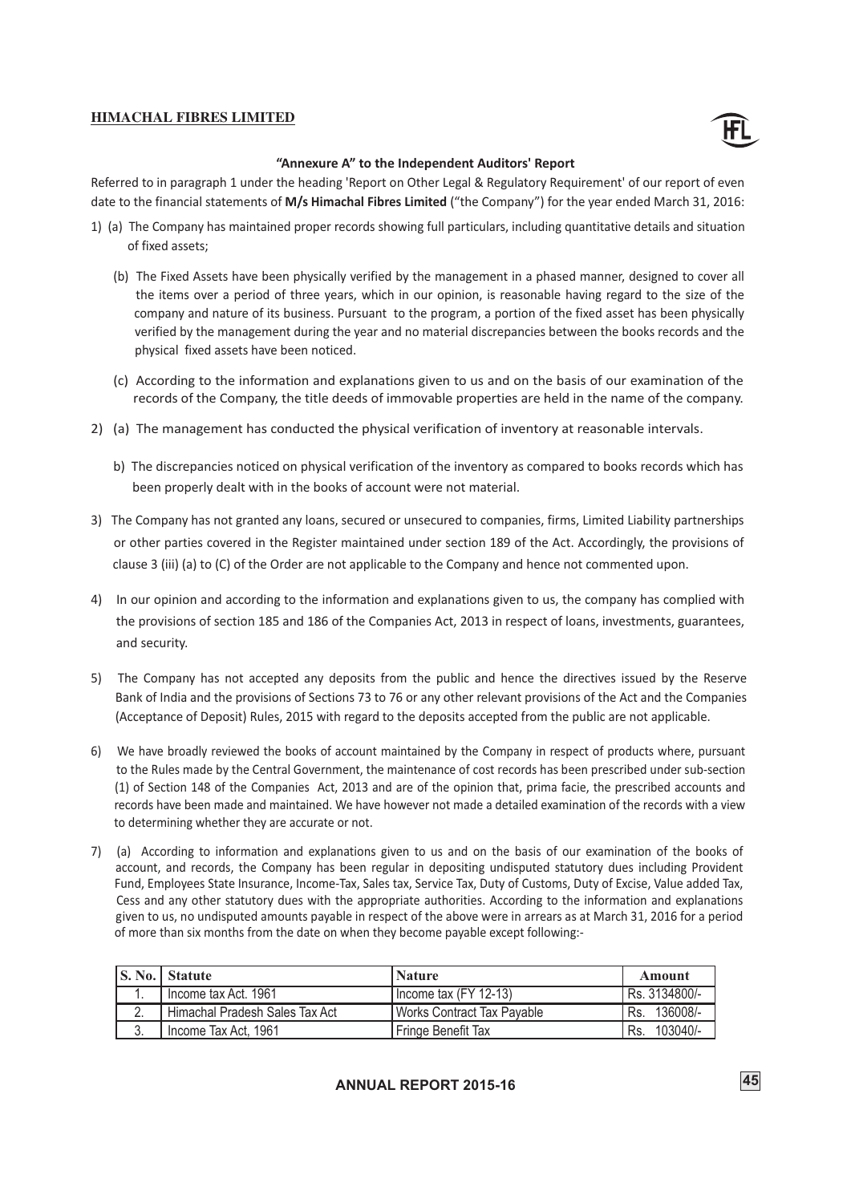## "Annexure A" to the Independent Auditors' Report

Referred to in paragraph 1 under the heading 'Report on Other Legal & Regulatory Requirement' of our report of even date to the financial statements of **M/s Himachal Fibres Limited** ("the Company") for the year ended March 31, 2016:

1) (a) The Company has maintained proper records showing full particulars, including quantitative details and situation of fixed assets;

   (b) The Fixed Assets have been physically verified by the management in a phased manner, designed to cover all the items over a period of three years, which in our opinion, is reasonable having regard to the size of the company and nature of its business. Pursuant to the program, a portion of the fixed asset has been physically verified by the management during the year and no material discrepancies between the books records and the physical fixed assets have been noticed.

   (c) According to the information and explanations given to us and on the basis of our examination of the records of the Company, the title deeds of immovable properties are held in the name of the company.

2) (a) The management has conducted the physical verification of inventory at reasonable intervals.

   b) The discrepancies noticed on physical verification of the inventory as compared to books records which has been properly dealt with in the books of account were not material.

3) The Company has not granted any loans, secured or unsecured to companies, firms, Limited Liability partnerships or other parties covered in the Register maintained under section 189 of the Act. Accordingly, the provisions of clause 3 (iii) (a) to (C) of the Order are not applicable to the Company and hence not commented upon.

4) In our opinion and according to the information and explanations given to us, the company has complied with the provisions of section 185 and 186 of the Companies Act, 2013 in respect of loans, investments, guarantees, and security.

5) The Company has not accepted any deposits from the public and hence the directives issued by the Reserve Bank of India and the provisions of Sections 73 to 76 or any other relevant provisions of the Act and the Companies (Acceptance of Deposit) Rules, 2015 with regard to the deposits accepted from the public are not applicable.

6) We have broadly reviewed the books of account maintained by the Company in respect of products where, pursuant to the Rules made by the Central Government, the maintenance of cost records has been prescribed under sub-section (1) of Section 148 of the Companies Act, 2013 and are of the opinion that, prima facie, the prescribed accounts and records have been made and maintained. We have however not made a detailed examination of the records with a view to determining whether they are accurate or not.

7) (a) According to information and explanations given to us and on the basis of our examination of the books of account, and records, the Company has been regular in depositing undisputed statutory dues including Provident Fund, Employees State Insurance, Income-Tax, Sales tax, Service Tax, Duty of Customs, Duty of Excise, Value added Tax, Cess and any other statutory dues with the appropriate authorities. According to the information and explanations given to us, no undisputed amounts payable in respect of the above were in arrears as at March 31, 2016 for a period of more than six months from the date on when they become payable except following:-

| S. No. | Statute | Nature | Amount |
|---|---|---|---|
| 1. | Income tax Act. 1961 | Income tax (FY 12-13) | Rs. 3134800/- |
| 2. | Himachal Pradesh Sales Tax Act | Works Contract Tax Payable | Rs. 136008/- |
| 3. | Income Tax Act, 1961 | Fringe Benefit Tax | Rs. 103040/- |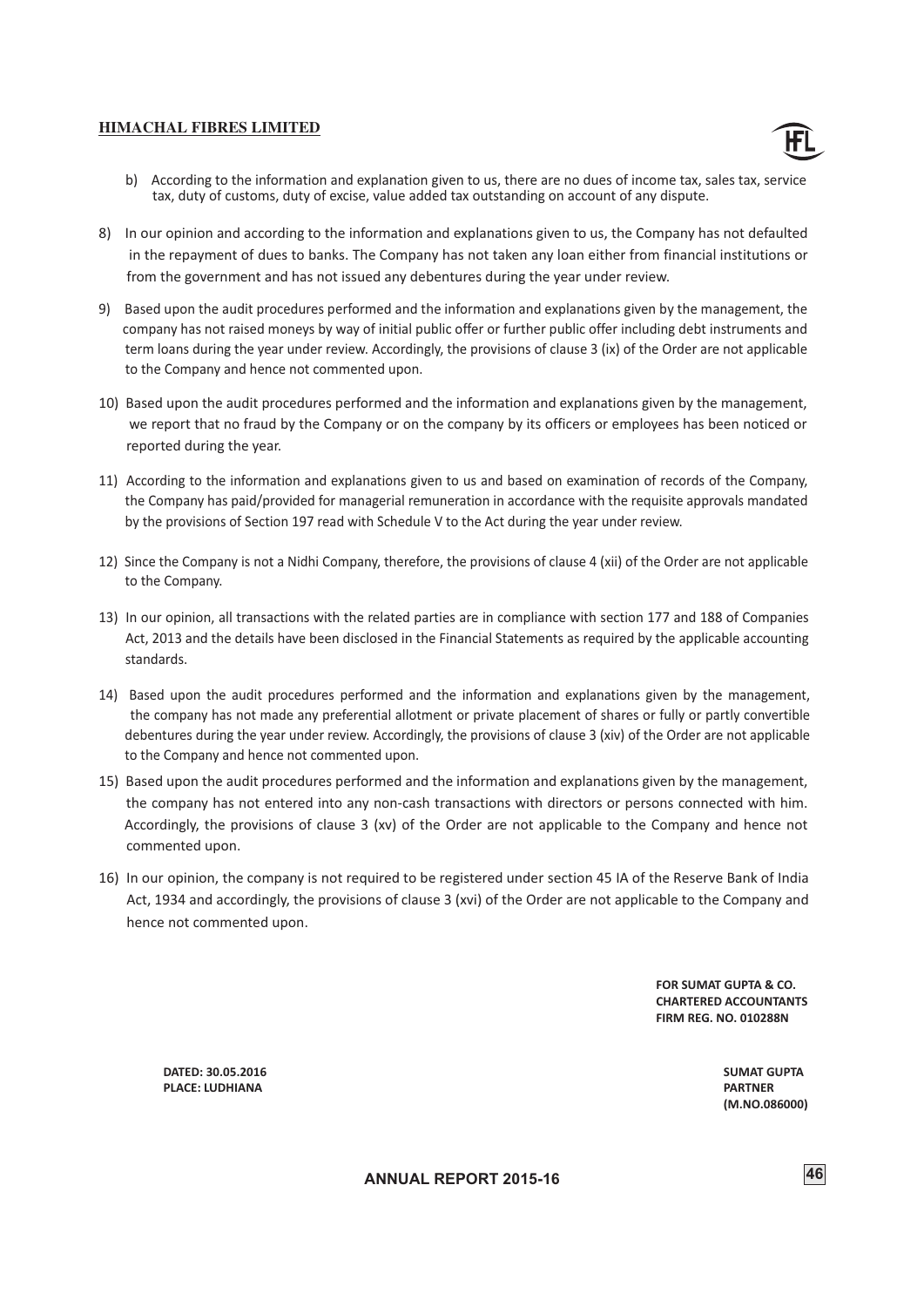b) According to the information and explanation given to us, there are no dues of income tax, sales tax, service tax, duty of customs, duty of excise, value added tax outstanding on account of any dispute.

8) In our opinion and according to the information and explanations given to us, the Company has not defaulted in the repayment of dues to banks. The Company has not taken any loan either from financial institutions or from the government and has not issued any debentures during the year under review.

9) Based upon the audit procedures performed and the information and explanations given by the management, the company has not raised moneys by way of initial public offer or further public offer including debt instruments and term loans during the year under review. Accordingly, the provisions of clause 3 (ix) of the Order are not applicable to the Company and hence not commented upon.

10) Based upon the audit procedures performed and the information and explanations given by the management, we report that no fraud by the Company or on the company by its officers or employees has been noticed or reported during the year.

11) According to the information and explanations given to us and based on examination of records of the Company, the Company has paid/provided for managerial remuneration in accordance with the requisite approvals mandated by the provisions of Section 197 read with Schedule V to the Act during the year under review.

12) Since the Company is not a Nidhi Company, therefore, the provisions of clause 4 (xii) of the Order are not applicable to the Company.

13) In our opinion, all transactions with the related parties are in compliance with section 177 and 188 of Companies Act, 2013 and the details have been disclosed in the Financial Statements as required by the applicable accounting standards.

14) Based upon the audit procedures performed and the information and explanations given by the management, the company has not made any preferential allotment or private placement of shares or fully or partly convertible debentures during the year under review. Accordingly, the provisions of clause 3 (xiv) of the Order are not applicable to the Company and hence not commented upon.

15) Based upon the audit procedures performed and the information and explanations given by the management, the company has not entered into any non-cash transactions with directors or persons connected with him. Accordingly, the provisions of clause 3 (xv) of the Order are not applicable to the Company and hence not commented upon.

16) In our opinion, the company is not required to be registered under section 45 IA of the Reserve Bank of India Act, 1934 and accordingly, the provisions of clause 3 (xvi) of the Order are not applicable to the Company and hence not commented upon.

**FOR SUMAT GUPTA & CO.**
**CHARTERED ACCOUNTANTS**
**FIRM REG. NO. 010288N**

**DATED: 30.05.2016**
**PLACE: LUDHIANA**

**SUMAT GUPTA**
**PARTNER**
**(M.NO.086000)**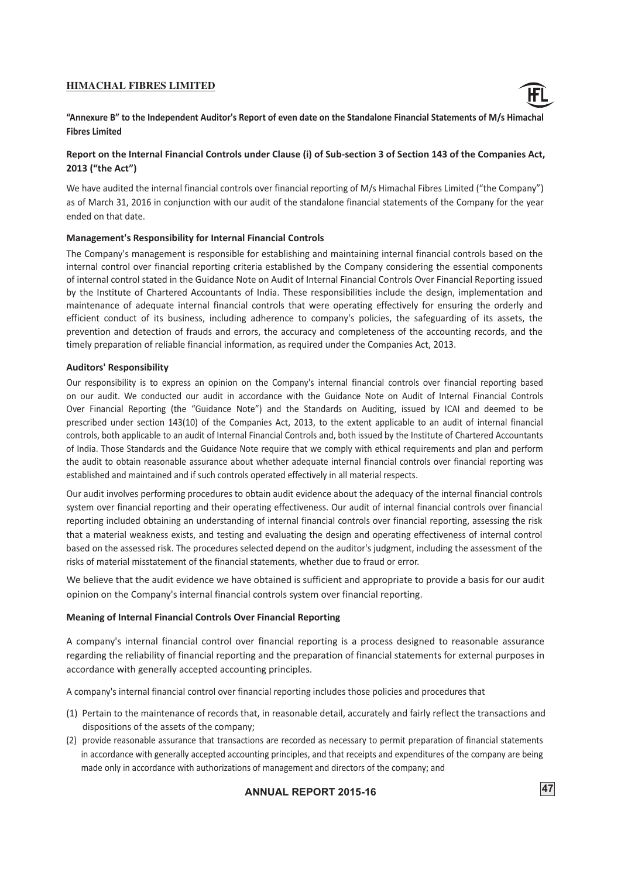**"Annexure B" to the Independent Auditor's Report of even date on the Standalone Financial Statements of M/s Himachal Fibres Limited**

**Report on the Internal Financial Controls under Clause (i) of Sub-section 3 of Section 143 of the Companies Act, 2013 ("the Act")**

We have audited the internal financial controls over financial reporting of M/s Himachal Fibres Limited ("the Company") as of March 31, 2016 in conjunction with our audit of the standalone financial statements of the Company for the year ended on that date.

**Management's Responsibility for Internal Financial Controls**

The Company's management is responsible for establishing and maintaining internal financial controls based on the internal control over financial reporting criteria established by the Company considering the essential components of internal control stated in the Guidance Note on Audit of Internal Financial Controls Over Financial Reporting issued by the Institute of Chartered Accountants of India. These responsibilities include the design, implementation and maintenance of adequate internal financial controls that were operating effectively for ensuring the orderly and efficient conduct of its business, including adherence to company's policies, the safeguarding of its assets, the prevention and detection of frauds and errors, the accuracy and completeness of the accounting records, and the timely preparation of reliable financial information, as required under the Companies Act, 2013.

**Auditors' Responsibility**

Our responsibility is to express an opinion on the Company's internal financial controls over financial reporting based on our audit. We conducted our audit in accordance with the Guidance Note on Audit of Internal Financial Controls Over Financial Reporting (the "Guidance Note") and the Standards on Auditing, issued by ICAI and deemed to be prescribed under section 143(10) of the Companies Act, 2013, to the extent applicable to an audit of internal financial controls, both applicable to an audit of Internal Financial Controls and, both issued by the Institute of Chartered Accountants of India. Those Standards and the Guidance Note require that we comply with ethical requirements and plan and perform the audit to obtain reasonable assurance about whether adequate internal financial controls over financial reporting was established and maintained and if such controls operated effectively in all material respects.

Our audit involves performing procedures to obtain audit evidence about the adequacy of the internal financial controls system over financial reporting and their operating effectiveness. Our audit of internal financial controls over financial reporting included obtaining an understanding of internal financial controls over financial reporting, assessing the risk that a material weakness exists, and testing and evaluating the design and operating effectiveness of internal control based on the assessed risk. The procedures selected depend on the auditor's judgment, including the assessment of the risks of material misstatement of the financial statements, whether due to fraud or error.

We believe that the audit evidence we have obtained is sufficient and appropriate to provide a basis for our audit opinion on the Company's internal financial controls system over financial reporting.

**Meaning of Internal Financial Controls Over Financial Reporting**

A company's internal financial control over financial reporting is a process designed to reasonable assurance regarding the reliability of financial reporting and the preparation of financial statements for external purposes in accordance with generally accepted accounting principles.

A company's internal financial control over financial reporting includes those policies and procedures that

(1) Pertain to the maintenance of records that, in reasonable detail, accurately and fairly reflect the transactions and dispositions of the assets of the company;

(2) provide reasonable assurance that transactions are recorded as necessary to permit preparation of financial statements in accordance with generally accepted accounting principles, and that receipts and expenditures of the company are being made only in accordance with authorizations of management and directors of the company; and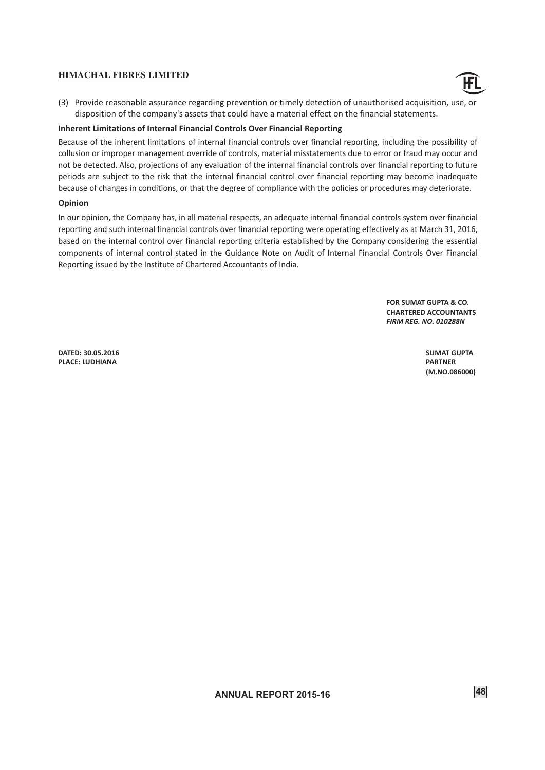(3) Provide reasonable assurance regarding prevention or timely detection of unauthorised acquisition, use, or disposition of the company's assets that could have a material effect on the financial statements.

**Inherent Limitations of Internal Financial Controls Over Financial Reporting**

Because of the inherent limitations of internal financial controls over financial reporting, including the possibility of collusion or improper management override of controls, material misstatements due to error or fraud may occur and not be detected. Also, projections of any evaluation of the internal financial controls over financial reporting to future periods are subject to the risk that the internal financial control over financial reporting may become inadequate because of changes in conditions, or that the degree of compliance with the policies or procedures may deteriorate.

**Opinion**

In our opinion, the Company has, in all material respects, an adequate internal financial controls system over financial reporting and such internal financial controls over financial reporting were operating effectively as at March 31, 2016, based on the internal control over financial reporting criteria established by the Company considering the essential components of internal control stated in the Guidance Note on Audit of Internal Financial Controls Over Financial Reporting issued by the Institute of Chartered Accountants of India.

**FOR SUMAT GUPTA & CO.**
**CHARTERED ACCOUNTANTS**
***FIRM REG. NO. 010288N***

**DATED: 30.05.2016**
**PLACE: LUDHIANA**

**SUMAT GUPTA**
**PARTNER**
**(M.NO.086000)**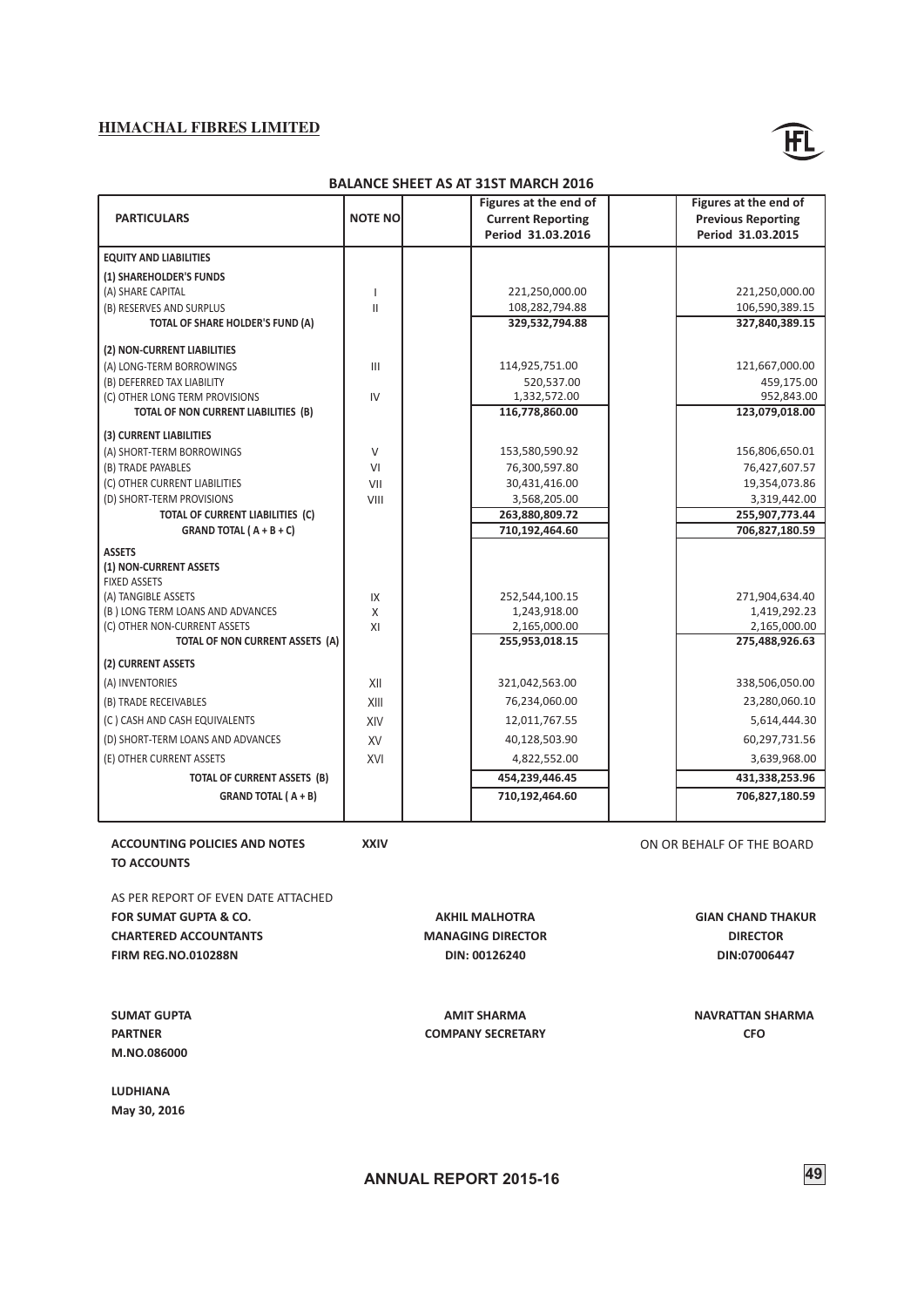## HIMACHAL FIBRES LIMITED

### BALANCE SHEET AS AT 31ST MARCH 2016

| PARTICULARS | NOTE NO | Figures at the end of Current Reporting Period 31.03.2016 | Figures at the end of Previous Reporting Period 31.03.2015 |
|---|---|---|---|
| **EQUITY AND LIABILITIES** | | | |
| **(1) SHAREHOLDER'S FUNDS** | | | |
| (A) SHARE CAPITAL | I | 221,250,000.00 | 221,250,000.00 |
| (B) RESERVES AND SURPLUS | II | 108,282,794.88 | 106,590,389.15 |
| **TOTAL OF SHARE HOLDER'S FUND (A)** | | **329,532,794.88** | **327,840,389.15** |
| **(2) NON-CURRENT LIABILITIES** | | | |
| (A) LONG-TERM BORROWINGS | III | 114,925,751.00 | 121,667,000.00 |
| (B) DEFERRED TAX LIABILITY | | 520,537.00 | 459,175.00 |
| (C) OTHER LONG TERM PROVISIONS | IV | 1,332,572.00 | 952,843.00 |
| **TOTAL OF NON CURRENT LIABILITIES (B)** | | **116,778,860.00** | **123,079,018.00** |
| **(3) CURRENT LIABILITIES** | | | |
| (A) SHORT-TERM BORROWINGS | V | 153,580,590.92 | 156,806,650.01 |
| (B) TRADE PAYABLES | VI | 76,300,597.80 | 76,427,607.57 |
| (C) OTHER CURRENT LIABILITIES | VII | 30,431,416.00 | 19,354,073.86 |
| (D) SHORT-TERM PROVISIONS | VIII | 3,568,205.00 | 3,319,442.00 |
| **TOTAL OF CURRENT LIABILITIES (C)** | | **263,880,809.72** | **255,907,773.44** |
| **GRAND TOTAL ( A + B + C)** | | **710,192,464.60** | **706,827,180.59** |
| **ASSETS** | | | |
| **(1) NON-CURRENT ASSETS** | | | |
| FIXED ASSETS | | | |
| (A) TANGIBLE ASSETS | IX | 252,544,100.15 | 271,904,634.40 |
| (B ) LONG TERM LOANS AND ADVANCES | X | 1,243,918.00 | 1,419,292.23 |
| (C) OTHER NON-CURRENT ASSETS | XI | 2,165,000.00 | 2,165,000.00 |
| **TOTAL OF NON CURRENT ASSETS (A)** | | **255,953,018.15** | **275,488,926.63** |
| **(2) CURRENT ASSETS** | | | |
| (A) INVENTORIES | XII | 321,042,563.00 | 338,506,050.00 |
| (B) TRADE RECEIVABLES | XIII | 76,234,060.00 | 23,280,060.10 |
| (C ) CASH AND CASH EQUIVALENTS | XIV | 12,011,767.55 | 5,614,444.30 |
| (D) SHORT-TERM LOANS AND ADVANCES | XV | 40,128,503.90 | 60,297,731.56 |
| (E) OTHER CURRENT ASSETS | XVI | 4,822,552.00 | 3,639,968.00 |
| **TOTAL OF CURRENT ASSETS (B)** | | **454,239,446.45** | **431,338,253.96** |
| **GRAND TOTAL ( A + B)** | | **710,192,464.60** | **706,827,180.59** |

**ACCOUNTING POLICIES AND NOTES TO ACCOUNTS** **XXIV**

ON OR BEHALF OF THE BOARD

AS PER REPORT OF EVEN DATE ATTACHED

**FOR SUMAT GUPTA & CO.**
**CHARTERED ACCOUNTANTS**
**FIRM REG.NO.010288N**

**AKHIL MALHOTRA**
**MANAGING DIRECTOR**
**DIN: 00126240**

**GIAN CHAND THAKUR**
**DIRECTOR**
**DIN:07006447**

**SUMAT GUPTA**
**PARTNER**
**M.NO.086000**

**AMIT SHARMA**
**COMPANY SECRETARY**

**NAVRATTAN SHARMA**
**CFO**

**LUDHIANA**
**May 30, 2016**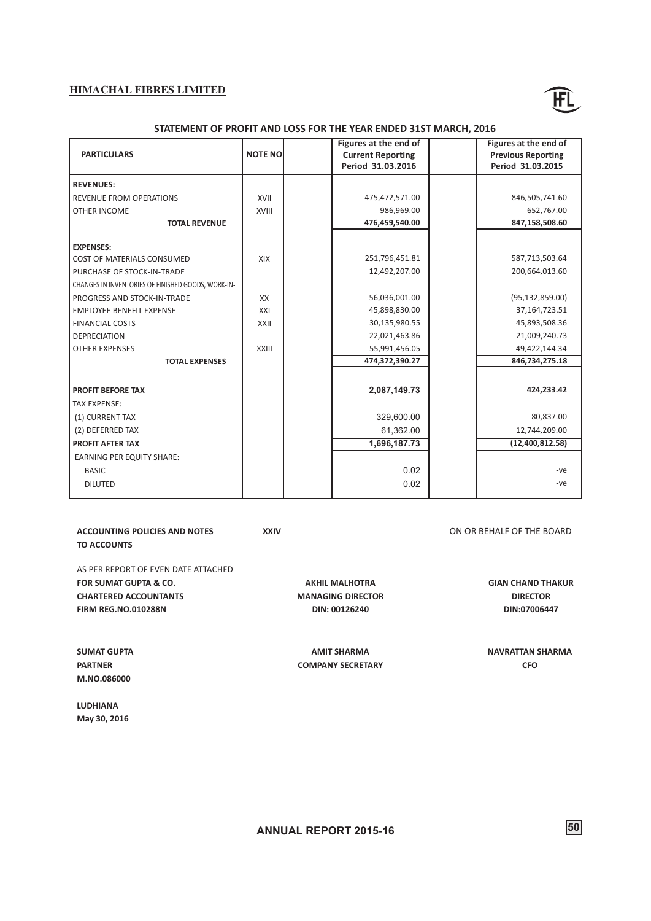**HIMACHAL FIBRES LIMITED**

## STATEMENT OF PROFIT AND LOSS FOR THE YEAR ENDED 31ST MARCH, 2016

| PARTICULARS | NOTE NO | Figures at the end of Current Reporting Period 31.03.2016 | Figures at the end of Previous Reporting Period 31.03.2015 |
|---|---|---|---|
| **REVENUES:** | | | |
| REVENUE FROM OPERATIONS | XVII | 475,472,571.00 | 846,505,741.60 |
| OTHER INCOME | XVIII | 986,969.00 | 652,767.00 |
| **TOTAL REVENUE** | | 476,459,540.00 | 847,158,508.60 |
| **EXPENSES:** | | | |
| COST OF MATERIALS CONSUMED | XIX | 251,796,451.81 | 587,713,503.64 |
| PURCHASE OF STOCK-IN-TRADE | | 12,492,207.00 | 200,664,013.60 |
| CHANGES IN INVENTORIES OF FINISHED GOODS, WORK-IN-PROGRESS AND STOCK-IN-TRADE | XX | 56,036,001.00 | (95,132,859.00) |
| EMPLOYEE BENEFIT EXPENSE | XXI | 45,898,830.00 | 37,164,723.51 |
| FINANCIAL COSTS | XXII | 30,135,980.55 | 45,893,508.36 |
| DEPRECIATION | | 22,021,463.86 | 21,009,240.73 |
| OTHER EXPENSES | XXIII | 55,991,456.05 | 49,422,144.34 |
| **TOTAL EXPENSES** | | 474,372,390.27 | 846,734,275.18 |
| **PROFIT BEFORE TAX** | | **2,087,149.73** | **424,233.42** |
| TAX EXPENSE: | | | |
| (1) CURRENT TAX | | 329,600.00 | 80,837.00 |
| (2) DEFERRED TAX | | 61,362.00 | 12,744,209.00 |
| **PROFIT AFTER TAX** | | **1,696,187.73** | **(12,400,812.58)** |
| EARNING PER EQUITY SHARE: | | | |
| BASIC | | 0.02 | -ve |
| DILUTED | | 0.02 | -ve |

**ACCOUNTING POLICIES AND NOTES TO ACCOUNTS** **XXIV**

ON OR BEHALF OF THE BOARD

AS PER REPORT OF EVEN DATE ATTACHED

**FOR SUMAT GUPTA & CO.**
**CHARTERED ACCOUNTANTS**
**FIRM REG.NO.010288N**

**AKHIL MALHOTRA**
**MANAGING DIRECTOR**
**DIN: 00126240**

**GIAN CHAND THAKUR**
**DIRECTOR**
**DIN:07006447**

**SUMAT GUPTA**
**PARTNER**
**M.NO.086000**

**AMIT SHARMA**
**COMPANY SECRETARY**

**NAVRATTAN SHARMA**
**CFO**

**LUDHIANA**
**May 30, 2016**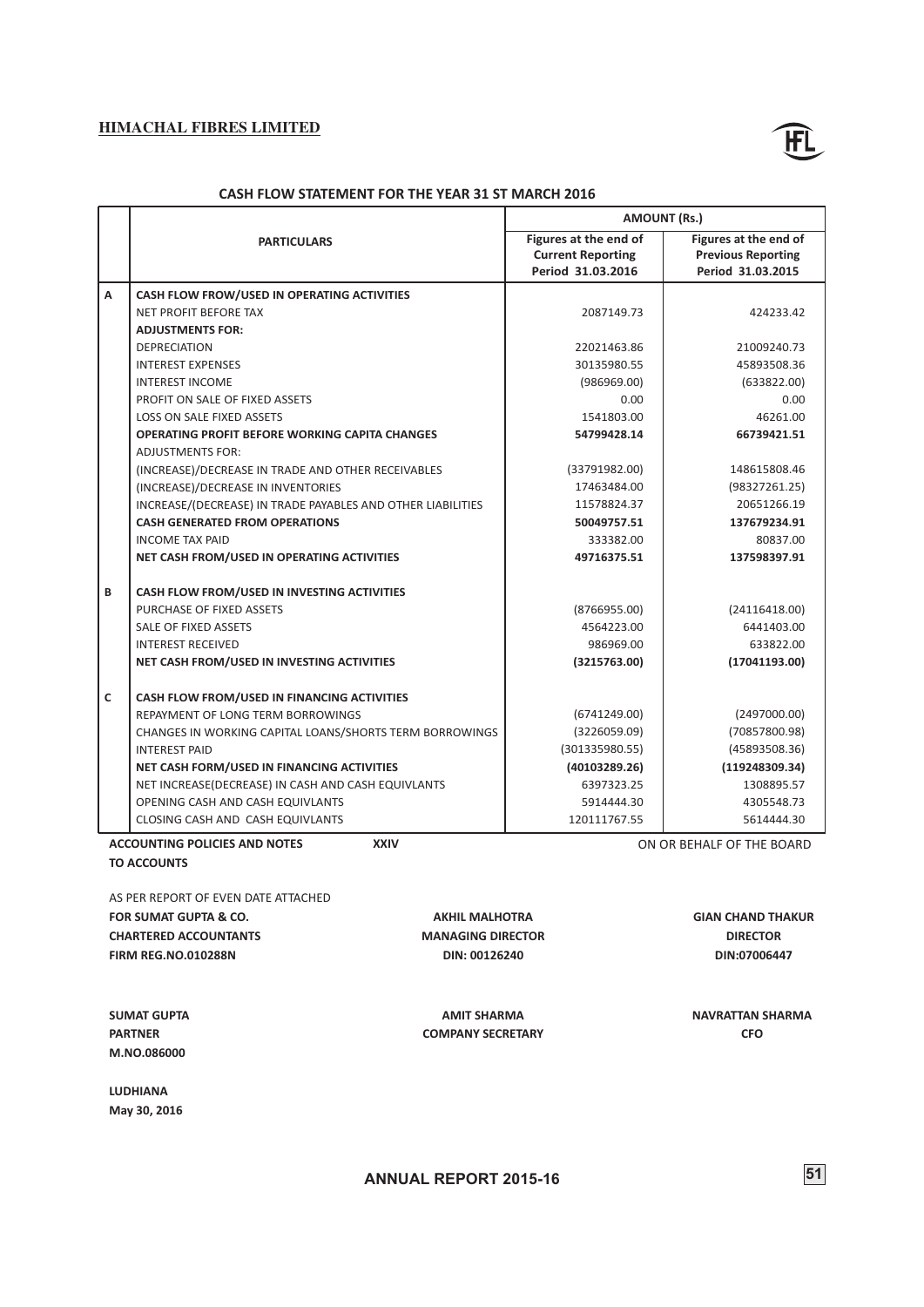## CASH FLOW STATEMENT FOR THE YEAR 31 ST MARCH 2016

| | PARTICULARS | AMOUNT (Rs.) | |
|---|---|---|---|
| | | Figures at the end of Current Reporting Period 31.03.2016 | Figures at the end of Previous Reporting Period 31.03.2015 |
| A | **CASH FLOW FROW/USED IN OPERATING ACTIVITIES** | | |
| | NET PROFIT BEFORE TAX | 2087149.73 | 424233.42 |
| | **ADJUSTMENTS FOR:** | | |
| | DEPRECIATION | 22021463.86 | 21009240.73 |
| | INTEREST EXPENSES | 30135980.55 | 45893508.36 |
| | INTEREST INCOME | (986969.00) | (633822.00) |
| | PROFIT ON SALE OF FIXED ASSETS | 0.00 | 0.00 |
| | LOSS ON SALE FIXED ASSETS | 1541803.00 | 46261.00 |
| | **OPERATING PROFIT BEFORE WORKING CAPITA CHANGES** | **54799428.14** | **66739421.51** |
| | ADJUSTMENTS FOR: | | |
| | (INCREASE)/DECREASE IN TRADE AND OTHER RECEIVABLES | (33791982.00) | 148615808.46 |
| | (INCREASE)/DECREASE IN INVENTORIES | 17463484.00 | (98327261.25) |
| | INCREASE/(DECREASE) IN TRADE PAYABLES AND OTHER LIABILITIES | 11578824.37 | 20651266.19 |
| | **CASH GENERATED FROM OPERATIONS** | **50049757.51** | **137679234.91** |
| | INCOME TAX PAID | 333382.00 | 80837.00 |
| | **NET CASH FROM/USED IN OPERATING ACTIVITIES** | **49716375.51** | **137598397.91** |
| B | **CASH FLOW FROM/USED IN INVESTING ACTIVITIES** | | |
| | PURCHASE OF FIXED ASSETS | (8766955.00) | (24116418.00) |
| | SALE OF FIXED ASSETS | 4564223.00 | 6441403.00 |
| | INTEREST RECEIVED | 986969.00 | 633822.00 |
| | **NET CASH FROM/USED IN INVESTING ACTIVITIES** | **(3215763.00)** | **(17041193.00)** |
| C | **CASH FLOW FROM/USED IN FINANCING ACTIVITIES** | | |
| | REPAYMENT OF LONG TERM BORROWINGS | (6741249.00) | (2497000.00) |
| | CHANGES IN WORKING CAPITAL LOANS/SHORTS TERM BORROWINGS | (3226059.09) | (70857800.98) |
| | INTEREST PAID | (301335980.55) | (45893508.36) |
| | **NET CASH FORM/USED IN FINANCING ACTIVITIES** | **(40103289.26)** | **(119248309.34)** |
| | NET INCREASE(DECREASE) IN CASH AND CASH EQUIVLANTS | 6397323.25 | 1308895.57 |
| | OPENING CASH AND CASH EQUIVLANTS | 5914444.30 | 4305548.73 |
| | CLOSING CASH AND CASH EQUIVLANTS | 120111767.55 | 5614444.30 |

**ACCOUNTING POLICIES AND NOTES TO ACCOUNTS** **XXIV**

ON OR BEHALF OF THE BOARD

AS PER REPORT OF EVEN DATE ATTACHED

**FOR SUMAT GUPTA & CO.**
**CHARTERED ACCOUNTANTS**
**FIRM REG.NO.010288N**

**AKHIL MALHOTRA**
**MANAGING DIRECTOR**
**DIN: 00126240**

**GIAN CHAND THAKUR**
**DIRECTOR**
**DIN:07006447**

**SUMAT GUPTA**
**PARTNER**
**M.NO.086000**

**AMIT SHARMA**
**COMPANY SECRETARY**

**NAVRATTAN SHARMA**
**CFO**

**LUDHIANA**
**May 30, 2016**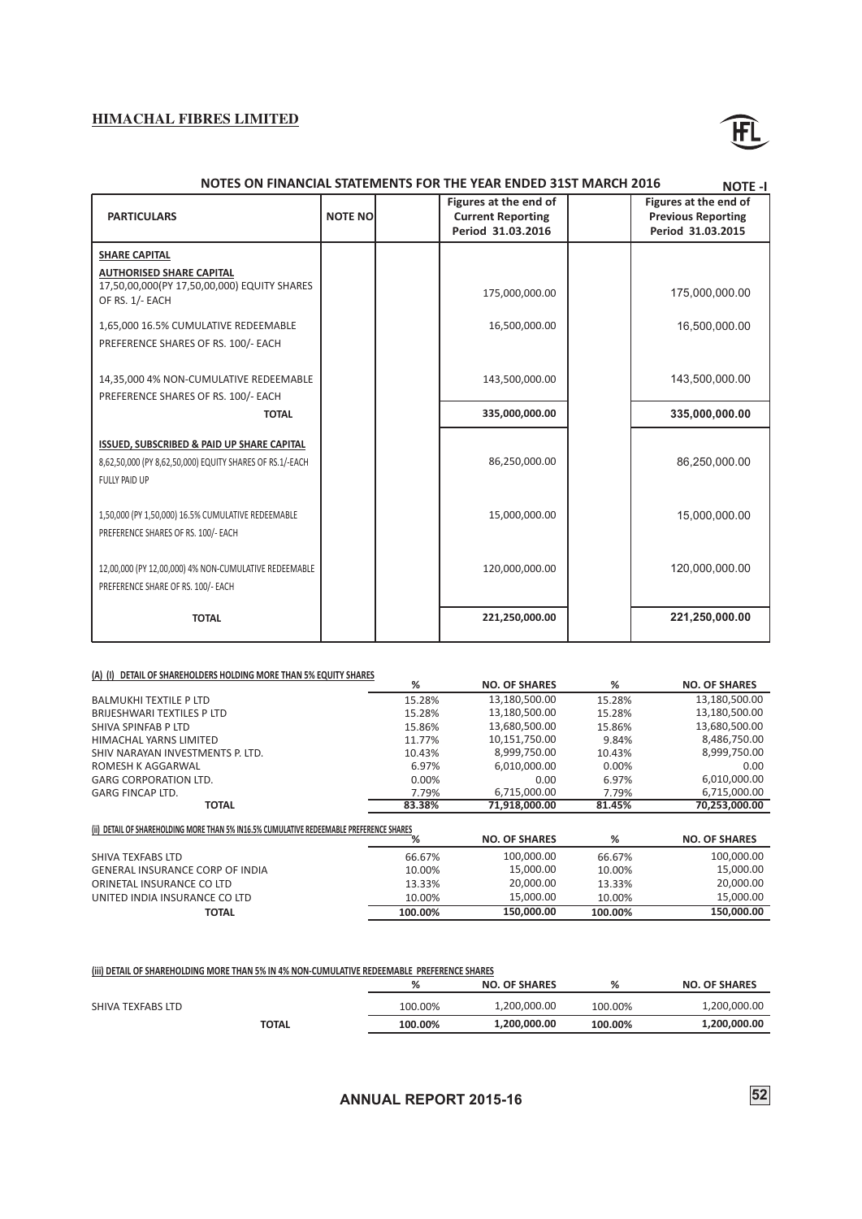# HIMACHAL FIBRES LIMITED

## NOTES ON FINANCIAL STATEMENTS FOR THE YEAR ENDED 31ST MARCH 2016

**NOTE -I**

| PARTICULARS | NOTE NO | | Figures at the end of Current Reporting Period 31.03.2016 | | Figures at the end of Previous Reporting Period 31.03.2015 |
|---|---|---|---|---|---|
| **SHARE CAPITAL** | | | | | |
| **AUTHORISED SHARE CAPITAL** 17,50,00,000(PY 17,50,00,000) EQUITY SHARES OF RS. 1/- EACH | | | 175,000,000.00 | | 175,000,000.00 |
| 1,65,000 16.5% CUMULATIVE REDEEMABLE PREFERENCE SHARES OF RS. 100/- EACH | | | 16,500,000.00 | | 16,500,000.00 |
| 14,35,000 4% NON-CUMULATIVE REDEEMABLE PREFERENCE SHARES OF RS. 100/- EACH | | | 143,500,000.00 | | 143,500,000.00 |
| **TOTAL** | | | **335,000,000.00** | | **335,000,000.00** |
| **ISSUED, SUBSCRIBED & PAID UP SHARE CAPITAL** 8,62,50,000 (PY 8,62,50,000) EQUITY SHARES OF RS.1/-EACH FULLY PAID UP | | | 86,250,000.00 | | 86,250,000.00 |
| 1,50,000 (PY 1,50,000) 16.5% CUMULATIVE REDEEMABLE PREFERENCE SHARES OF RS. 100/- EACH | | | 15,000,000.00 | | 15,000,000.00 |
| 12,00,000 (PY 12,00,000) 4% NON-CUMULATIVE REDEEMABLE PREFERENCE SHARE OF RS. 100/- EACH | | | 120,000,000.00 | | 120,000,000.00 |
| **TOTAL** | | | **221,250,000.00** | | **221,250,000.00** |

**(A) (I) DETAIL OF SHAREHOLDERS HOLDING MORE THAN 5% EQUITY SHARES**

| | % | NO. OF SHARES | % | NO. OF SHARES |
|---|---|---|---|---|
| BALMUKHI TEXTILE P LTD | 15.28% | 13,180,500.00 | 15.28% | 13,180,500.00 |
| BRIJESHWARI TEXTILES P LTD | 15.28% | 13,180,500.00 | 15.28% | 13,180,500.00 |
| SHIVA SPINFAB P LTD | 15.86% | 13,680,500.00 | 15.86% | 13,680,500.00 |
| HIMACHAL YARNS LIMITED | 11.77% | 10,151,750.00 | 9.84% | 8,486,750.00 |
| SHIV NARAYAN INVESTMENTS P. LTD. | 10.43% | 8,999,750.00 | 10.43% | 8,999,750.00 |
| ROMESH K AGGARWAL | 6.97% | 6,010,000.00 | 0.00% | 0.00 |
| GARG CORPORATION LTD. | 0.00% | 0.00 | 6.97% | 6,010,000.00 |
| GARG FINCAP LTD. | 7.79% | 6,715,000.00 | 7.79% | 6,715,000.00 |
| **TOTAL** | **83.38%** | **71,918,000.00** | **81.45%** | **70,253,000.00** |

**(ii) DETAIL OF SHAREHOLDING MORE THAN 5% IN16.5% CUMULATIVE REDEEMABLE PREFERENCE SHARES**

| | % | NO. OF SHARES | % | NO. OF SHARES |
|---|---|---|---|---|
| SHIVA TEXFABS LTD | 66.67% | 100,000.00 | 66.67% | 100,000.00 |
| GENERAL INSURANCE CORP OF INDIA | 10.00% | 15,000.00 | 10.00% | 15,000.00 |
| ORINETAL INSURANCE CO LTD | 13.33% | 20,000.00 | 13.33% | 20,000.00 |
| UNITED INDIA INSURANCE CO LTD | 10.00% | 15,000.00 | 10.00% | 15,000.00 |
| **TOTAL** | **100.00%** | **150,000.00** | **100.00%** | **150,000.00** |

**(iii) DETAIL OF SHAREHOLDING MORE THAN 5% IN 4% NON-CUMULATIVE REDEEMABLE PREFERENCE SHARES**

| | % | NO. OF SHARES | % | NO. OF SHARES |
|---|---|---|---|---|
| SHIVA TEXFABS LTD | 100.00% | 1,200,000.00 | 100.00% | 1,200,000.00 |
| **TOTAL** | **100.00%** | **1,200,000.00** | **100.00%** | **1,200,000.00** |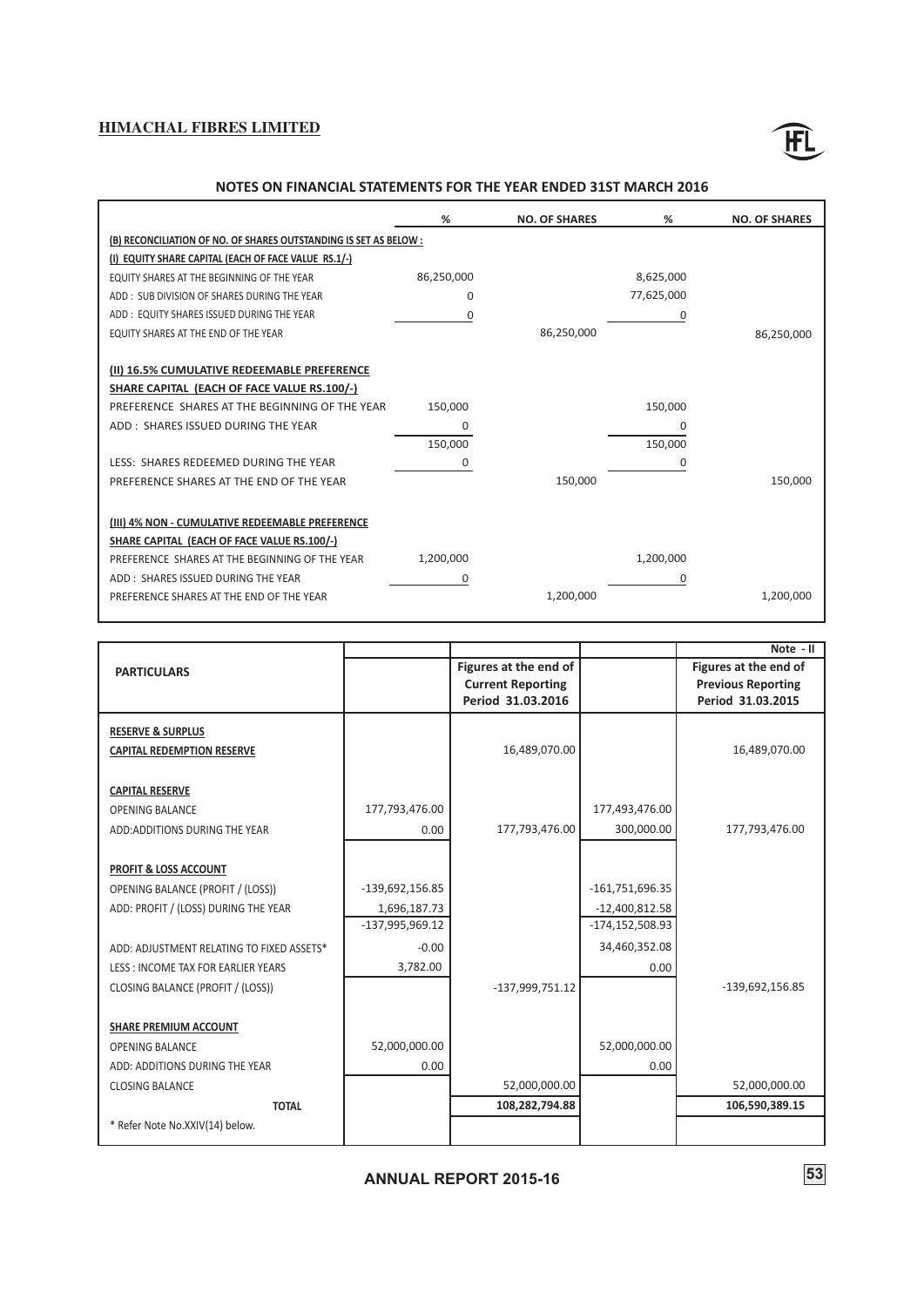## NOTES ON FINANCIAL STATEMENTS FOR THE YEAR ENDED 31ST MARCH 2016

| | % | NO. OF SHARES | % | NO. OF SHARES |
|---|---|---|---|---|
| **(B) RECONCILIATION OF NO. OF SHARES OUTSTANDING IS SET AS BELOW :** | | | | |
| **(I) EQUITY SHARE CAPITAL (EACH OF FACE VALUE RS.1/-)** | | | | |
| EQUITY SHARES AT THE BEGINNING OF THE YEAR | 86,250,000 | | 8,625,000 | |
| ADD : SUB DIVISION OF SHARES DURING THE YEAR | 0 | | 77,625,000 | |
| ADD : EQUITY SHARES ISSUED DURING THE YEAR | 0 | | 0 | |
| EQUITY SHARES AT THE END OF THE YEAR | | 86,250,000 | | 86,250,000 |
| **(II) 16.5% CUMULATIVE REDEEMABLE PREFERENCE SHARE CAPITAL (EACH OF FACE VALUE RS.100/-)** | | | | |
| PREFERENCE SHARES AT THE BEGINNING OF THE YEAR | 150,000 | | 150,000 | |
| ADD : SHARES ISSUED DURING THE YEAR | 0 | | 0 | |
| | 150,000 | | 150,000 | |
| LESS: SHARES REDEEMED DURING THE YEAR | 0 | | 0 | |
| PREFERENCE SHARES AT THE END OF THE YEAR | | 150,000 | | 150,000 |
| **(III) 4% NON - CUMULATIVE REDEEMABLE PREFERENCE SHARE CAPITAL (EACH OF FACE VALUE RS.100/-)** | | | | |
| PREFERENCE SHARES AT THE BEGINNING OF THE YEAR | 1,200,000 | | 1,200,000 | |
| ADD : SHARES ISSUED DURING THE YEAR | 0 | | 0 | |
| PREFERENCE SHARES AT THE END OF THE YEAR | | 1,200,000 | | 1,200,000 |

**Note - II**

| PARTICULARS | | Figures at the end of Current Reporting Period 31.03.2016 | | Figures at the end of Previous Reporting Period 31.03.2015 |
|---|---|---|---|---|
| **RESERVE & SURPLUS** | | | | |
| **CAPITAL REDEMPTION RESERVE** | | 16,489,070.00 | | 16,489,070.00 |
| **CAPITAL RESERVE** | | | | |
| OPENING BALANCE | 177,793,476.00 | | 177,493,476.00 | |
| ADD:ADDITIONS DURING THE YEAR | 0.00 | 177,793,476.00 | 300,000.00 | 177,793,476.00 |
| **PROFIT & LOSS ACCOUNT** | | | | |
| OPENING BALANCE (PROFIT / (LOSS)) | -139,692,156.85 | | -161,751,696.35 | |
| ADD: PROFIT / (LOSS) DURING THE YEAR | 1,696,187.73 | | -12,400,812.58 | |
| | -137,995,969.12 | | -174,152,508.93 | |
| ADD: ADJUSTMENT RELATING TO FIXED ASSETS* | -0.00 | | 34,460,352.08 | |
| LESS : INCOME TAX FOR EARLIER YEARS | 3,782.00 | | 0.00 | |
| CLOSING BALANCE (PROFIT / (LOSS)) | | -137,999,751.12 | | -139,692,156.85 |
| **SHARE PREMIUM ACCOUNT** | | | | |
| OPENING BALANCE | 52,000,000.00 | | 52,000,000.00 | |
| ADD: ADDITIONS DURING THE YEAR | 0.00 | | 0.00 | |
| CLOSING BALANCE | | 52,000,000.00 | | 52,000,000.00 |
| **TOTAL** | | **108,282,794.88** | | **106,590,389.15** |
| * Refer Note No.XXIV(14) below. | | | | |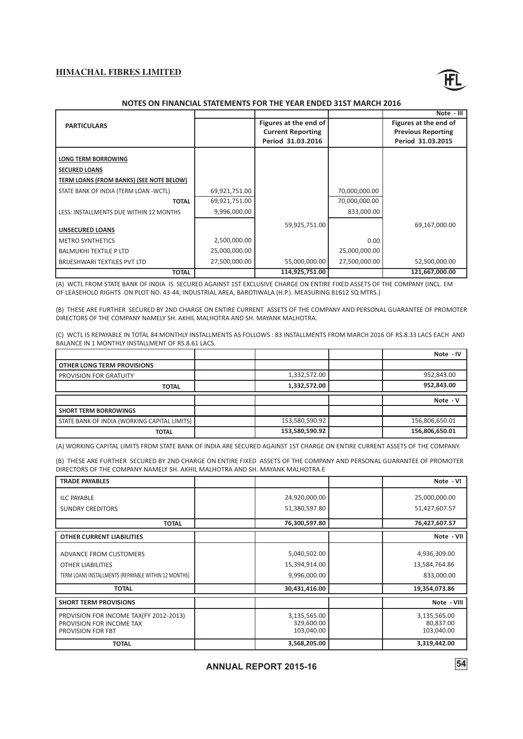## NOTES ON FINANCIAL STATEMENTS FOR THE YEAR ENDED 31ST MARCH 2016

**Note - III**

| PARTICULARS | | Figures at the end of Current Reporting Period 31.03.2016 | | Figures at the end of Previous Reporting Period 31.03.2015 |
|---|---|---|---|---|
| **LONG TERM BORROWING** | | | | |
| **SECURED LOANS** | | | | |
| **TERM LOANS (FROM BANKS) (SEE NOTE BELOW)** | | | | |
| STATE BANK OF INDIA (TERM LOAN -WCTL) | 69,921,751.00 | | 70,000,000.00 | |
| **TOTAL** | 69,921,751.00 | | 70,000,000.00 | |
| LESS: INSTALLMENTS DUE WITHIN 12 MONTHS | 9,996,000.00 | | 833,000.00 | |
| | | 59,925,751.00 | | 69,167,000.00 |
| **UNSECURED LOANS** | | | | |
| METRO SYNTHETICS | 2,500,000.00 | | 0.00 | |
| BALMUKHI TEXTILE P LTD | 25,000,000.00 | | 25,000,000.00 | |
| BRIJESHWARI TEXTILES PVT LTD | 27,500,000.00 | 55,000,000.00 | 27,500,000.00 | 52,500,000.00 |
| **TOTAL** | | **114,925,751.00** | | **121,667,000.00** |

(A) WCTL FROM STATE BANK OF INDIA IS SECURED AGAINST 1ST EXCLUSIVE CHARGE ON ENTIRE FIXED ASSETS OF THE COMPANY (INCL. EM OF LEASEHOLD RIGHTS ON PLOT NO. 43-44, INDUSTRIAL AREA, BAROTIWALA (H.P.). MEASURING 81612 SQ MTRS.)

(B) THESE ARE FURTHER SECURED BY 2ND CHARGE ON ENTIRE CURRENT ASSETS OF THE COMPANY AND PERSONAL GUARANTEE OF PROMOTER DIRECTORS OF THE COMPANY NAMELY SH. AKHIL MALHOTRA AND SH. MAYANK MALHOTRA.

(C) WCTL IS REPAYABLE IN TOTAL 84 MONTHLY INSTALLMENTS AS FOLLOWS : 83 INSTALLMENTS FROM MARCH 2016 OF RS.8.33 LACS EACH AND BALANCE IN 1 MONTHLY INSTALLMENT OF RS.8.61 LACS.

**Note - IV**

| | | | | |
|---|---|---|---|---|
| **OTHER LONG TERM PROVISIONS** | | | | |
| PROVISION FOR GRATUITY | | 1,332,572.00 | | 952,843.00 |
| **TOTAL** | | **1,332,572.00** | | **952,843.00** |

**Note - V**

| | | | | |
|---|---|---|---|---|
| **SHORT TERM BORROWINGS** | | | | |
| STATE BANK OF INDIA (WORKING CAPITAL LIMITS) | | 153,580,590.92 | | 156,806,650.01 |
| **TOTAL** | | **153,580,590.92** | | **156,806,650.01** |

(A) WORKING CAPITAL LIMITS FROM STATE BANK OF INDIA ARE SECURED AGAINST 1ST CHARGE ON ENTIRE CURRENT ASSETS OF THE COMPANY.

(B) THESE ARE FURTHER SECURED BY 2ND CHARGE ON ENTIRE FIXED ASSETS OF THE COMPANY AND PERSONAL GUARANTEE OF PROMOTER DIRECTORS OF THE COMPANY NAMELY SH. AKHIL MALHOTRA AND SH. MAYANK MALHOTRA.E

**Note - VI**

| **TRADE PAYABLES** | | | | |
|---|---|---|---|---|
| ILC PAYABLE | | 24,920,000.00 | | 25,000,000.00 |
| SUNDRY CREDITORS | | 51,380,597.80 | | 51,427,607.57 |
| **TOTAL** | | **76,300,597.80** | | **76,427,607.57** |

**Note - VII**

| **OTHER CURRENT LIABILITIES** | | | | |
|---|---|---|---|---|
| ADVANCE FROM CUSTOMERS | | 5,040,502.00 | | 4,936,309.00 |
| OTHER LIABILITIES | | 15,394,914.00 | | 13,584,764.86 |
| TERM LOANS INSTALLMENTS (REPAYABLE WITHIN 12 MONTHS) | | 9,996,000.00 | | 833,000.00 |
| **TOTAL** | | **30,431,416.00** | | **19,354,073.86** |

**Note - VIII**

| **SHORT TERM PROVISIONS** | | | | |
|---|---|---|---|---|
| PROVISION FOR INCOME TAX(FY 2012-2013) | | 3,135,565.00 | | 3,135,565.00 |
| PROVISION FOR INCOME TAX | | 329,600.00 | | 80,837.00 |
| PROVISION FOR FBT | | 103,040.00 | | 103,040.00 |
| **TOTAL** | | **3,568,205.00** | | **3,319,442.00** |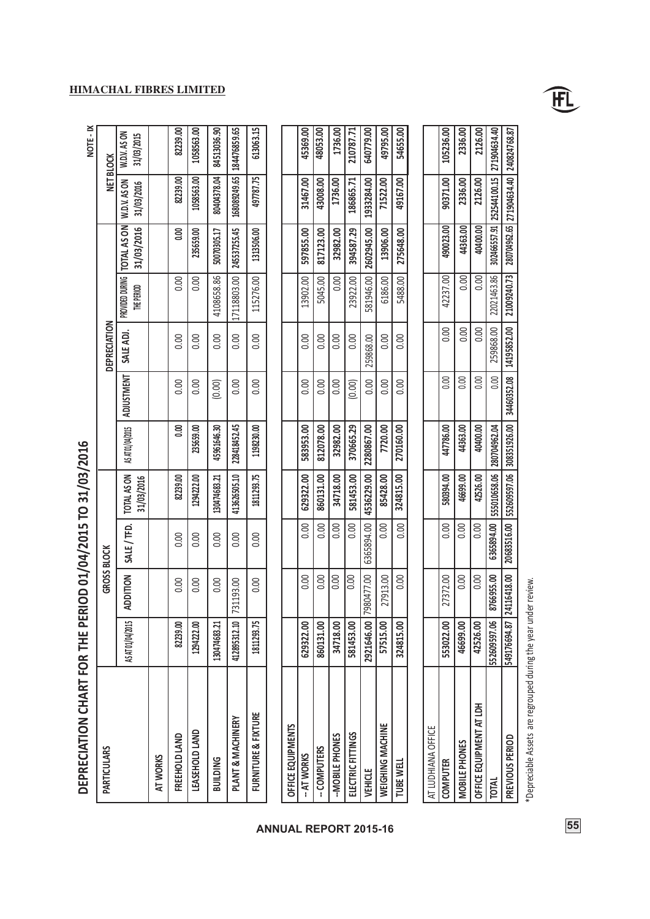**HIMACHAL FIBRES LIMITED**

NOTE - IX

# DEPRECIATION CHART FOR THE PERIOD 01/04/2015 TO 31/03/2016

| PARTICULARS | GROSS BLOCK | | | | DEPRECIATION | | | | | NET BLOCK | |
|---|---|---|---|---|---|---|---|---|---|---|---|
| | AS AT 01/04/2015 | ADDITION | SALE / TFD. | TOTAL AS ON 31/03/2016 | AS AT 01/04/2015 | ADJUSTMENT | SALE ADJ. | PROVIDED DURING THE PERIOD | TOTAL AS ON 31/03/2016 | W.D.V. AS ON 31/03/2016 | W.D.V. AS ON 31/03/2015 |
| AT WORKS | | | | | | | | | | | |
| FREEHOLD LAND | 82239.00 | 0.00 | 0.00 | 82239.00 | 0.00 | 0.00 | 0.00 | 0.00 | 0.00 | 82239.00 | 82239.00 |
| LEASEHOLD LAND | 1294222.00 | 0.00 | 0.00 | 1294222.00 | 235659.00 | 0.00 | 0.00 | 0.00 | 235659.00 | 1058563.00 | 1058563.00 |
| BUILDING | 130474683.21 | 0.00 | 0.00 | 130474683.21 | 45961646.30 | (0.00) | 0.00 | 4108658.86 | 50070305.17 | 80404378.04 | 84513036.90 |
| PLANT & MACHINERY | 412895312.10 | 731193.00 | 0.00 | 413626505.10 | 228418452.45 | 0.00 | 0.00 | 17118803.00 | 245537255.45 | 168089249.65 | 184476859.65 |
| FURNITURE & FIXTURE | 1811293.75 | 0.00 | 0.00 | 1811293.75 | 1198230.00 | 0.00 | 0.00 | 115276.00 | 1313506.00 | 497787.75 | 613063.15 |
| OFFICE EQUIPMENTS | | | | | | | | | | | |
| -- AT WORKS | 629322.00 | 0.00 | 0.00 | 629322.00 | 583953.00 | 0.00 | 0.00 | 13902.00 | 597855.00 | 31467.00 | 45369.00 |
| -- COMPUTERS | 860131.00 | 0.00 | 0.00 | 860131.00 | 812078.00 | 0.00 | 0.00 | 5045.00 | 817123.00 | 43008.00 | 48053.00 |
| --MOBILE PHONES | 34718.00 | 0.00 | 0.00 | 34718.00 | 32982.00 | 0.00 | 0.00 | 0.00 | 32982.00 | 1736.00 | 1736.00 |
| ELECTRIC FITTINGS | 581453.00 | 0.00 | 0.00 | 581453.00 | 370665.29 | (0.00) | 0.00 | 23922.00 | 394587.29 | 186865.71 | 210787.71 |
| VEHICLE | 2921646.00 | 7980477.00 | 6365894.00 | 4536229.00 | 2280867.00 | 0.00 | 259868.00 | 581946.00 | 2602945.00 | 1933284.00 | 640779.00 |
| WEIGHING MACHINE | 57515.00 | 27913.00 | 0.00 | 85428.00 | 7720.00 | 0.00 | 0.00 | 6186.00 | 13906.00 | 71522.00 | 49795.00 |
| TUBE WELL | 324815.00 | 0.00 | 0.00 | 324815.00 | 270160.00 | 0.00 | 0.00 | 5488.00 | 275648.00 | 49167.00 | 54655.00 |
| AT LUDHIANA OFFICE | | | | | | | | | | | |
| COMPUTER | 553022.00 | 27372.00 | 0.00 | 580394.00 | 447786.00 | 0.00 | 0.00 | 42237.00 | 490023.00 | 90371.00 | 105236.00 |
| MOBILE PHONES | 46699.00 | 0.00 | 0.00 | 46699.00 | 44363.00 | 0.00 | 0.00 | 0.00 | 44363.00 | 2336.00 | 2336.00 |
| OFFICE EQUIPMENT AT LDH | 42526.00 | 0.00 | 0.00 | 42526.00 | 40400.00 | 0.00 | 0.00 | 0.00 | 40400.00 | 2126.00 | 2126.00 |
| TOTAL | 552609597.06 | 8766955.00 | 6365894.00 | 555010658.06 | 280704962.04 | 0.00 | 259868.00 | 22021463.86 | 302466557.91 | 252544100.15 | 271904634.40 |
| PREVIOUS PERIOD | 549176694.87 | 24116418.00 | 20683516.00 | 552609597.06 | 308351926.00 | 34460352.08 | 14195852.00 | 21009240.73 | 280704962.65 | 271904634.40 | 240824768.87 |

*Depreciable Assets are regrouped during the year under review.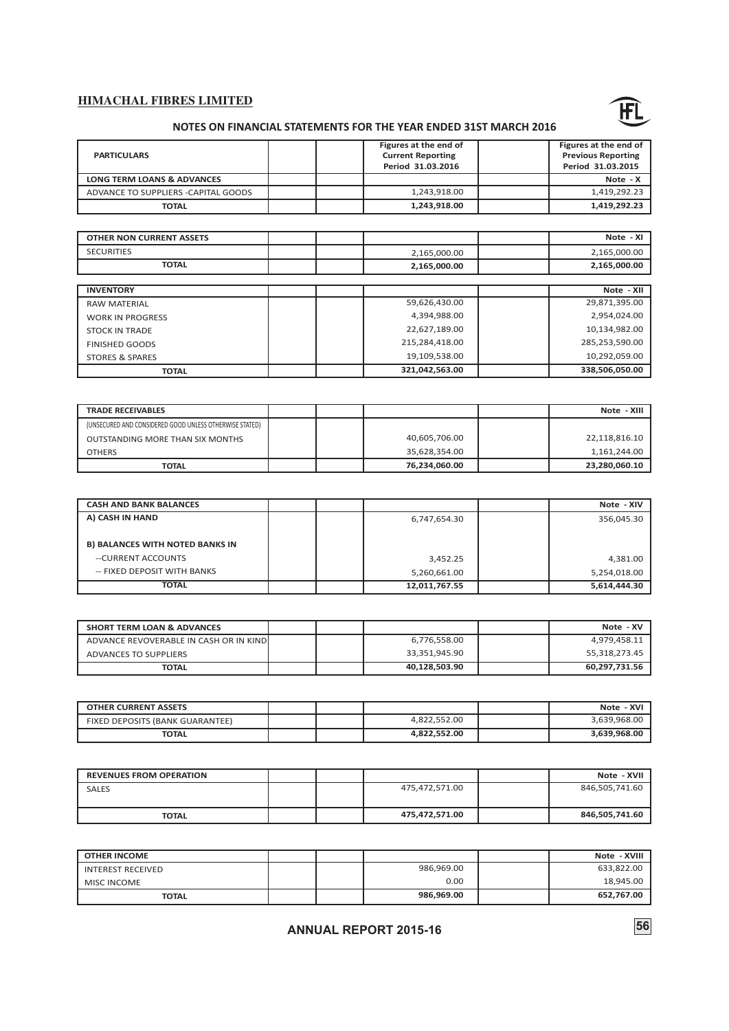**HIMACHAL FIBRES LIMITED**

## NOTES ON FINANCIAL STATEMENTS FOR THE YEAR ENDED 31ST MARCH 2016

| PARTICULARS | Figures at the end of Current Reporting Period 31.03.2016 | Figures at the end of Previous Reporting Period 31.03.2015 |
|---|---|---|
| **LONG TERM LOANS & ADVANCES** | | **Note - X** |
| ADVANCE TO SUPPLIERS -CAPITAL GOODS | 1,243,918.00 | 1,419,292.23 |
| **TOTAL** | **1,243,918.00** | **1,419,292.23** |

| OTHER NON CURRENT ASSETS | | Note - XI |
|---|---|---|
| SECURITIES | 2,165,000.00 | 2,165,000.00 |
| **TOTAL** | **2,165,000.00** | **2,165,000.00** |

| INVENTORY | | Note - XII |
|---|---|---|
| RAW MATERIAL | 59,626,430.00 | 29,871,395.00 |
| WORK IN PROGRESS | 4,394,988.00 | 2,954,024.00 |
| STOCK IN TRADE | 22,627,189.00 | 10,134,982.00 |
| FINISHED GOODS | 215,284,418.00 | 285,253,590.00 |
| STORES & SPARES | 19,109,538.00 | 10,292,059.00 |
| **TOTAL** | **321,042,563.00** | **338,506,050.00** |

| TRADE RECEIVABLES | | Note - XIII |
|---|---|---|
| (UNSECURED AND CONSIDERED GOOD UNLESS OTHERWISE STATED) | | |
| OUTSTANDING MORE THAN SIX MONTHS | 40,605,706.00 | 22,118,816.10 |
| OTHERS | 35,628,354.00 | 1,161,244.00 |
| **TOTAL** | **76,234,060.00** | **23,280,060.10** |

| CASH AND BANK BALANCES | | Note - XIV |
|---|---|---|
| **A) CASH IN HAND** | 6,747,654.30 | 356,045.30 |
| **B) BALANCES WITH NOTED BANKS IN** | | |
| --CURRENT ACCOUNTS | 3,452.25 | 4,381.00 |
| -- FIXED DEPOSIT WITH BANKS | 5,260,661.00 | 5,254,018.00 |
| **TOTAL** | **12,011,767.55** | **5,614,444.30** |

| SHORT TERM LOAN & ADVANCES | | Note - XV |
|---|---|---|
| ADVANCE REVOVERABLE IN CASH OR IN KIND | 6,776,558.00 | 4,979,458.11 |
| ADVANCES TO SUPPLIERS | 33,351,945.90 | 55,318,273.45 |
| **TOTAL** | **40,128,503.90** | **60,297,731.56** |

| OTHER CURRENT ASSETS | | Note - XVI |
|---|---|---|
| FIXED DEPOSITS (BANK GUARANTEE) | 4,822,552.00 | 3,639,968.00 |
| **TOTAL** | **4,822,552.00** | **3,639,968.00** |

| REVENUES FROM OPERATION | | Note - XVII |
|---|---|---|
| SALES | 475,472,571.00 | 846,505,741.60 |
| **TOTAL** | **475,472,571.00** | **846,505,741.60** |

| OTHER INCOME | | Note - XVIII |
|---|---|---|
| INTEREST RECEIVED | 986,969.00 | 633,822.00 |
| MISC INCOME | 0.00 | 18,945.00 |
| **TOTAL** | **986,969.00** | **652,767.00** |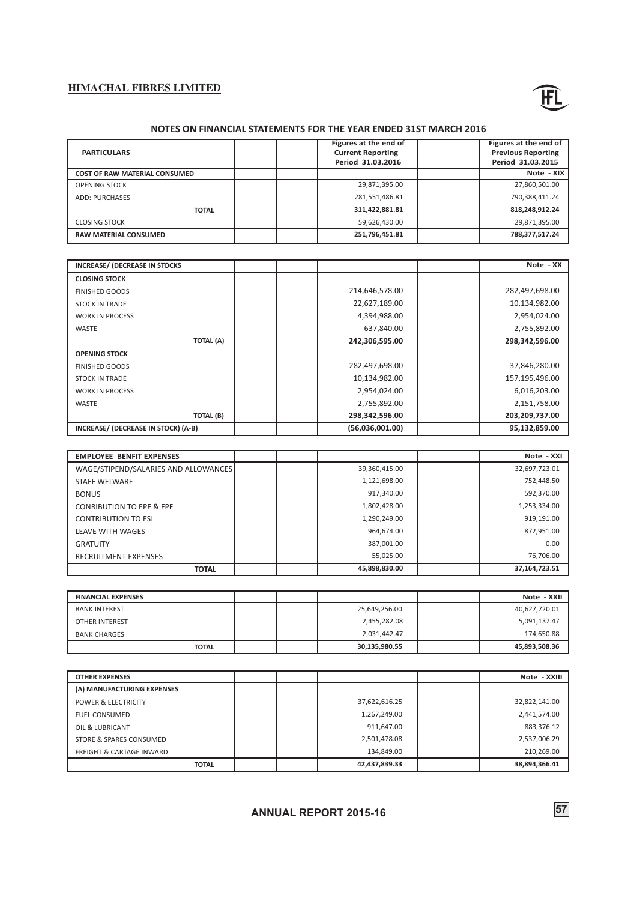## NOTES ON FINANCIAL STATEMENTS FOR THE YEAR ENDED 31ST MARCH 2016

| PARTICULARS | Figures at the end of Current Reporting Period 31.03.2016 | Figures at the end of Previous Reporting Period 31.03.2015 |
|---|---|---|
| **COST OF RAW MATERIAL CONSUMED** | | **Note - XIX** |
| OPENING STOCK | 29,871,395.00 | 27,860,501.00 |
| ADD: PURCHASES | 281,551,486.81 | 790,388,411.24 |
| **TOTAL** | **311,422,881.81** | **818,248,912.24** |
| CLOSING STOCK | 59,626,430.00 | 29,871,395.00 |
| **RAW MATERIAL CONSUMED** | **251,796,451.81** | **788,377,517.24** |

| INCREASE/ (DECREASE IN STOCKS | | Note - XX |
|---|---|---|
| **CLOSING STOCK** | | |
| FINISHED GOODS | 214,646,578.00 | 282,497,698.00 |
| STOCK IN TRADE | 22,627,189.00 | 10,134,982.00 |
| WORK IN PROCESS | 4,394,988.00 | 2,954,024.00 |
| WASTE | 637,840.00 | 2,755,892.00 |
| **TOTAL (A)** | **242,306,595.00** | **298,342,596.00** |
| **OPENING STOCK** | | |
| FINISHED GOODS | 282,497,698.00 | 37,846,280.00 |
| STOCK IN TRADE | 10,134,982.00 | 157,195,496.00 |
| WORK IN PROCESS | 2,954,024.00 | 6,016,203.00 |
| WASTE | 2,755,892.00 | 2,151,758.00 |
| **TOTAL (B)** | **298,342,596.00** | **203,209,737.00** |
| **INCREASE/ (DECREASE IN STOCK) (A-B)** | **(56,036,001.00)** | **95,132,859.00** |

| EMPLOYEE BENFIT EXPENSES | | Note - XXI |
|---|---|---|
| WAGE/STIPEND/SALARIES AND ALLOWANCES | 39,360,415.00 | 32,697,723.01 |
| STAFF WELWARE | 1,121,698.00 | 752,448.50 |
| BONUS | 917,340.00 | 592,370.00 |
| CONRIBUTION TO EPF & FPF | 1,802,428.00 | 1,253,334.00 |
| CONTRIBUTION TO ESI | 1,290,249.00 | 919,191.00 |
| LEAVE WITH WAGES | 964,674.00 | 872,951.00 |
| GRATUITY | 387,001.00 | 0.00 |
| RECRUITMENT EXPENSES | 55,025.00 | 76,706.00 |
| **TOTAL** | **45,898,830.00** | **37,164,723.51** |

| FINANCIAL EXPENSES | | Note - XXII |
|---|---|---|
| BANK INTEREST | 25,649,256.00 | 40,627,720.01 |
| OTHER INTEREST | 2,455,282.08 | 5,091,137.47 |
| BANK CHARGES | 2,031,442.47 | 174,650.88 |
| **TOTAL** | **30,135,980.55** | **45,893,508.36** |

| OTHER EXPENSES | | Note - XXIII |
|---|---|---|
| **(A) MANUFACTURING EXPENSES** | | |
| POWER & ELECTRICITY | 37,622,616.25 | 32,822,141.00 |
| FUEL CONSUMED | 1,267,249.00 | 2,441,574.00 |
| OIL & LUBRICANT | 911,647.00 | 883,376.12 |
| STORE & SPARES CONSUMED | 2,501,478.08 | 2,537,006.29 |
| FREIGHT & CARTAGE INWARD | 134,849.00 | 210,269.00 |
| **TOTAL** | **42,437,839.33** | **38,894,366.41** |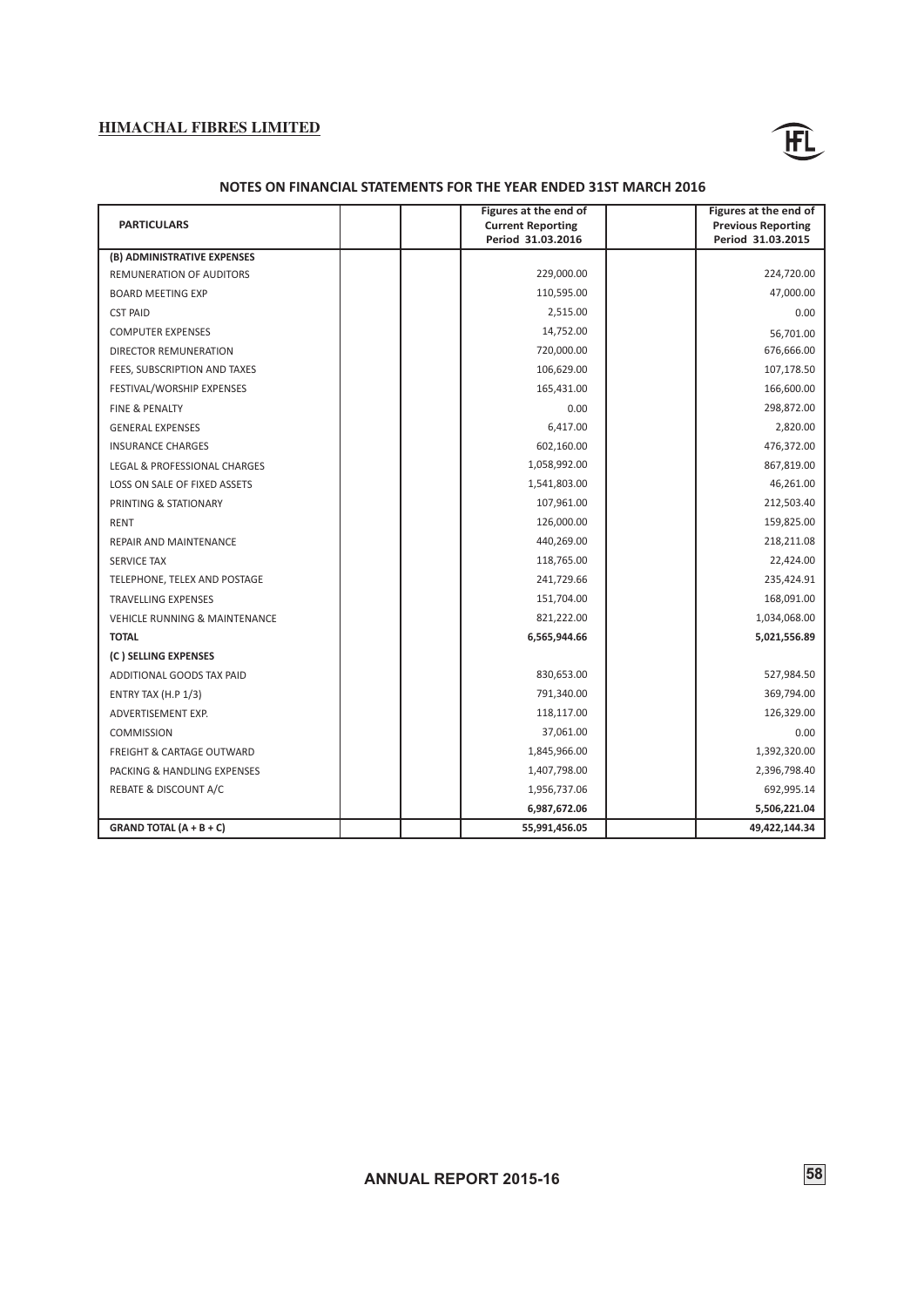**HIMACHAL FIBRES LIMITED**

## NOTES ON FINANCIAL STATEMENTS FOR THE YEAR ENDED 31ST MARCH 2016

| PARTICULARS | | | Figures at the end of Current Reporting Period 31.03.2016 | | Figures at the end of Previous Reporting Period 31.03.2015 |
|---|---|---|---|---|---|
| **(B) ADMINISTRATIVE EXPENSES** | | | | | |
| REMUNERATION OF AUDITORS | | | 229,000.00 | | 224,720.00 |
| BOARD MEETING EXP | | | 110,595.00 | | 47,000.00 |
| CST PAID | | | 2,515.00 | | 0.00 |
| COMPUTER EXPENSES | | | 14,752.00 | | 56,701.00 |
| DIRECTOR REMUNERATION | | | 720,000.00 | | 676,666.00 |
| FEES, SUBSCRIPTION AND TAXES | | | 106,629.00 | | 107,178.50 |
| FESTIVAL/WORSHIP EXPENSES | | | 165,431.00 | | 166,600.00 |
| FINE & PENALTY | | | 0.00 | | 298,872.00 |
| GENERAL EXPENSES | | | 6,417.00 | | 2,820.00 |
| INSURANCE CHARGES | | | 602,160.00 | | 476,372.00 |
| LEGAL & PROFESSIONAL CHARGES | | | 1,058,992.00 | | 867,819.00 |
| LOSS ON SALE OF FIXED ASSETS | | | 1,541,803.00 | | 46,261.00 |
| PRINTING & STATIONARY | | | 107,961.00 | | 212,503.40 |
| RENT | | | 126,000.00 | | 159,825.00 |
| REPAIR AND MAINTENANCE | | | 440,269.00 | | 218,211.08 |
| SERVICE TAX | | | 118,765.00 | | 22,424.00 |
| TELEPHONE, TELEX AND POSTAGE | | | 241,729.66 | | 235,424.91 |
| TRAVELLING EXPENSES | | | 151,704.00 | | 168,091.00 |
| VEHICLE RUNNING & MAINTENANCE | | | 821,222.00 | | 1,034,068.00 |
| **TOTAL** | | | **6,565,944.66** | | **5,021,556.89** |
| **(C ) SELLING EXPENSES** | | | | | |
| ADDITIONAL GOODS TAX PAID | | | 830,653.00 | | 527,984.50 |
| ENTRY TAX (H.P 1/3) | | | 791,340.00 | | 369,794.00 |
| ADVERTISEMENT EXP. | | | 118,117.00 | | 126,329.00 |
| COMMISSION | | | 37,061.00 | | 0.00 |
| FREIGHT & CARTAGE OUTWARD | | | 1,845,966.00 | | 1,392,320.00 |
| PACKING & HANDLING EXPENSES | | | 1,407,798.00 | | 2,396,798.40 |
| REBATE & DISCOUNT A/C | | | 1,956,737.06 | | 692,995.14 |
| | | | **6,987,672.06** | | **5,506,221.04** |
| **GRAND TOTAL (A + B + C)** | | | **55,991,456.05** | | **49,422,144.34** |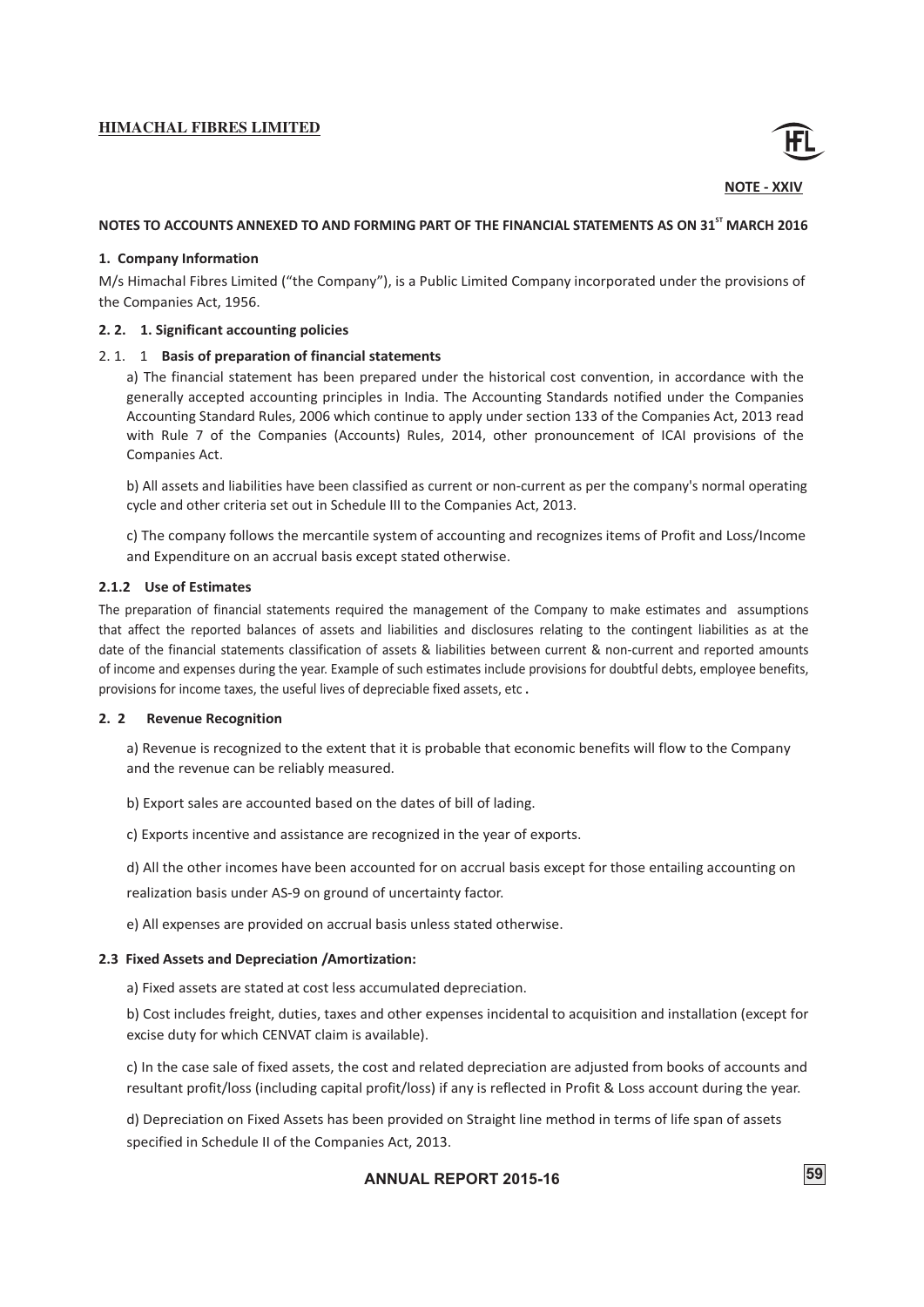**NOTE - XXIV**

**NOTES TO ACCOUNTS ANNEXED TO AND FORMING PART OF THE FINANCIAL STATEMENTS AS ON 31ST MARCH 2016**

**1. Company Information**

M/s Himachal Fibres Limited ("the Company"), is a Public Limited Company incorporated under the provisions of the Companies Act, 1956.

**2. 2. 1. Significant accounting policies**

2. 1. 1 **Basis of preparation of financial statements**

a) The financial statement has been prepared under the historical cost convention, in accordance with the generally accepted accounting principles in India. The Accounting Standards notified under the Companies Accounting Standard Rules, 2006 which continue to apply under section 133 of the Companies Act, 2013 read with Rule 7 of the Companies (Accounts) Rules, 2014, other pronouncement of ICAI provisions of the Companies Act.

b) All assets and liabilities have been classified as current or non-current as per the company's normal operating cycle and other criteria set out in Schedule III to the Companies Act, 2013.

c) The company follows the mercantile system of accounting and recognizes items of Profit and Loss/Income and Expenditure on an accrual basis except stated otherwise.

**2.1.2 Use of Estimates**

The preparation of financial statements required the management of the Company to make estimates and assumptions that affect the reported balances of assets and liabilities and disclosures relating to the contingent liabilities as at the date of the financial statements classification of assets & liabilities between current & non-current and reported amounts of income and expenses during the year. Example of such estimates include provisions for doubtful debts, employee benefits, provisions for income taxes, the useful lives of depreciable fixed assets, etc **.**

**2. 2 Revenue Recognition**

a) Revenue is recognized to the extent that it is probable that economic benefits will flow to the Company and the revenue can be reliably measured.

b) Export sales are accounted based on the dates of bill of lading.

c) Exports incentive and assistance are recognized in the year of exports.

d) All the other incomes have been accounted for on accrual basis except for those entailing accounting on realization basis under AS-9 on ground of uncertainty factor.

e) All expenses are provided on accrual basis unless stated otherwise.

**2.3 Fixed Assets and Depreciation /Amortization:**

a) Fixed assets are stated at cost less accumulated depreciation.

b) Cost includes freight, duties, taxes and other expenses incidental to acquisition and installation (except for excise duty for which CENVAT claim is available).

c) In the case sale of fixed assets, the cost and related depreciation are adjusted from books of accounts and resultant profit/loss (including capital profit/loss) if any is reflected in Profit & Loss account during the year.

d) Depreciation on Fixed Assets has been provided on Straight line method in terms of life span of assets specified in Schedule II of the Companies Act, 2013.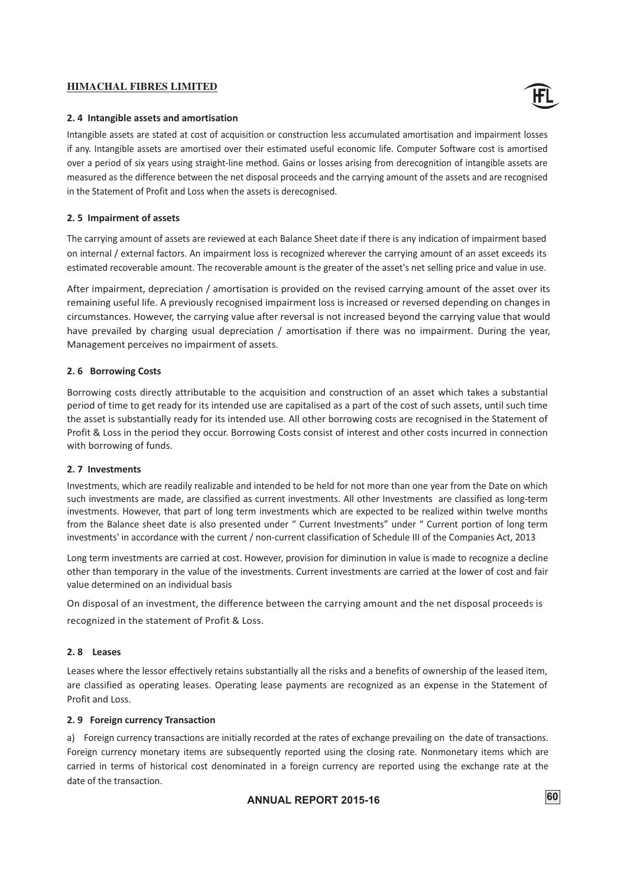#### 2. 4 Intangible assets and amortisation

Intangible assets are stated at cost of acquisition or construction less accumulated amortisation and impairment losses if any. Intangible assets are amortised over their estimated useful economic life. Computer Software cost is amortised over a period of six years using straight-line method. Gains or losses arising from derecognition of intangible assets are measured as the difference between the net disposal proceeds and the carrying amount of the assets and are recognised in the Statement of Profit and Loss when the assets is derecognised.

#### 2. 5 Impairment of assets

The carrying amount of assets are reviewed at each Balance Sheet date if there is any indication of impairment based on internal / external factors. An impairment loss is recognized wherever the carrying amount of an asset exceeds its estimated recoverable amount. The recoverable amount is the greater of the asset's net selling price and value in use.

After impairment, depreciation / amortisation is provided on the revised carrying amount of the asset over its remaining useful life. A previously recognised impairment loss is increased or reversed depending on changes in circumstances. However, the carrying value after reversal is not increased beyond the carrying value that would have prevailed by charging usual depreciation / amortisation if there was no impairment. During the year, Management perceives no impairment of assets.

#### 2. 6 Borrowing Costs

Borrowing costs directly attributable to the acquisition and construction of an asset which takes a substantial period of time to get ready for its intended use are capitalised as a part of the cost of such assets, until such time the asset is substantially ready for its intended use. All other borrowing costs are recognised in the Statement of Profit & Loss in the period they occur. Borrowing Costs consist of interest and other costs incurred in connection with borrowing of funds.

#### 2. 7 Investments

Investments, which are readily realizable and intended to be held for not more than one year from the Date on which such investments are made, are classified as current investments. All other Investments are classified as long-term investments. However, that part of long term investments which are expected to be realized within twelve months from the Balance sheet date is also presented under " Current Investments" under " Current portion of long term investments' in accordance with the current / non-current classification of Schedule III of the Companies Act, 2013

Long term investments are carried at cost. However, provision for diminution in value is made to recognize a decline other than temporary in the value of the investments. Current investments are carried at the lower of cost and fair value determined on an individual basis

On disposal of an investment, the difference between the carrying amount and the net disposal proceeds is recognized in the statement of Profit & Loss.

#### 2. 8 Leases

Leases where the lessor effectively retains substantially all the risks and a benefits of ownership of the leased item, are classified as operating leases. Operating lease payments are recognized as an expense in the Statement of Profit and Loss.

#### 2. 9 Foreign currency Transaction

a) Foreign currency transactions are initially recorded at the rates of exchange prevailing on the date of transactions. Foreign currency monetary items are subsequently reported using the closing rate. Nonmonetary items which are carried in terms of historical cost denominated in a foreign currency are reported using the exchange rate at the date of the transaction.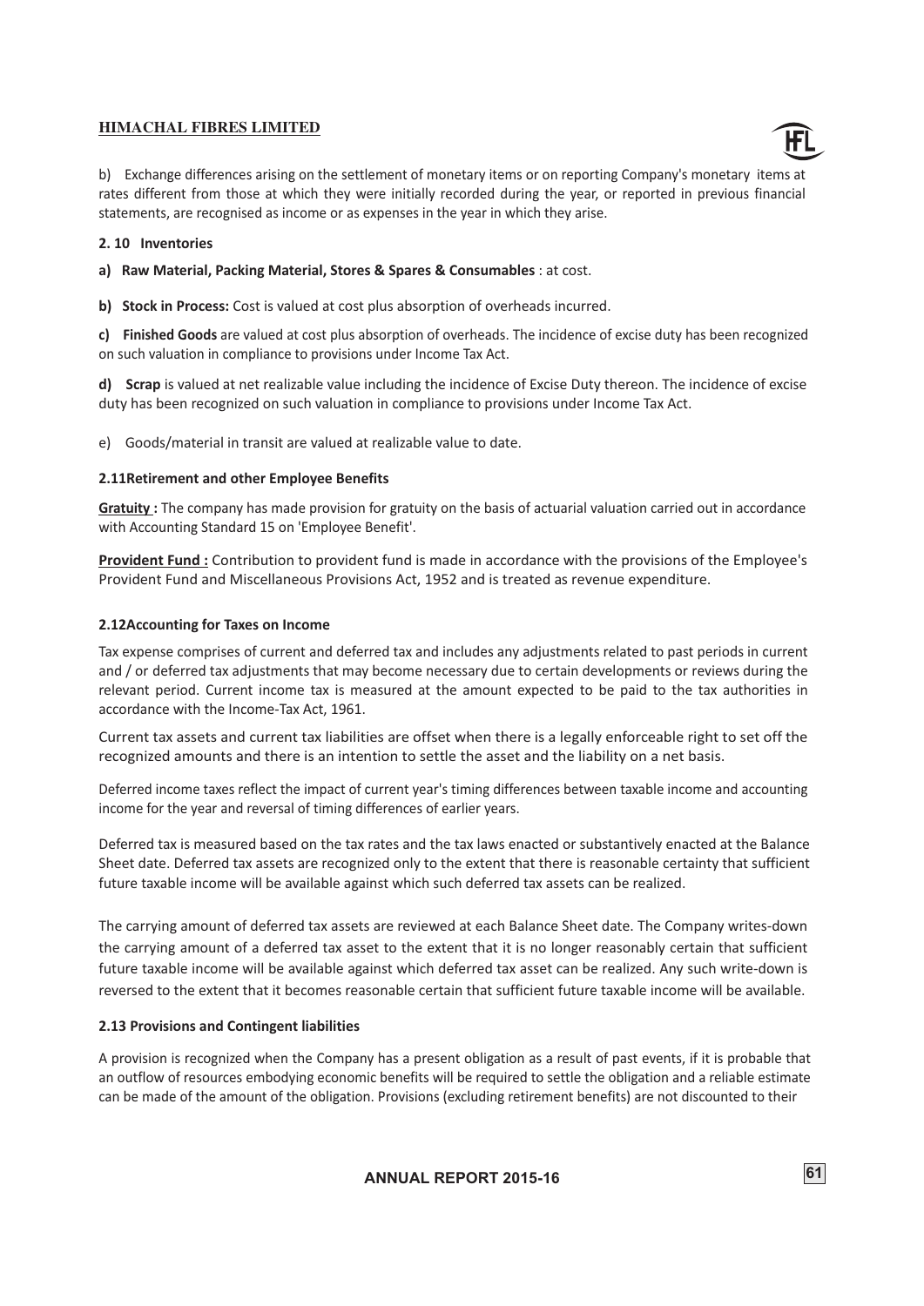b) Exchange differences arising on the settlement of monetary items or on reporting Company's monetary items at rates different from those at which they were initially recorded during the year, or reported in previous financial statements, are recognised as income or as expenses in the year in which they arise.

**2. 10 Inventories**

**a) Raw Material, Packing Material, Stores & Spares & Consumables** : at cost.

**b) Stock in Process:** Cost is valued at cost plus absorption of overheads incurred.

**c) Finished Goods** are valued at cost plus absorption of overheads. The incidence of excise duty has been recognized on such valuation in compliance to provisions under Income Tax Act.

**d) Scrap** is valued at net realizable value including the incidence of Excise Duty thereon. The incidence of excise duty has been recognized on such valuation in compliance to provisions under Income Tax Act.

e) Goods/material in transit are valued at realizable value to date.

**2.11Retirement and other Employee Benefits**

**Gratuity :** The company has made provision for gratuity on the basis of actuarial valuation carried out in accordance with Accounting Standard 15 on 'Employee Benefit'.

**Provident Fund :** Contribution to provident fund is made in accordance with the provisions of the Employee's Provident Fund and Miscellaneous Provisions Act, 1952 and is treated as revenue expenditure.

**2.12Accounting for Taxes on Income**

Tax expense comprises of current and deferred tax and includes any adjustments related to past periods in current and / or deferred tax adjustments that may become necessary due to certain developments or reviews during the relevant period. Current income tax is measured at the amount expected to be paid to the tax authorities in accordance with the Income-Tax Act, 1961.

Current tax assets and current tax liabilities are offset when there is a legally enforceable right to set off the recognized amounts and there is an intention to settle the asset and the liability on a net basis.

Deferred income taxes reflect the impact of current year's timing differences between taxable income and accounting income for the year and reversal of timing differences of earlier years.

Deferred tax is measured based on the tax rates and the tax laws enacted or substantively enacted at the Balance Sheet date. Deferred tax assets are recognized only to the extent that there is reasonable certainty that sufficient future taxable income will be available against which such deferred tax assets can be realized.

The carrying amount of deferred tax assets are reviewed at each Balance Sheet date. The Company writes-down the carrying amount of a deferred tax asset to the extent that it is no longer reasonably certain that sufficient future taxable income will be available against which deferred tax asset can be realized. Any such write-down is reversed to the extent that it becomes reasonable certain that sufficient future taxable income will be available.

**2.13 Provisions and Contingent liabilities**

A provision is recognized when the Company has a present obligation as a result of past events, if it is probable that an outflow of resources embodying economic benefits will be required to settle the obligation and a reliable estimate can be made of the amount of the obligation. Provisions (excluding retirement benefits) are not discounted to their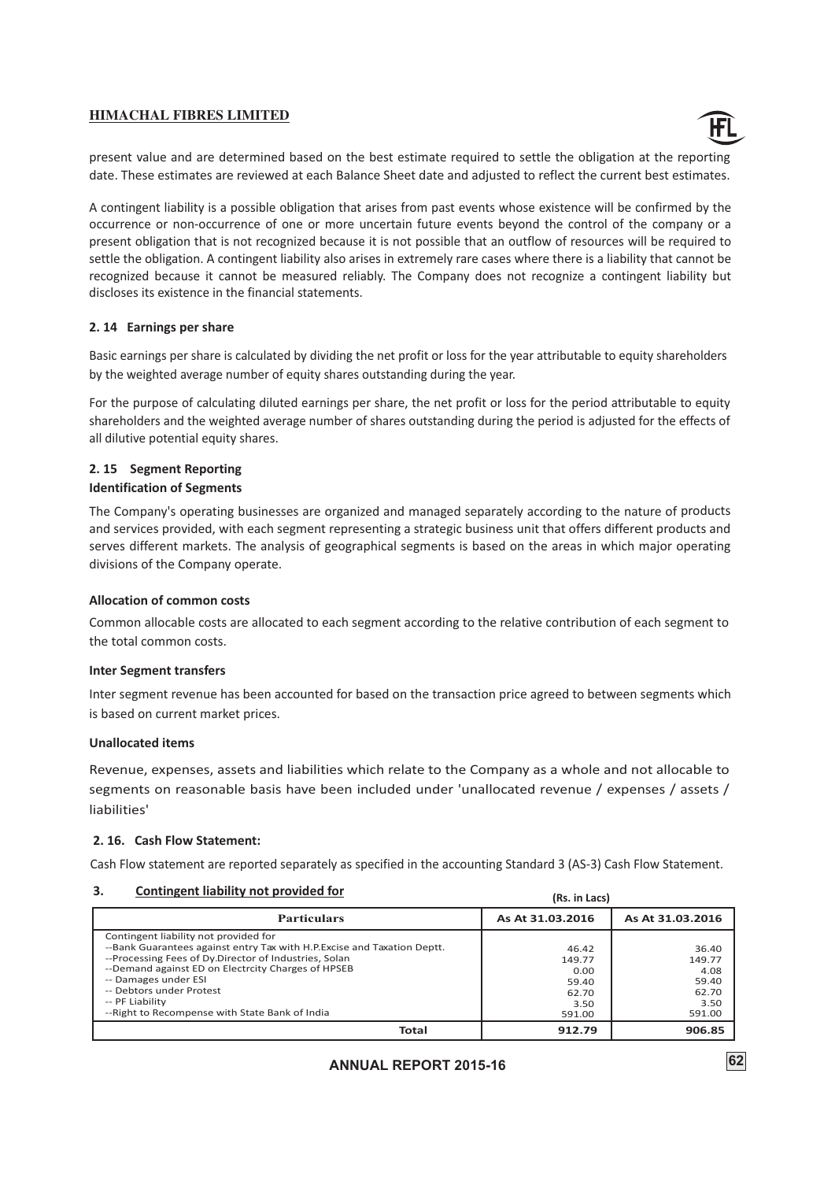present value and are determined based on the best estimate required to settle the obligation at the reporting date. These estimates are reviewed at each Balance Sheet date and adjusted to reflect the current best estimates.

A contingent liability is a possible obligation that arises from past events whose existence will be confirmed by the occurrence or non-occurrence of one or more uncertain future events beyond the control of the company or a present obligation that is not recognized because it is not possible that an outflow of resources will be required to settle the obligation. A contingent liability also arises in extremely rare cases where there is a liability that cannot be recognized because it cannot be measured reliably. The Company does not recognize a contingent liability but discloses its existence in the financial statements.

### 2. 14 Earnings per share

Basic earnings per share is calculated by dividing the net profit or loss for the year attributable to equity shareholders by the weighted average number of equity shares outstanding during the year.

For the purpose of calculating diluted earnings per share, the net profit or loss for the period attributable to equity shareholders and the weighted average number of shares outstanding during the period is adjusted for the effects of all dilutive potential equity shares.

### 2. 15 Segment Reporting

**Identification of Segments**

The Company's operating businesses are organized and managed separately according to the nature of products and services provided, with each segment representing a strategic business unit that offers different products and serves different markets. The analysis of geographical segments is based on the areas in which major operating divisions of the Company operate.

**Allocation of common costs**

Common allocable costs are allocated to each segment according to the relative contribution of each segment to the total common costs.

**Inter Segment transfers**

Inter segment revenue has been accounted for based on the transaction price agreed to between segments which is based on current market prices.

**Unallocated items**

Revenue, expenses, assets and liabilities which relate to the Company as a whole and not allocable to segments on reasonable basis have been included under 'unallocated revenue / expenses / assets / liabilities'

### 2. 16. Cash Flow Statement:

Cash Flow statement are reported separately as specified in the accounting Standard 3 (AS-3) Cash Flow Statement.

## 3. Contingent liability not provided for

(Rs. in Lacs)

| Particulars | As At 31.03.2016 | As At 31.03.2016 |
|---|---|---|
| Contingent liability not provided for | | |
| --Bank Guarantees against entry Tax with H.P.Excise and Taxation Deptt. | 46.42 | 36.40 |
| --Processing Fees of Dy.Director of Industries, Solan | 149.77 | 149.77 |
| --Demand against ED on Electrcity Charges of HPSEB | 0.00 | 4.08 |
| -- Damages under ESI | 59.40 | 59.40 |
| -- Debtors under Protest | 62.70 | 62.70 |
| -- PF Liability | 3.50 | 3.50 |
| --Right to Recompense with State Bank of India | 591.00 | 591.00 |
| **Total** | **912.79** | **906.85** |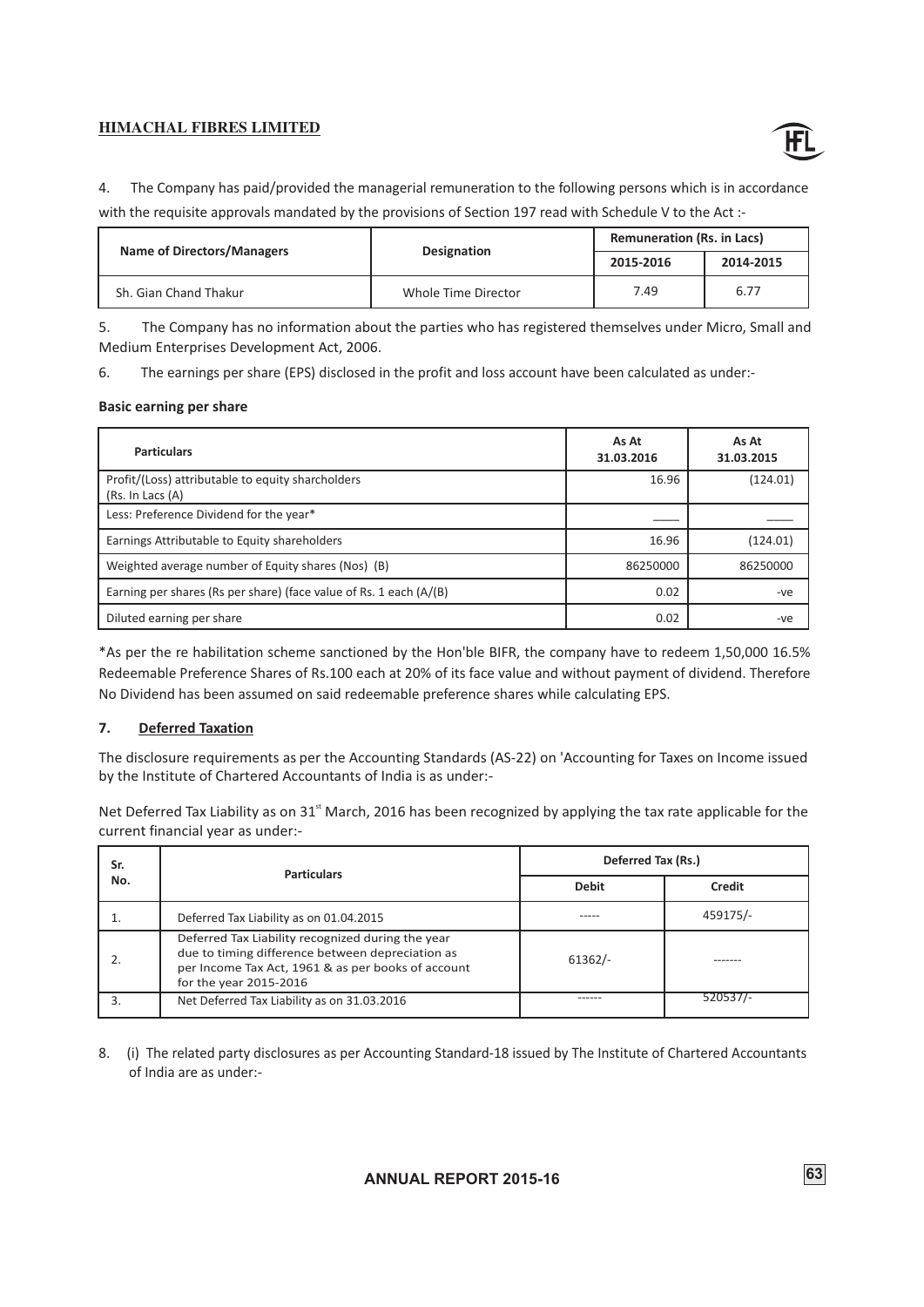4. The Company has paid/provided the managerial remuneration to the following persons which is in accordance with the requisite approvals mandated by the provisions of Section 197 read with Schedule V to the Act :-

| Name of Directors/Managers | Designation | Remuneration (Rs. in Lacs) | |
|---|---|---|---|
| | | 2015-2016 | 2014-2015 |
| Sh. Gian Chand Thakur | Whole Time Director | 7.49 | 6.77 |

5. The Company has no information about the parties who has registered themselves under Micro, Small and Medium Enterprises Development Act, 2006.

6. The earnings per share (EPS) disclosed in the profit and loss account have been calculated as under:-

**Basic earning per share**

| Particulars | As At 31.03.2016 | As At 31.03.2015 |
|---|---|---|
| Profit/(Loss) attributable to equity sharcholders (Rs. In Lacs (A) | 16.96 | (124.01) |
| Less: Preference Dividend for the year* | ____ | ____ |
| Earnings Attributable to Equity shareholders | 16.96 | (124.01) |
| Weighted average number of Equity shares (Nos) (B) | 86250000 | 86250000 |
| Earning per shares (Rs per share) (face value of Rs. 1 each (A/(B) | 0.02 | -ve |
| Diluted earning per share | 0.02 | -ve |

*As per the re habilitation scheme sanctioned by the Hon'ble BIFR, the company have to redeem 1,50,000 16.5% Redeemable Preference Shares of Rs.100 each at 20% of its face value and without payment of dividend. Therefore No Dividend has been assumed on said redeemable preference shares while calculating EPS.

**7. Deferred Taxation**

The disclosure requirements as per the Accounting Standards (AS-22) on 'Accounting for Taxes on Income issued by the Institute of Chartered Accountants of India is as under:-

Net Deferred Tax Liability as on 31st March, 2016 has been recognized by applying the tax rate applicable for the current financial year as under:-

| Sr. No. | Particulars | Deferred Tax (Rs.) | |
|---|---|---|---|
| | | Debit | Credit |
| 1. | Deferred Tax Liability as on 01.04.2015 | ----- | 459175/- |
| 2. | Deferred Tax Liability recognized during the year due to timing difference between depreciation as per Income Tax Act, 1961 & as per books of account for the year 2015-2016 | 61362/- | ------- |
| 3. | Net Deferred Tax Liability as on 31.03.2016 | ------ | 520537/- |

8. (i) The related party disclosures as per Accounting Standard-18 issued by The Institute of Chartered Accountants of India are as under:-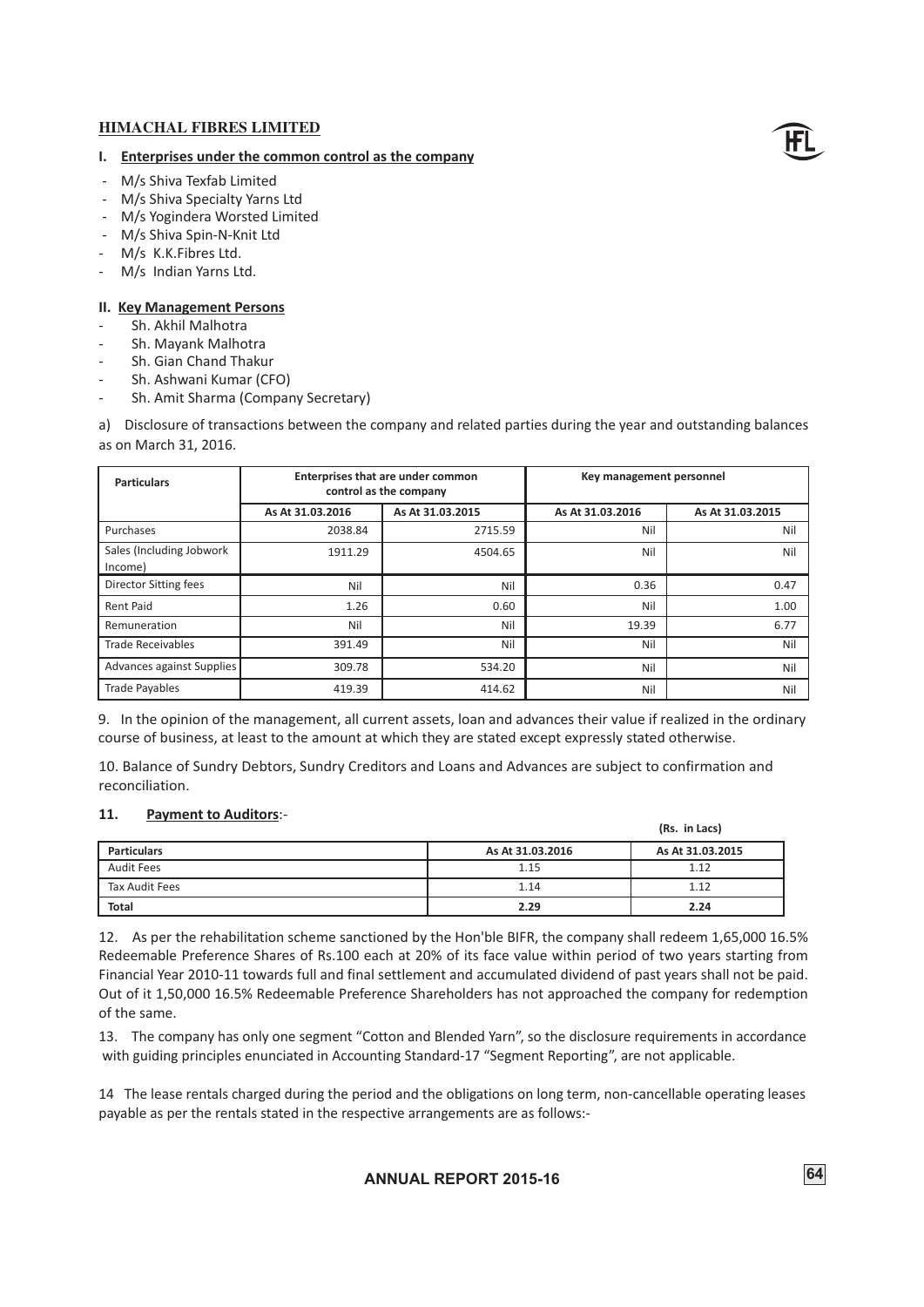**I. Enterprises under the common control as the company**

- M/s Shiva Texfab Limited
- M/s Shiva Specialty Yarns Ltd
- M/s Yogindera Worsted Limited
- M/s Shiva Spin-N-Knit Ltd
- M/s K.K.Fibres Ltd.
- M/s Indian Yarns Ltd.

**II. Key Management Persons**

- Sh. Akhil Malhotra
- Sh. Mayank Malhotra
- Sh. Gian Chand Thakur
- Sh. Ashwani Kumar (CFO)
- Sh. Amit Sharma (Company Secretary)

a) Disclosure of transactions between the company and related parties during the year and outstanding balances as on March 31, 2016.

| Particulars | Enterprises that are under common control as the company | | Key management personnel | |
|---|---|---|---|---|
| | As At 31.03.2016 | As At 31.03.2015 | As At 31.03.2016 | As At 31.03.2015 |
| Purchases | 2038.84 | 2715.59 | Nil | Nil |
| Sales (Including Jobwork Income) | 1911.29 | 4504.65 | Nil | Nil |
| Director Sitting fees | Nil | Nil | 0.36 | 0.47 |
| Rent Paid | 1.26 | 0.60 | Nil | 1.00 |
| Remuneration | Nil | Nil | 19.39 | 6.77 |
| Trade Receivables | 391.49 | Nil | Nil | Nil |
| Advances against Supplies | 309.78 | 534.20 | Nil | Nil |
| Trade Payables | 419.39 | 414.62 | Nil | Nil |

9. In the opinion of the management, all current assets, loan and advances their value if realized in the ordinary course of business, at least to the amount at which they are stated except expressly stated otherwise.

10. Balance of Sundry Debtors, Sundry Creditors and Loans and Advances are subject to confirmation and reconciliation.

**11. Payment to Auditors**:-

(Rs. in Lacs)

| Particulars | As At 31.03.2016 | As At 31.03.2015 |
|---|---|---|
| Audit Fees | 1.15 | 1.12 |
| Tax Audit Fees | 1.14 | 1.12 |
| **Total** | **2.29** | **2.24** |

12. As per the rehabilitation scheme sanctioned by the Hon'ble BIFR, the company shall redeem 1,65,000 16.5% Redeemable Preference Shares of Rs.100 each at 20% of its face value within period of two years starting from Financial Year 2010-11 towards full and final settlement and accumulated dividend of past years shall not be paid. Out of it 1,50,000 16.5% Redeemable Preference Shareholders has not approached the company for redemption of the same.

13. The company has only one segment "Cotton and Blended Yarn", so the disclosure requirements in accordance with guiding principles enunciated in Accounting Standard-17 "Segment Reporting", are not applicable.

14 The lease rentals charged during the period and the obligations on long term, non-cancellable operating leases payable as per the rentals stated in the respective arrangements are as follows:-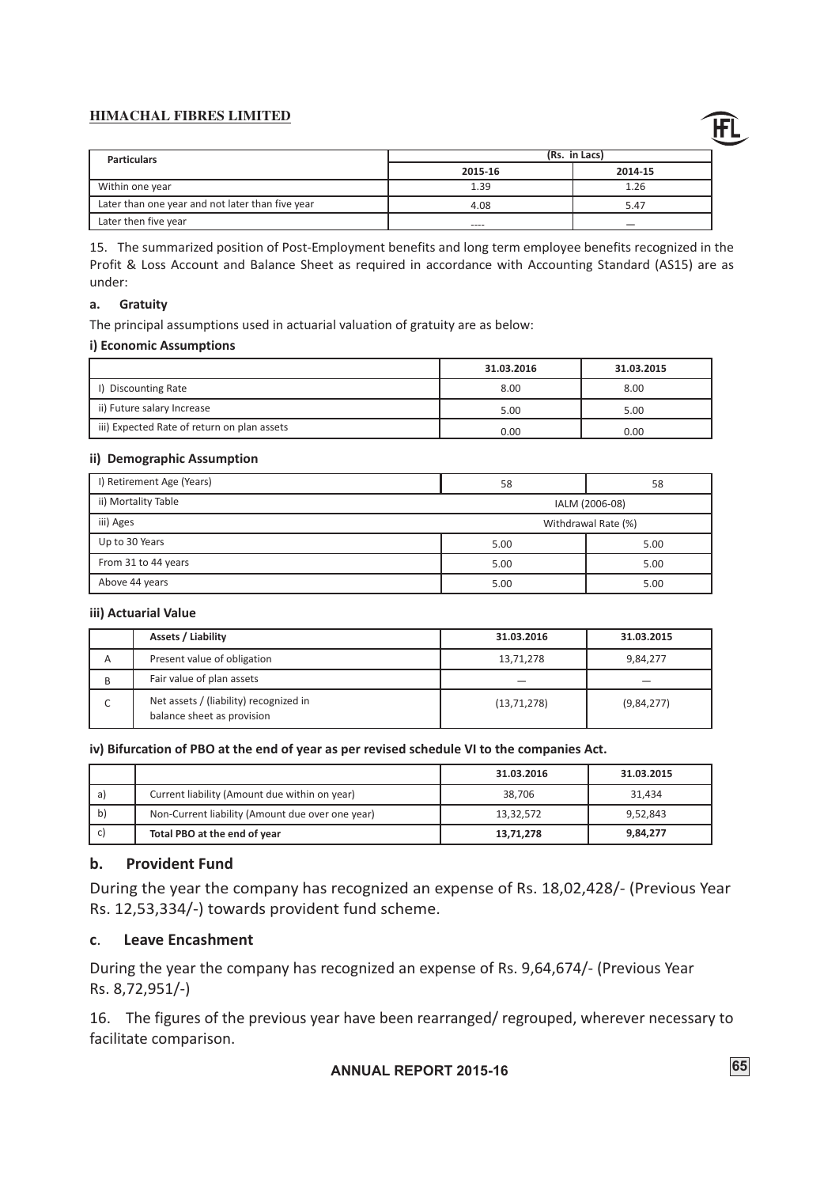| Particulars | (Rs. in Lacs) | |
|---|---|---|
| | 2015-16 | 2014-15 |
| Within one year | 1.39 | 1.26 |
| Later than one year and not later than five year | 4.08 | 5.47 |
| Later then five year | ---- | — |

15. The summarized position of Post-Employment benefits and long term employee benefits recognized in the Profit & Loss Account and Balance Sheet as required in accordance with Accounting Standard (AS15) are as under:

**a. Gratuity**

The principal assumptions used in actuarial valuation of gratuity are as below:

**i) Economic Assumptions**

| | 31.03.2016 | 31.03.2015 |
|---|---|---|
| I) Discounting Rate | 8.00 | 8.00 |
| ii) Future salary Increase | 5.00 | 5.00 |
| iii) Expected Rate of return on plan assets | 0.00 | 0.00 |

**ii) Demographic Assumption**

| | | |
|---|---|---|
| I) Retirement Age (Years) | 58 | 58 |
| ii) Mortality Table | IALM (2006-08) | |
| iii) Ages | Withdrawal Rate (%) | |
| Up to 30 Years | 5.00 | 5.00 |
| From 31 to 44 years | 5.00 | 5.00 |
| Above 44 years | 5.00 | 5.00 |

**iii) Actuarial Value**

| | Assets / Liability | 31.03.2016 | 31.03.2015 |
|---|---|---|---|
| A | Present value of obligation | 13,71,278 | 9,84,277 |
| B | Fair value of plan assets | — | — |
| C | Net assets / (liability) recognized in balance sheet as provision | (13,71,278) | (9,84,277) |

**iv) Bifurcation of PBO at the end of year as per revised schedule VI to the companies Act.**

| | | 31.03.2016 | 31.03.2015 |
|---|---|---|---|
| a) | Current liability (Amount due within on year) | 38,706 | 31,434 |
| b) | Non-Current liability (Amount due over one year) | 13,32,572 | 9,52,843 |
| c) | **Total PBO at the end of year** | **13,71,278** | **9,84,277** |

## b. Provident Fund

During the year the company has recognized an expense of Rs. 18,02,428/- (Previous Year Rs. 12,53,334/-) towards provident fund scheme.

## c. Leave Encashment

During the year the company has recognized an expense of Rs. 9,64,674/- (Previous Year Rs. 8,72,951/-)

16. The figures of the previous year have been rearranged/ regrouped, wherever necessary to facilitate comparison.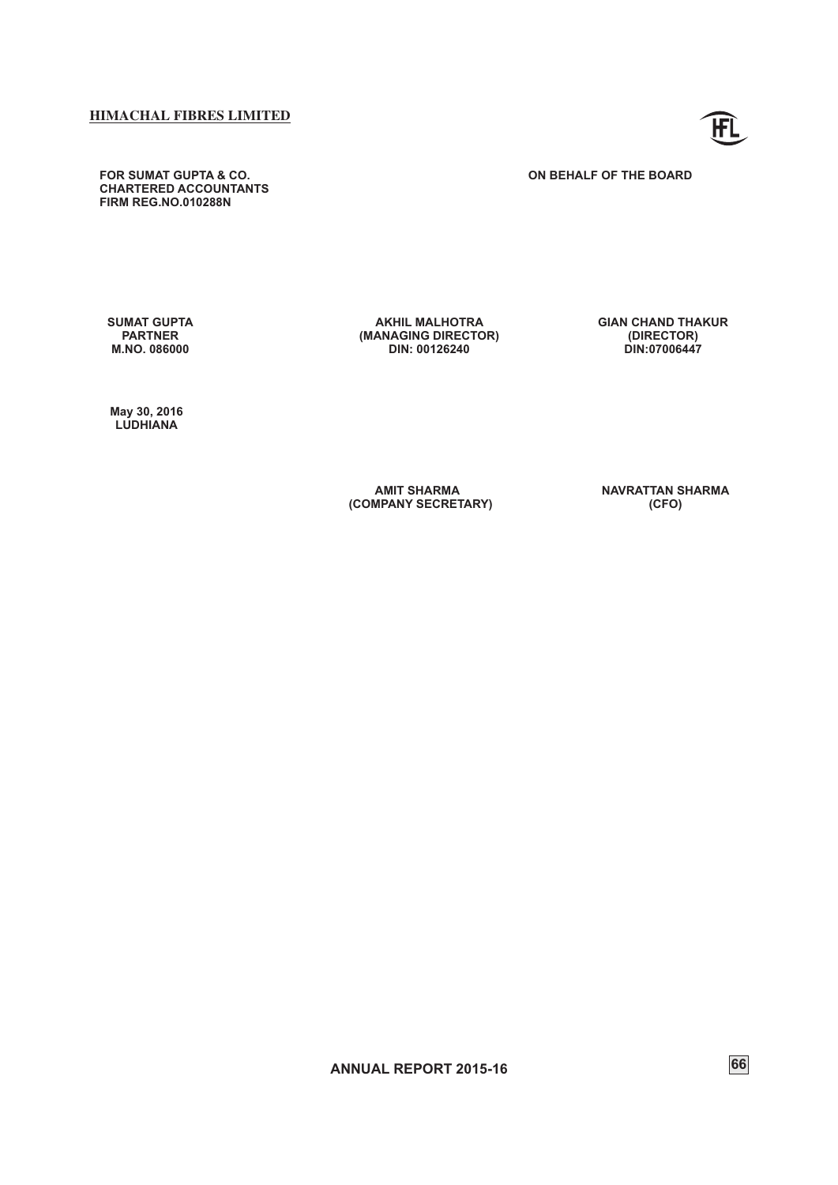**FOR SUMAT GUPTA & CO.**
**CHARTERED ACCOUNTANTS**
**FIRM REG.NO.010288N**

**ON BEHALF OF THE BOARD**

| | | |
|---|---|---|
| **SUMAT GUPTA** | **AKHIL MALHOTRA** | **GIAN CHAND THAKUR** |
| **PARTNER** | **(MANAGING DIRECTOR)** | **(DIRECTOR)** |
| **M.NO. 086000** | **DIN: 00126240** | **DIN:07006447** |

**May 30, 2016**
**LUDHIANA**

| | |
|---|---|
| **AMIT SHARMA** | **NAVRATTAN SHARMA** |
| **(COMPANY SECRETARY)** | **(CFO)** |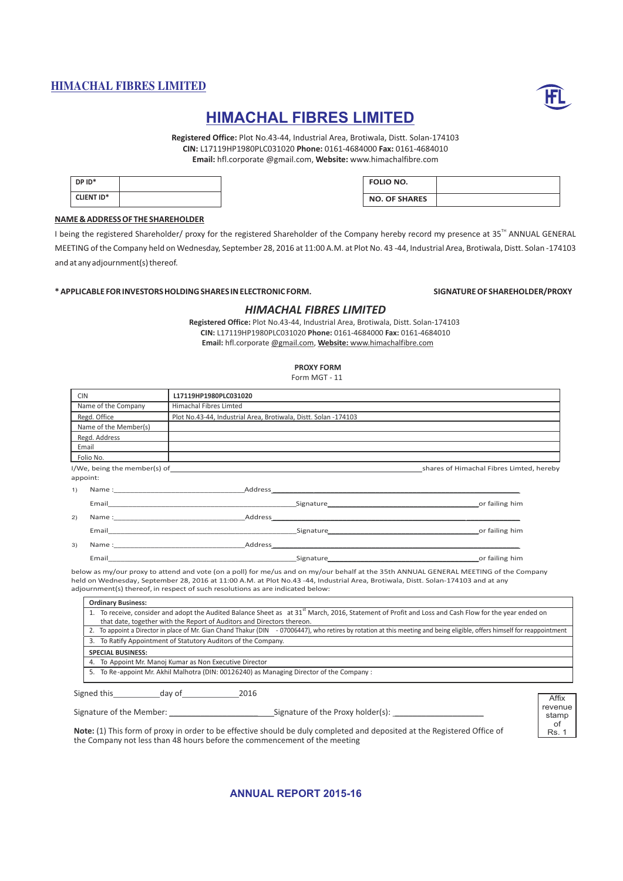# HIMACHAL FIBRES LIMITED

**Registered Office:** Plot No.43-44, Industrial Area, Brotiwala, Distt. Solan-174103
**CIN:** L17119HP1980PLC031020 **Phone:** 0161-4684000 **Fax:** 0161-4684010
**Email:** hfl.corporate @gmail.com, **Website:** www.himachalfibre.com

| DP ID* | |
|---|---|
| CLIENT ID* | |

| FOLIO NO. | |
|---|---|
| NO. OF SHARES | |

**NAME & ADDRESS OF THE SHAREHOLDER**

I being the registered Shareholder/ proxy for the registered Shareholder of the Company hereby record my presence at 35TH ANNUAL GENERAL MEETING of the Company held on Wednesday, September 28, 2016 at 11:00 A.M. at Plot No. 43 -44, Industrial Area, Brotiwala, Distt. Solan -174103 and at any adjournment(s) thereof.

**\* APPLICABLE FOR INVESTORS HOLDING SHARES IN ELECTRONIC FORM.** **SIGNATURE OF SHAREHOLDER/PROXY**

## *HIMACHAL FIBRES LIMITED*

**Registered Office:** Plot No.43-44, Industrial Area, Brotiwala, Distt. Solan-174103
**CIN:** L17119HP1980PLC031020 **Phone:** 0161-4684000 **Fax:** 0161-4684010
**Email:** hfl.corporate @gmail.com, **Website:** www.himachalfibre.com

**PROXY FORM**
Form MGT - 11

| CIN | **L17119HP1980PLC031020** |
|---|---|
| Name of the Company | Himachal Fibres Limted |
| Regd. Office | Plot No.43-44, Industrial Area, Brotiwala, Distt. Solan -174103 |
| Name of the Member(s) | |
| Regd. Address | |
| Email | |
| Folio No. | |

I/We, being the member(s) of ________________ shares of Himachal Fibres Limted, hereby appoint:

1) Name :________________ Address________________
Email________________ Signature________________ or failing him

2) Name :________________ Address________________
Email________________ Signature________________ or failing him

3) Name :________________ Address________________
Email________________ Signature________________ or failing him

below as my/our proxy to attend and vote (on a poll) for me/us and on my/our behalf at the 35th ANNUAL GENERAL MEETING of the Company held on Wednesday, September 28, 2016 at 11:00 A.M. at Plot No.43 -44, Industrial Area, Brotiwala, Distt. Solan-174103 and at any adjournment(s) thereof, in respect of such resolutions as are indicated below:

| **Ordinary Business:** |
|---|
| 1. To receive, consider and adopt the Audited Balance Sheet as at 31st March, 2016, Statement of Profit and Loss and Cash Flow for the year ended on that date, together with the Report of Auditors and Directors thereon. |
| 2. To appoint a Director in place of Mr. Gian Chand Thakur (DIN - 07006447), who retires by rotation at this meeting and being eligible, offers himself for reappointment |
| 3. To Ratify Appointment of Statutory Auditors of the Company. |
| **SPECIAL BUSINESS:** |
| 4. To Appoint Mr. Manoj Kumar as Non Executive Director |
| 5. To Re-appoint Mr. Akhil Malhotra (DIN: 00126240) as Managing Director of the Company : |

Signed this__________day of____________2016

Signature of the Member: ____________________ Signature of the Proxy holder(s): ____________________

Affix revenue stamp of Rs. 1

**Note:** (1) This form of proxy in order to be effective should be duly completed and deposited at the Registered Office of the Company not less than 48 hours before the commencement of the meeting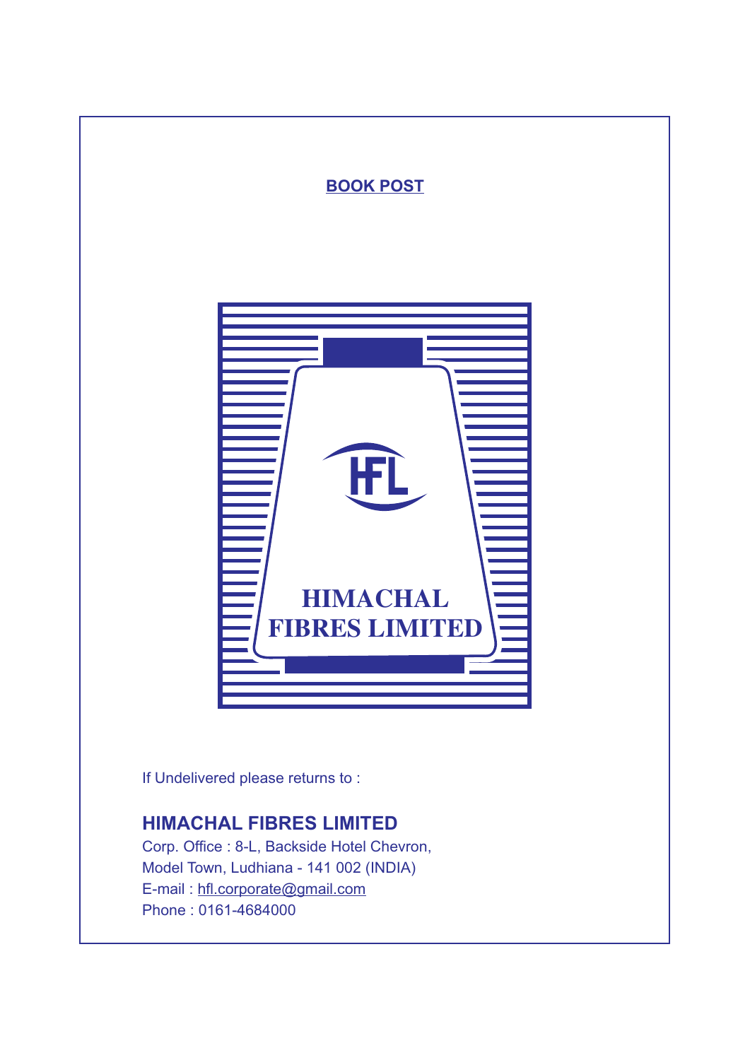**BOOK POST**

HFL

HIMACHAL FIBRES LIMITED

If Undelivered please returns to :

**HIMACHAL FIBRES LIMITED**

Corp. Office : 8-L, Backside Hotel Chevron,
Model Town, Ludhiana - 141 002 (INDIA)
E-mail : hfl.corporate@gmail.com
Phone : 0161-4684000